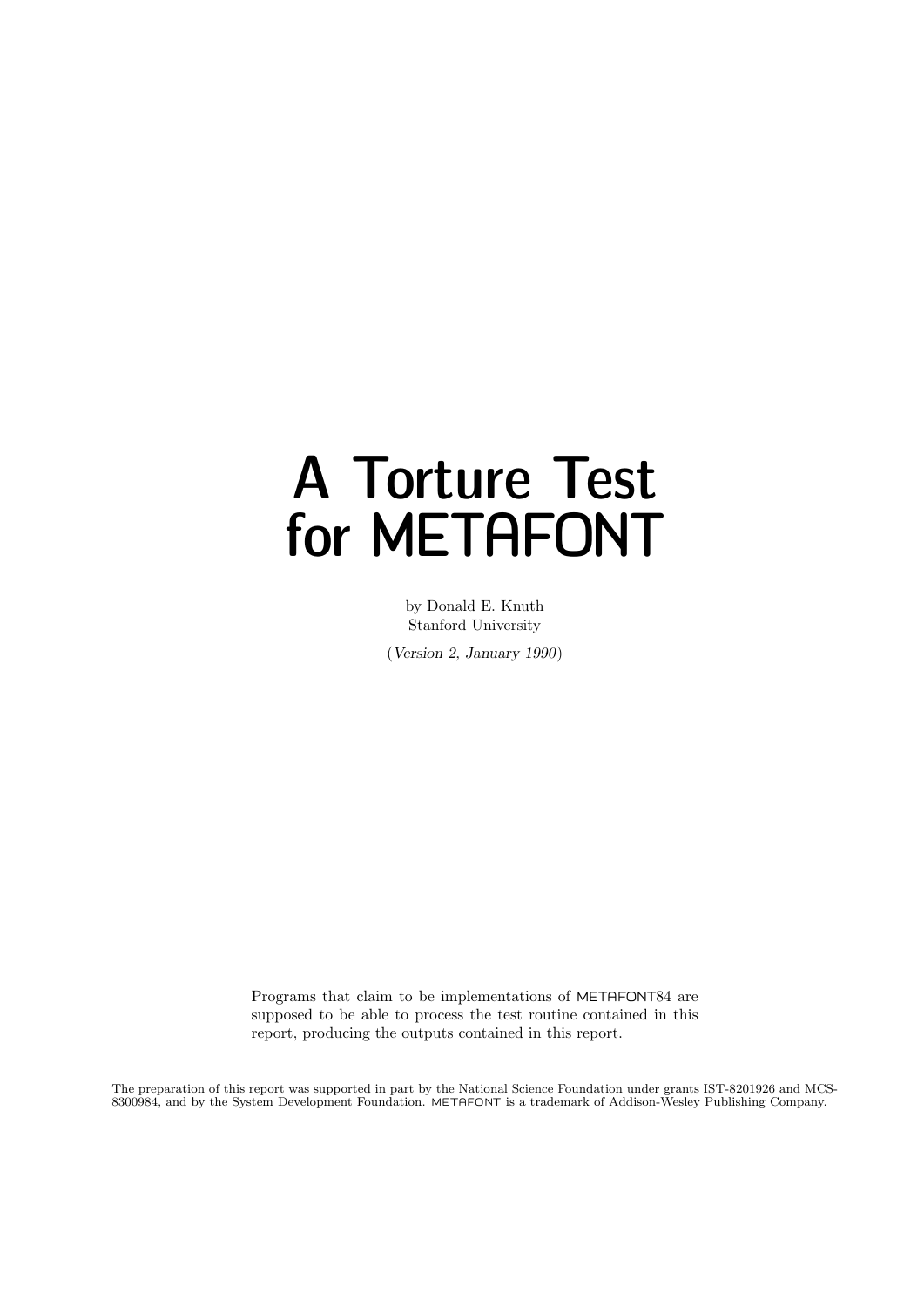# A Torture Test for METAFONT

by Donald E. Knuth
Stanford University

(*Version 2, January 1990*)

Programs that claim to be implementations of METAFONT84 are supposed to be able to process the test routine contained in this report, producing the outputs contained in this report.

The preparation of this report was supported in part by the National Science Foundation under grants IST-8201926 and MCS-8300984, and by the System Development Foundation. METAFONT is a trademark of Addison-Wesley Publishing Company.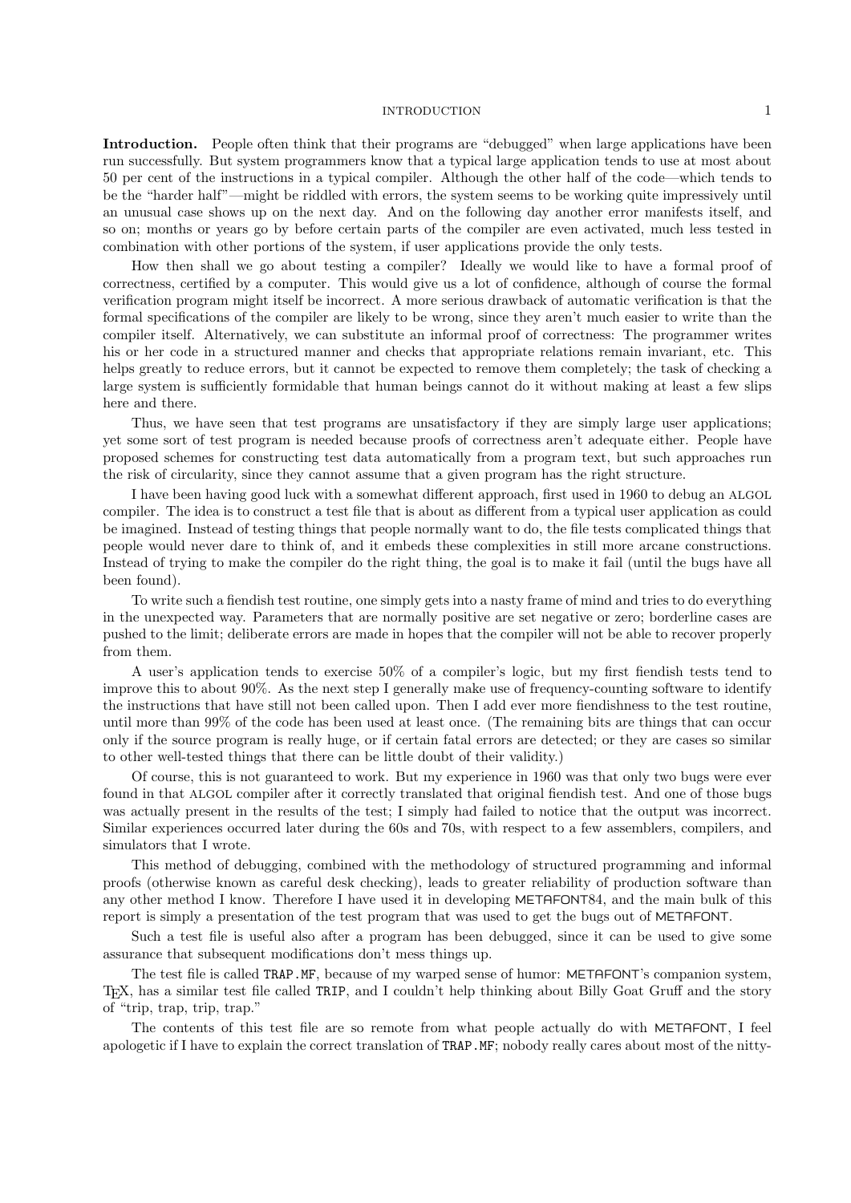**Introduction.** People often think that their programs are "debugged" when large applications have been run successfully. But system programmers know that a typical large application tends to use at most about 50 per cent of the instructions in a typical compiler. Although the other half of the code—which tends to be the "harder half"—might be riddled with errors, the system seems to be working quite impressively until an unusual case shows up on the next day. And on the following day another error manifests itself, and so on; months or years go by before certain parts of the compiler are even activated, much less tested in combination with other portions of the system, if user applications provide the only tests.

How then shall we go about testing a compiler? Ideally we would like to have a formal proof of correctness, certified by a computer. This would give us a lot of confidence, although of course the formal verification program might itself be incorrect. A more serious drawback of automatic verification is that the formal specifications of the compiler are likely to be wrong, since they aren't much easier to write than the compiler itself. Alternatively, we can substitute an informal proof of correctness: The programmer writes his or her code in a structured manner and checks that appropriate relations remain invariant, etc. This helps greatly to reduce errors, but it cannot be expected to remove them completely; the task of checking a large system is sufficiently formidable that human beings cannot do it without making at least a few slips here and there.

Thus, we have seen that test programs are unsatisfactory if they are simply large user applications; yet some sort of test program is needed because proofs of correctness aren't adequate either. People have proposed schemes for constructing test data automatically from a program text, but such approaches run the risk of circularity, since they cannot assume that a given program has the right structure.

I have been having good luck with a somewhat different approach, first used in 1960 to debug an ALGOL compiler. The idea is to construct a test file that is about as different from a typical user application as could be imagined. Instead of testing things that people normally want to do, the file tests complicated things that people would never dare to think of, and it embeds these complexities in still more arcane constructions. Instead of trying to make the compiler do the right thing, the goal is to make it fail (until the bugs have all been found).

To write such a fiendish test routine, one simply gets into a nasty frame of mind and tries to do everything in the unexpected way. Parameters that are normally positive are set negative or zero; borderline cases are pushed to the limit; deliberate errors are made in hopes that the compiler will not be able to recover properly from them.

A user's application tends to exercise 50% of a compiler's logic, but my first fiendish tests tend to improve this to about 90%. As the next step I generally make use of frequency-counting software to identify the instructions that have still not been called upon. Then I add ever more fiendishness to the test routine, until more than 99% of the code has been used at least once. (The remaining bits are things that can occur only if the source program is really huge, or if certain fatal errors are detected; or they are cases so similar to other well-tested things that there can be little doubt of their validity.)

Of course, this is not guaranteed to work. But my experience in 1960 was that only two bugs were ever found in that ALGOL compiler after it correctly translated that original fiendish test. And one of those bugs was actually present in the results of the test; I simply had failed to notice that the output was incorrect. Similar experiences occurred later during the 60s and 70s, with respect to a few assemblers, compilers, and simulators that I wrote.

This method of debugging, combined with the methodology of structured programming and informal proofs (otherwise known as careful desk checking), leads to greater reliability of production software than any other method I know. Therefore I have used it in developing METAFONT84, and the main bulk of this report is simply a presentation of the test program that was used to get the bugs out of METAFONT.

Such a test file is useful also after a program has been debugged, since it can be used to give some assurance that subsequent modifications don't mess things up.

The test file is called `TRAP.MF`, because of my warped sense of humor: METAFONT's companion system, TeX, has a similar test file called `TRIP`, and I couldn't help thinking about Billy Goat Gruff and the story of "trip, trap, trip, trap."

The contents of this test file are so remote from what people actually do with METAFONT, I feel apologetic if I have to explain the correct translation of `TRAP.MF`; nobody really cares about most of the nitty-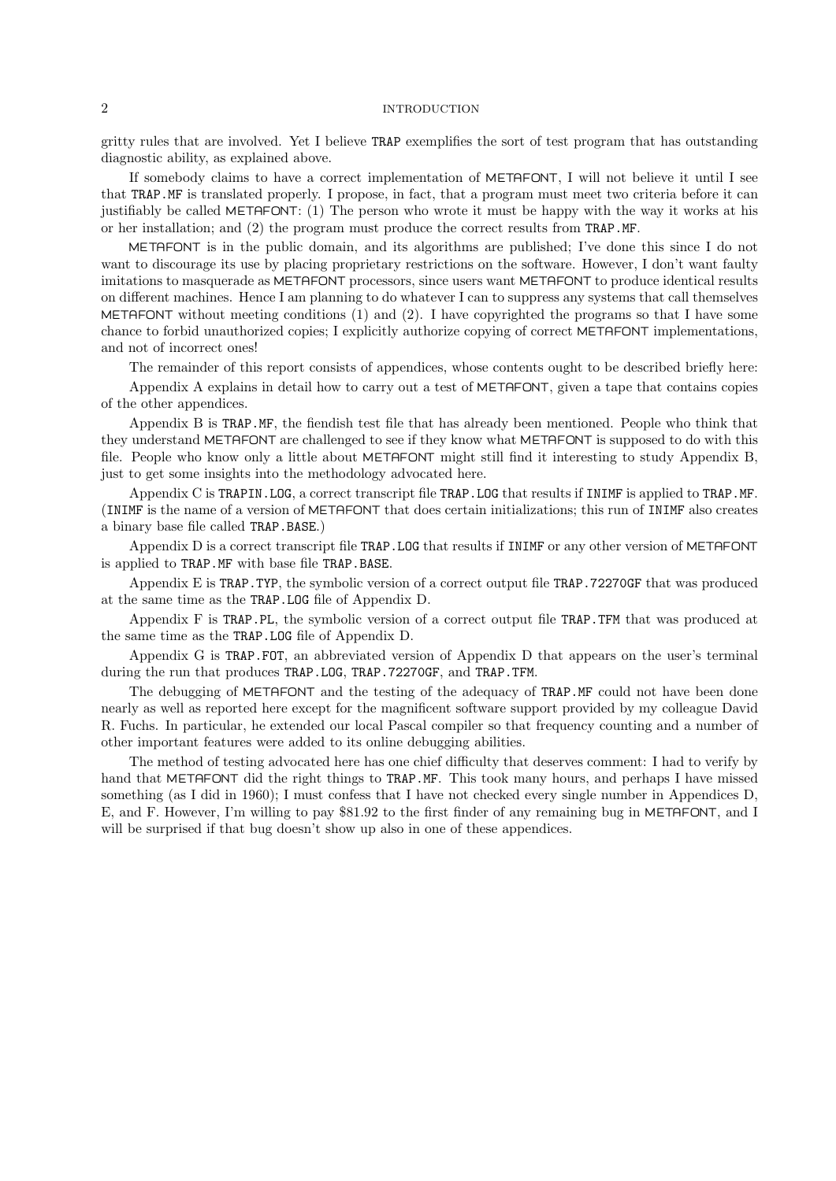gritty rules that are involved. Yet I believe TRAP exemplifies the sort of test program that has outstanding diagnostic ability, as explained above.

If somebody claims to have a correct implementation of METAFONT, I will not believe it until I see that TRAP.MF is translated properly. I propose, in fact, that a program must meet two criteria before it can justifiably be called METAFONT: (1) The person who wrote it must be happy with the way it works at his or her installation; and (2) the program must produce the correct results from TRAP.MF.

METAFONT is in the public domain, and its algorithms are published; I've done this since I do not want to discourage its use by placing proprietary restrictions on the software. However, I don't want faulty imitations to masquerade as METAFONT processors, since users want METAFONT to produce identical results on different machines. Hence I am planning to do whatever I can to suppress any systems that call themselves METAFONT without meeting conditions (1) and (2). I have copyrighted the programs so that I have some chance to forbid unauthorized copies; I explicitly authorize copying of correct METAFONT implementations, and not of incorrect ones!

The remainder of this report consists of appendices, whose contents ought to be described briefly here:

Appendix A explains in detail how to carry out a test of METAFONT, given a tape that contains copies of the other appendices.

Appendix B is TRAP.MF, the fiendish test file that has already been mentioned. People who think that they understand METAFONT are challenged to see if they know what METAFONT is supposed to do with this file. People who know only a little about METAFONT might still find it interesting to study Appendix B, just to get some insights into the methodology advocated here.

Appendix C is TRAPIN.LOG, a correct transcript file TRAP.LOG that results if INIMF is applied to TRAP.MF. (INIMF is the name of a version of METAFONT that does certain initializations; this run of INIMF also creates a binary base file called TRAP.BASE.)

Appendix D is a correct transcript file TRAP.LOG that results if INIMF or any other version of METAFONT is applied to TRAP.MF with base file TRAP.BASE.

Appendix E is TRAP.TYP, the symbolic version of a correct output file TRAP.72270GF that was produced at the same time as the TRAP.LOG file of Appendix D.

Appendix F is TRAP.PL, the symbolic version of a correct output file TRAP.TFM that was produced at the same time as the TRAP.LOG file of Appendix D.

Appendix G is TRAP.FOT, an abbreviated version of Appendix D that appears on the user's terminal during the run that produces TRAP.LOG, TRAP.72270GF, and TRAP.TFM.

The debugging of METAFONT and the testing of the adequacy of TRAP.MF could not have been done nearly as well as reported here except for the magnificent software support provided by my colleague David R. Fuchs. In particular, he extended our local Pascal compiler so that frequency counting and a number of other important features were added to its online debugging abilities.

The method of testing advocated here has one chief difficulty that deserves comment: I had to verify by hand that METAFONT did the right things to TRAP.MF. This took many hours, and perhaps I have missed something (as I did in 1960); I must confess that I have not checked every single number in Appendices D, E, and F. However, I'm willing to pay $81.92 to the first finder of any remaining bug in METAFONT, and I will be surprised if that bug doesn't show up also in one of these appendices.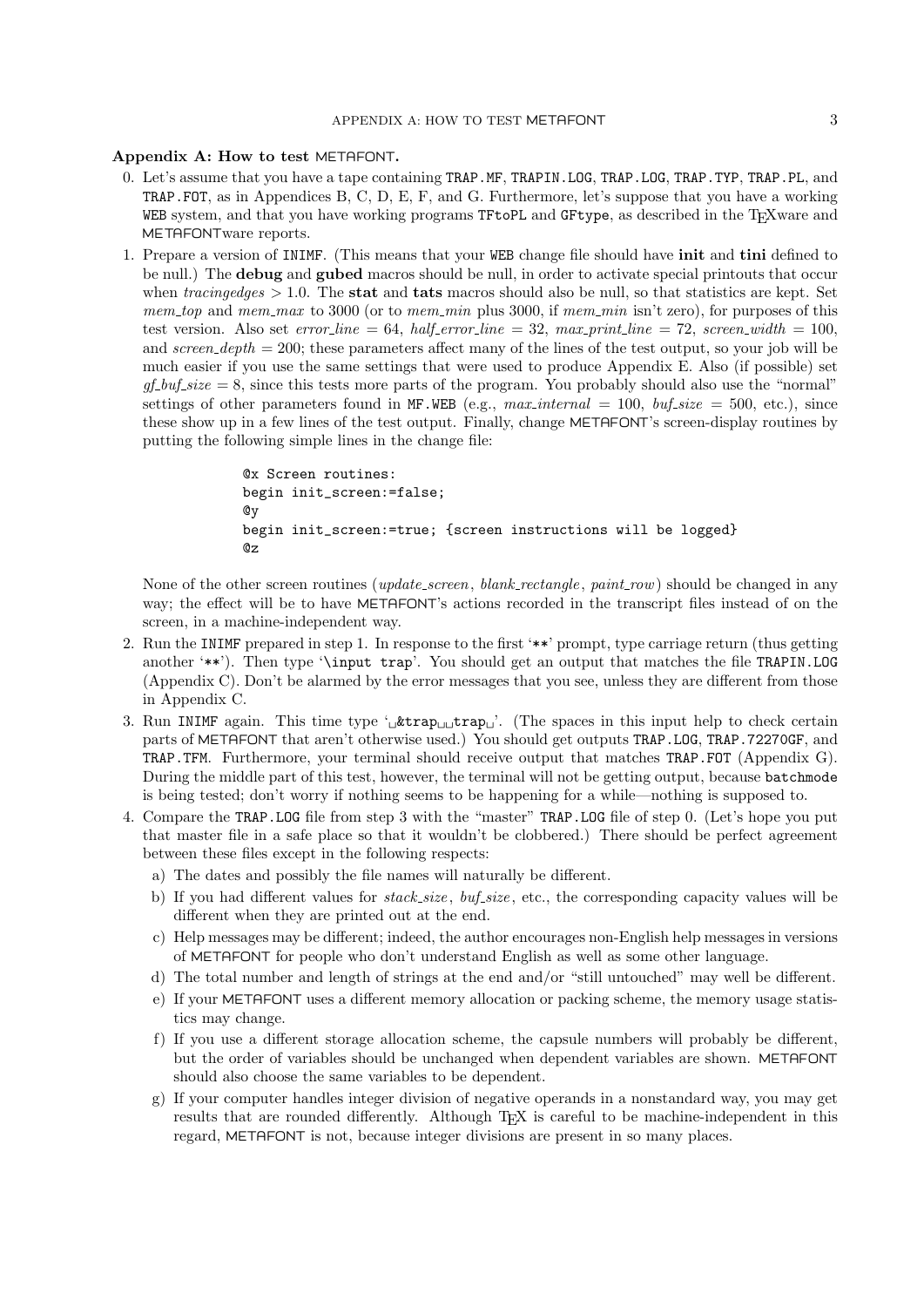**Appendix A: How to test METAFONT.**

0. Let's assume that you have a tape containing TRAP.MF, TRAPIN.LOG, TRAP.LOG, TRAP.TYP, TRAP.PL, and TRAP.FOT, as in Appendices B, C, D, E, F, and G. Furthermore, let's suppose that you have a working WEB system, and that you have working programs TFtoPL and GFtype, as described in the TEXware and METAFONTware reports.

1. Prepare a version of INIMF. (This means that your WEB change file should have **init** and **tini** defined to be null.) The **debug** and **gubed** macros should be null, in order to activate special printouts that occur when *tracingedges* > 1.0. The **stat** and **tats** macros should also be null, so that statistics are kept. Set *mem_top* and *mem_max* to 3000 (or to *mem_min* plus 3000, if *mem_min* isn't zero), for purposes of this test version. Also set *error_line* = 64, *half_error_line* = 32, *max_print_line* = 72, *screen_width* = 100, and *screen_depth* = 200; these parameters affect many of the lines of the test output, so your job will be much easier if you use the same settings that were used to produce Appendix E. Also (if possible) set *gf_buf_size* = 8, since this tests more parts of the program. You probably should also use the "normal" settings of other parameters found in MF.WEB (e.g., *max_internal* = 100, *buf_size* = 500, etc.), since these show up in a few lines of the test output. Finally, change METAFONT's screen-display routines by putting the following simple lines in the change file:

```
@x Screen routines:
begin init_screen:=false;
@y
begin init_screen:=true; {screen instructions will be logged}
@z
```

   None of the other screen routines (*update_screen*, *blank_rectangle*, *paint_row*) should be changed in any way; the effect will be to have METAFONT's actions recorded in the transcript files instead of on the screen, in a machine-independent way.

2. Run the INIMF prepared in step 1. In response to the first '**' prompt, type carriage return (thus getting another '**'). Then type '\input trap'. You should get an output that matches the file TRAPIN.LOG (Appendix C). Don't be alarmed by the error messages that you see, unless they are different from those in Appendix C.

3. Run INIMF again. This time type '␣&trap␣␣trap␣'. (The spaces in this input help to check certain parts of METAFONT that aren't otherwise used.) You should get outputs TRAP.LOG, TRAP.72270GF, and TRAP.TFM. Furthermore, your terminal should receive output that matches TRAP.FOT (Appendix G). During the middle part of this test, however, the terminal will not be getting output, because batchmode is being tested; don't worry if nothing seems to be happening for a while—nothing is supposed to.

4. Compare the TRAP.LOG file from step 3 with the "master" TRAP.LOG file of step 0. (Let's hope you put that master file in a safe place so that it wouldn't be clobbered.) There should be perfect agreement between these files except in the following respects:
   a) The dates and possibly the file names will naturally be different.
   b) If you had different values for *stack_size*, *buf_size*, etc., the corresponding capacity values will be different when they are printed out at the end.
   c) Help messages may be different; indeed, the author encourages non-English help messages in versions of METAFONT for people who don't understand English as well as some other language.
   d) The total number and length of strings at the end and/or "still untouched" may well be different.
   e) If your METAFONT uses a different memory allocation or packing scheme, the memory usage statistics may change.
   f) If you use a different storage allocation scheme, the capsule numbers will probably be different, but the order of variables should be unchanged when dependent variables are shown. METAFONT should also choose the same variables to be dependent.
   g) If your computer handles integer division of negative operands in a nonstandard way, you may get results that are rounded differently. Although TEX is careful to be machine-independent in this regard, METAFONT is not, because integer divisions are present in so many places.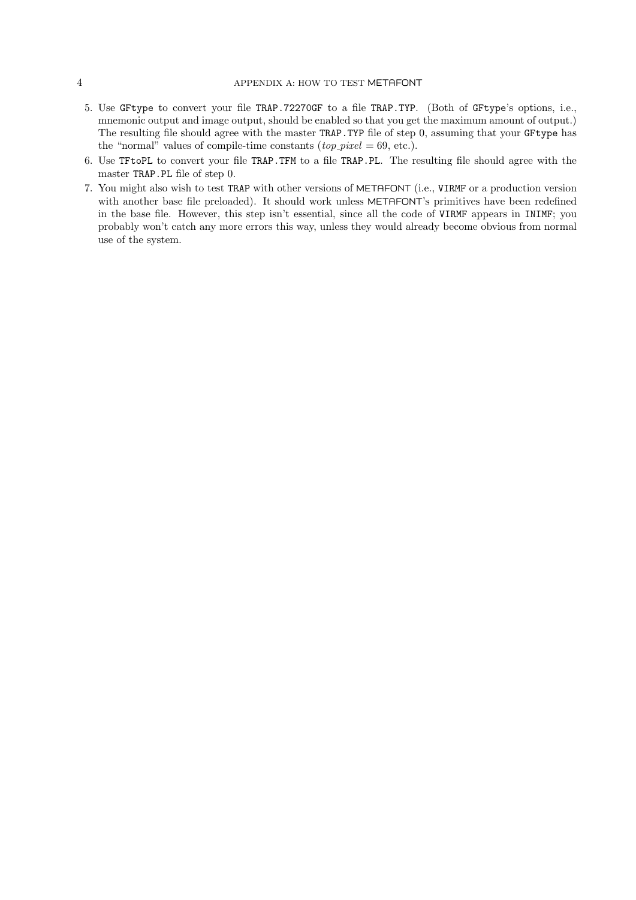5. Use `GFtype` to convert your file `TRAP.72270GF` to a file `TRAP.TYP`. (Both of `GFtype`'s options, i.e., mnemonic output and image output, should be enabled so that you get the maximum amount of output.) The resulting file should agree with the master `TRAP.TYP` file of step 0, assuming that your `GFtype` has the "normal" values of compile-time constants ($top\_pixel = 69$, etc.).
6. Use `TFtoPL` to convert your file `TRAP.TFM` to a file `TRAP.PL`. The resulting file should agree with the master `TRAP.PL` file of step 0.
7. You might also wish to test `TRAP` with other versions of METAFONT (i.e., `VIRMF` or a production version with another base file preloaded). It should work unless METAFONT's primitives have been redefined in the base file. However, this step isn't essential, since all the code of `VIRMF` appears in `INIMF`; you probably won't catch any more errors this way, unless they would already become obvious from normal use of the system.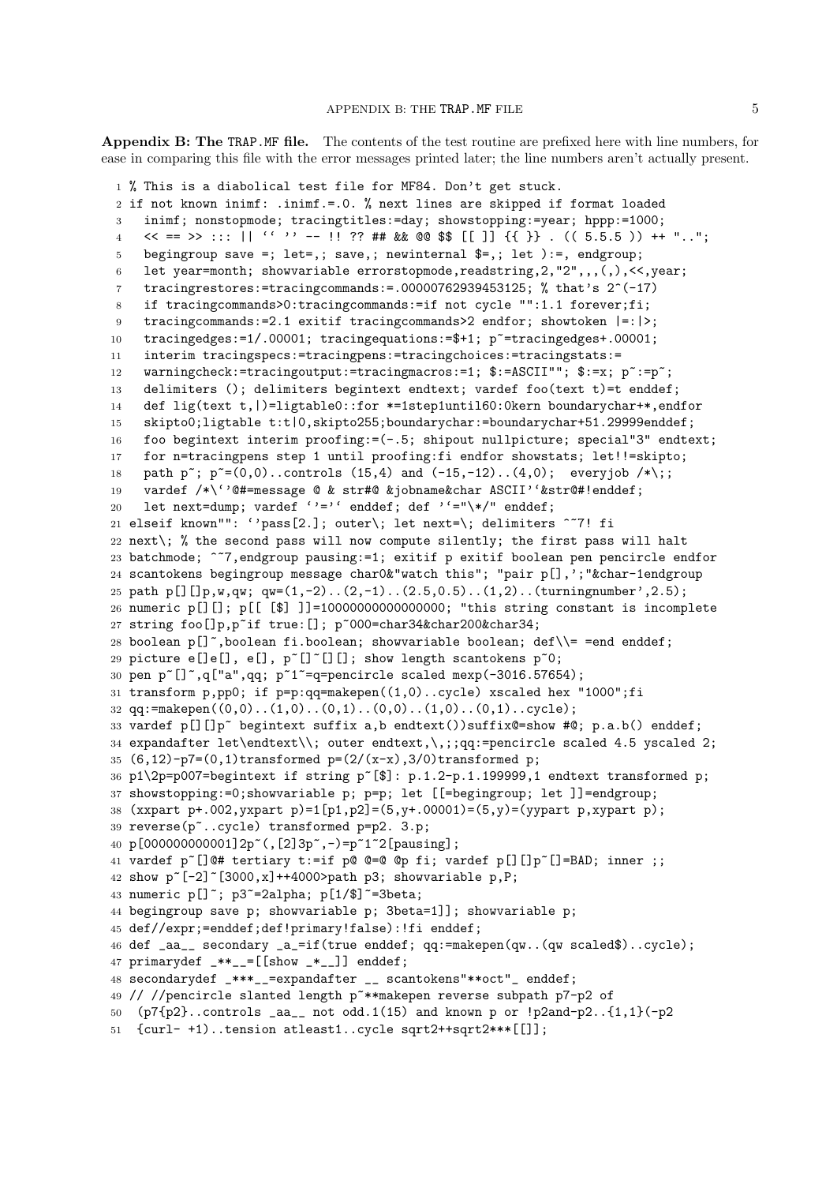**Appendix B: The TRAP.MF file.** The contents of the test routine are prefixed here with line numbers, for ease in comparing this file with the error messages printed later; the line numbers aren't actually present.

```
 1 % This is a diabolical test file for MF84. Don't get stuck.
 2 if not known inimf: .inimf.=.0. % next lines are skipped if format loaded
 3   inimf; nonstopmode; tracingtitles:=day; showstopping:=year; hppp:=1000;
 4   << == >> ::: || `` '' -- !! ?? ## && @@ $$ [[ ]] {{ }} . (( 5.5.5 )) ++ "..";
 5   begingroup save =; let=,; save,; newinternal $=,; let ):=, endgroup;
 6   let year=month; showvariable errorstopmode,readstring,2,"2",,,(,),<<,year;
 7   tracingrestores:=tracingcommands:=.00000762939453125; % that's 2^(-17)
 8   if tracingcommands>0:tracingcommands:=if not cycle "":1.1 forever;fi;
 9   tracingcommands:=2.1 exitif tracingcommands>2 endfor; showtoken |=:|>;
10   tracingedges:=1/.00001; tracingequations:=$+1; p~=tracingedges+.00001;
11   interim tracingspecs:=tracingpens:=tracingchoices:=tracingstats:=
12   warningcheck:=tracingoutput:=tracingmacros:=1; $:=ASCII""; $:=x; p~:=p~;
13   delimiters (); delimiters begintext endtext; vardef foo(text t)=t enddef;
14   def lig(text t,|)=ligtable0::for *=1step1until60:0kern boundarychar+*,endfor
15   skipto0;ligtable t:t|0,skipto255;boundarychar:=boundarychar+51.29999enddef;
16   foo begintext interim proofing:=(-.5; shipout nullpicture; special"3" endtext;
17   for n=tracingpens step 1 until proofing:fi endfor showstats; let!!=skipto;
18   path p~; p~=(0,0)..controls (15,4) and (-15,-12)..(4,0);  everyjob /*\;;
19   vardef /*\`'@#=message @ & str#@ &jobname&char ASCII'`&str@#!enddef;
20   let next=dump; vardef `'=`' enddef; def '`="\*/" enddef;
21 elseif known"": `'pass[2.]; outer\; let next=\; delimiters ^^7! fi
22 next\; % the second pass will now compute silently; the first pass will halt
23 batchmode; ^^7,endgroup pausing:=1; exitif p exitif boolean pen pencircle endfor
24 scantokens begingroup message char0&"watch this"; "pair p[],';"&char-1endgroup
25 path p[][]p,w,qw; qw=(1,-2)..(2,-1)..(2.5,0.5)..(1,2)..(turningnumber',2.5);
26 numeric p[][]; p[[ [$] ]]=10000000000000000; "this string constant is incomplete
27 string foo[]p,p~if true:[]; p~000=char34&char200&char34;
28 boolean p[]~,boolean fi.boolean; showvariable boolean; def\\= =end enddef;
29 picture e[]e[], e[], p~[]~[][]; show length scantokens p~0;
30 pen p~[]~,q["a",qq; p~1~=q=pencircle scaled mexp(-3016.57654);
31 transform p,pp0; if p=p:qq=makepen((1,0)..cycle) xscaled hex "1000";fi
32 qq:=makepen((0,0)..(1,0)..(0,1)..(0,0)..(1,0)..(0,1)..cycle);
33 vardef p[][]p~ begintext suffix a,b endtext()suffix@=show #@; p.a.b() enddef;
34 expandafter let\endtext\\; outer endtext,\,;;qq:=pencircle scaled 4.5 yscaled 2;
35 (6,12)-p7=(0,1)transformed p=(2/(x-x),3/0)transformed p;
36 p1\2p=p007=begintext if string p~[$]: p.1.2-p.1.199999,1 endtext transformed p;
37 showstopping:=0;showvariable p; p=p; let [[=begingroup; let ]]=endgroup;
38 (xxpart p+.002,yxpart p)=1[p1,p2]=(5,y+.00001)=(5,y)=(yypart p,xypart p);
39 reverse(p~..cycle) transformed p=p2. 3.p;
40 p[000000000001]2p~(,[2]3p~,-)=p~1~2[pausing];
41 vardef p~[]@# tertiary t:=if p@ @=@ @p fi; vardef p[][]p~[]=BAD; inner ;;
42 show p~[-2]~[3000,x]++4000>path p3; showvariable p,P;
43 numeric p[]~; p3~=2alpha; p[1/$]~=3beta;
44 begingroup save p; showvariable p; 3beta=1]]; showvariable p;
45 def//expr;=enddef;def!primary!false):!fi enddef;
46 def _aa__ secondary _a_=if(true enddef; qq:=makepen(qw..(qw scaled$)..cycle);
47 primarydef _**__=[[show _*__]] enddef;
48 secondarydef _***__=expandafter __ scantokens"**oct"_ enddef;
49 // //pencircle slanted length p~**makepen reverse subpath p7-p2 of
50  (p7{p2}..controls _aa__ not odd.1(15) and known p or !p2and-p2..{1,1}(-p2
51  {curl- +1)..tension atleast1..cycle sqrt2++sqrt2***[[]];
```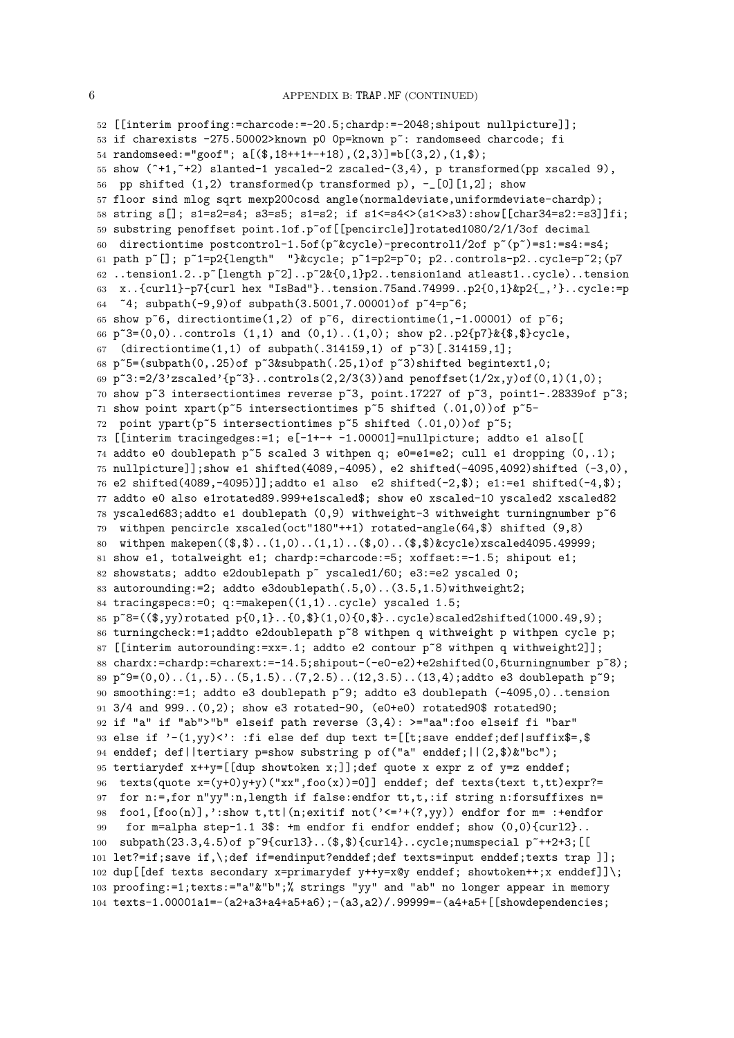```
52 [[interim proofing:=charcode:=-20.5;chardp:=-2048;shipout nullpicture]];
53 if charexists -275.50002>known p0 0p=known p~: randomseed charcode; fi
54 randomseed:="goof"; a[($,18++1+-+18),(2,3)]=b[(3,2),(1,$);
55 show (^+1,~+2) slanted-1 yscaled-2 zscaled-(3,4), p transformed(pp xscaled 9),
56  pp shifted (1,2) transformed(p transformed p), -_[0][1,2]; show
57 floor sind mlog sqrt mexp200cosd angle(normaldeviate,uniformdeviate-chardp);
58 string s[]; s1=s2=s4; s3=s5; s1=s2; if s1<=s4<>(s1<>s3):show[[char34=s2:=s3]]fi;
59 substring penoffset point.1of.p~of[[pencircle]]rotated1080/2/1/3of decimal
60  directiontime postcontrol-1.5of(p~&cycle)-precontrol1/2of p~(p~)=s1:=s4:=s4;
61 path p~[]; p~1=p2{length"  "}&cycle; p~1=p2=p~0; p2..controls-p2..cycle=p~2;(p7
62 ..tension1.2..p~[length p~2]..p~2&{0,1}p2..tension1and atleast1..cycle)..tension
63  x..{curl1}-p7{curl hex "IsBad"}..tension.75and.74999..p2{0,1}&p2{_,'}..cycle:=p
64  ~4; subpath(-9,9)of subpath(3.5001,7.00001)of p~4=p~6;
65 show p~6, directiontime(1,2) of p~6, directiontime(1,-1.00001) of p~6;
66 p~3=(0,0)..controls (1,1) and (0,1)..(1,0); show p2..p2{p7}&{$,$}cycle,
67  (directiontime(1,1) of subpath(.314159,1) of p~3)[.314159,1];
68 p~5=(subpath(0,.25)of p~3&subpath(.25,1)of p~3)shifted begintext1,0;
69 p~3:=2/3'zscaled'{p~3}..controls(2,2/3(3))and penoffset(1/2x,y)of(0,1)(1,0);
70 show p~3 intersectiontimes reverse p~3, point.17227 of p~3, point1-.28339of p~3;
71 show point xpart(p~5 intersectiontimes p~5 shifted (.01,0))of p~5-
72  point ypart(p~5 intersectiontimes p~5 shifted (.01,0))of p~5;
73 [[interim tracingedges:=1; e[-1+-+ -1.00001]=nullpicture; addto e1 also[[
74 addto e0 doublepath p~5 scaled 3 withpen q; e0=e1=e2; cull e1 dropping (0,.1);
75 nullpicture]];show e1 shifted(4089,-4095), e2 shifted(-4095,4092)shifted (-3,0),
76 e2 shifted(4089,-4095)]];addto e1 also  e2 shifted(-2,$); e1:=e1 shifted(-4,$);
77 addto e0 also e1rotated89.999+e1scaled$; show e0 xscaled-10 yscaled2 xscaled82
78 yscaled683;addto e1 doublepath (0,9) withweight-3 withweight turningnumber p~6
79  withpen pencircle xscaled(oct"180"++1) rotated-angle(64,$) shifted (9,8)
80  withpen makepen(($,$)..(1,0)..(1,1)..($,0)..($,$)&cycle)xscaled4095.49999;
81 show e1, totalweight e1; chardp:=charcode:=5; xoffset:=-1.5; shipout e1;
82 showstats; addto e2doublepath p~ yscaled1/60; e3:=e2 yscaled 0;
83 autorounding:=2; addto e3doublepath(.5,0)..(3.5,1.5)withweight2;
84 tracingspecs:=0; q:=makepen((1,1)..cycle) yscaled 1.5;
85 p~8=(($,yy)rotated p{0,1}..{0,$}(1,0){0,$}..cycle)scaled2shifted(1000.49,9);
86 turningcheck:=1;addto e2doublepath p~8 withpen q withweight p withpen cycle p;
87 [[interim autorounding:=xx=.1; addto e2 contour p~8 withpen q withweight2]];
88 chardx:=chardp:=charext:=-14.5;shipout-(-e0-e2)+e2shifted(0,6turningnumber p~8);
89 p~9=(0,0)..(1,.5)..(5,1.5)..(7,2.5)..(12,3.5)..(13,4);addto e3 doublepath p~9;
90 smoothing:=1; addto e3 doublepath p~9; addto e3 doublepath (-4095,0)..tension
91 3/4 and 999..(0,2); show e3 rotated-90, (e0+e0) rotated90$ rotated90;
92 if "a" if "ab">"b" elseif path reverse (3,4): >="aa":foo elseif fi "bar"
93 else if '-(1,yy)<': :fi else def dup text t=[[t;save enddef;def|suffix$=,$
94 enddef; def||tertiary p=show substring p of("a" enddef;||(2,$)&"bc");
95 tertiarydef x++y=[[dup showtoken x;]];def quote x expr z of y=z enddef;
96  texts(quote x=(y+0)y+y)("xx",foo(x))=0]] enddef; def texts(text t,tt)expr?=
97  for n:=,for n"yy":n,length if false:endfor tt,t,:if string n:forsuffixes n=
98  foo1,[foo(n)],':show t,tt|(n;exitif not('<='+(?,yy)) endfor for m= :+endfor
99   for m=alpha step-1.1 3$: +m endfor fi endfor enddef; show (0,0){curl2}..
100  subpath(23.3,4.5)of p~9{curl3}..($,$){curl4}..cycle;numspecial p~++2+3;[[
101 let?=if;save if,\;def if=endinput?enddef;def texts=input enddef;texts trap ]];
102 dup[[def texts secondary x=primarydef y++y=x@y enddef; showtoken++;x enddef]]\;
103 proofing:=1;texts:="a"&"b";% strings "yy" and "ab" no longer appear in memory
104 texts-1.00001a1=-(a2+a3+a4+a5+a6);-(a3,a2)/.99999=-(a4+a5+[[showdependencies;
```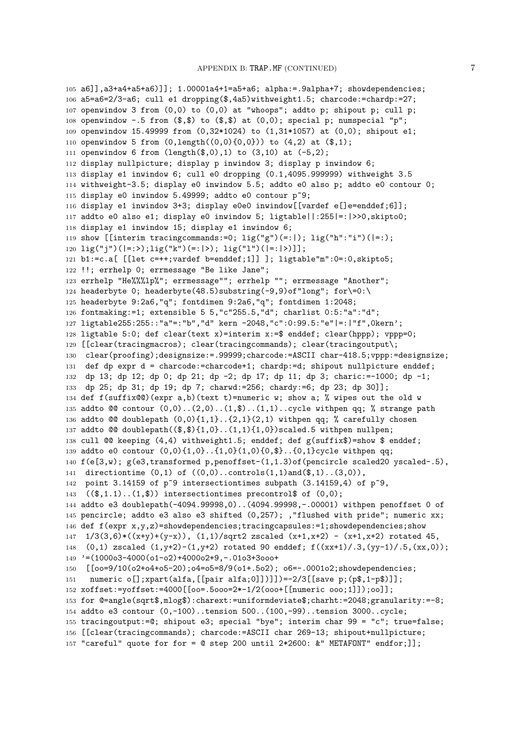```
105 a6]],a3+a4+a5+a6)]]; 1.00001a4+1=a5+a6; alpha:=.9alpha+7; showdependencies;
106 a5=a6=2/3-a6; cull e1 dropping($,4a5)withweight1.5; charcode:=chardp:=27;
107 openwindow 3 from (0,0) to (0,0) at "whoops"; addto p; shipout p; cull p;
108 openwindow -.5 from ($,$) to ($,$) at (0,0); special p; numspecial "p";
109 openwindow 15.49999 from (0,32*1024) to (1,31*1057) at (0,0); shipout e1;
110 openwindow 5 from (0,length((0,0){0,0})) to (4,2) at ($,1);
111 openwindow 6 from (length($,0),1) to (3,10) at (-5,2);
112 display nullpicture; display p inwindow 3; display p inwindow 6;
113 display e1 inwindow 6; cull e0 dropping (0.1,4095.999999) withweight 3.5
114 withweight-3.5; display e0 inwindow 5.5; addto e0 also p; addto e0 contour 0;
115 display e0 inwindow 5.49999; addto e0 contour p~9;
116 display e1 inwindow 3+3; display e0e0 inwindow[[vardef e[]e=enddef;6]];
117 addto e0 also e1; display e0 inwindow 5; ligtable||:255|=:|>>0,skipto0;
118 display e1 inwindow 15; display e1 inwindow 6;
119 show [[interim tracingcommands:=0; lig("g")(=:|); lig("h":"i")(|=:);
120 lig("j")(|=:>);lig("k")(=:|>); lig("l")(|=:|>)]];
121 b1:=c.a[ [[let c=++;vardef b=enddef;1]] ]; ligtable"m":0=:0,skipto5;
122 !!; errhelp 0; errmessage "Be like Jane";
123 errhelp "He%%%lp%"; errmessage""; errhelp ""; errmessage "Another";
124 headerbyte 0; headerbyte(48.5)substring(-9,9)of"long"; for\=0:\
125 headerbyte 9:2a6,"q"; fontdimen 9:2a6,"q"; fontdimen 1:2048;
126 fontmaking:=1; extensible 5 5,"c"255.5,"d"; charlist 0:5:"a":"d";
127 ligtable255:255::"a"=:"b","d" kern -2048,"c":0:99.5:"e"|=:|"f",0kern';
128 ligtable 5:0; def clear(text x)=interim x:=$ enddef; clear(hppp); vppp=0;
129 [[clear(tracingmacros); clear(tracingcommands); clear(tracingoutput\;
130  clear(proofing);designsize:=.99999;charcode:=ASCII char-418.5;vppp:=designsize;
131  def dp expr d = charcode:=charcode+1; chardp:=d; shipout nullpicture enddef;
132  dp 13; dp 12; dp 0; dp 21; dp -2; dp 17; dp 11; dp 3; charic:=-1000; dp -1;
133  dp 25; dp 31; dp 19; dp 7; charwd:=256; chardy:=6; dp 23; dp 30]];
134 def f(suffix@@)(expr a,b)(text t)=numeric w; show a; % wipes out the old w
135 addto @@ contour (0,0)..(2,0)..(1,$)..(1,1)..cycle withpen qq; % strange path
136 addto @@ doublepath (0,0){1,1}..{2,1}(2,1) withpen qq; % carefully chosen
137 addto @@ doublepath(($,$){1,0}..(1,1){1,0})scaled.5 withpen nullpen;
138 cull @@ keeping (4,4) withweight1.5; enddef; def g(suffix$)=show $ enddef;
139 addto e0 contour (0,0){1,0}..{1,0}(1,0){0,$}..{0,1}cycle withpen qq;
140 f(e[3,w); g(e3,transformed p,penoffset-(1,1.3)of(pencircle scaled20 yscaled-.5),
141  directiontime (0,1) of ((0,0)..controls(1,1)and($,1)..(3,0)),
142  point 3.14159 of p~9 intersectiontimes subpath (3.14159,4) of p~9,
143  (($,1.1)..(1,$)) intersectiontimes precontrol$ of (0,0);
144 addto e3 doublepath(-4094.99998,0)..(4094.99998,-.00001) withpen penoffset 0 of
145 pencircle; addto e3 also e3 shifted (0,257); ,"flushed with pride"; numeric xx;
146 def f(expr x,y,z)=showdependencies;tracingcapsules:=1;showdependencies;show
147  1/3(3,6)*((x+y)+(y-x)), (1,1)/sqrt2 zscaled (x+1,x+2) - (x+1,x+2) rotated 45,
148  (0,1) zscaled (1,y+2)-(1,y+2) rotated 90 enddef; f((xx+1)/.3,(yy-1)/.5,(xx,0));
149 '=(1000o3-4000(o1-o2)+4000o2+9,-.01o3+3ooo+
150  [[oo=9/10(o2+o4+o5-20);o4=o5=8/9(o1+.5o2); o6=-.0001o2;showdependencies;
151   numeric o[];xpart(alfa,[[pair alfa;0]])]]=-2/3[[save p;(p$,1-p$)]];
152 xoffset:=yoffset:=4000[[oo=.5ooo=2*-1/2(ooo+[[numeric ooo;1]]);oo]];
153 for @=angle(sqrt$,mlog$):charext:=uniformdeviate$;charht:=2048;granularity:=-8;
154 addto e3 contour (0,-100)..tension 500..(100,-99)..tension 3000..cycle;
155 tracingoutput:=@; shipout e3; special "bye"; interim char 99 = "c"; true=false;
156 [[clear(tracingcommands); charcode:=ASCII char 269-13; shipout+nullpicture;
157 "careful" quote for for = @ step 200 until 2*2600: &" METAFONT" endfor;]];
```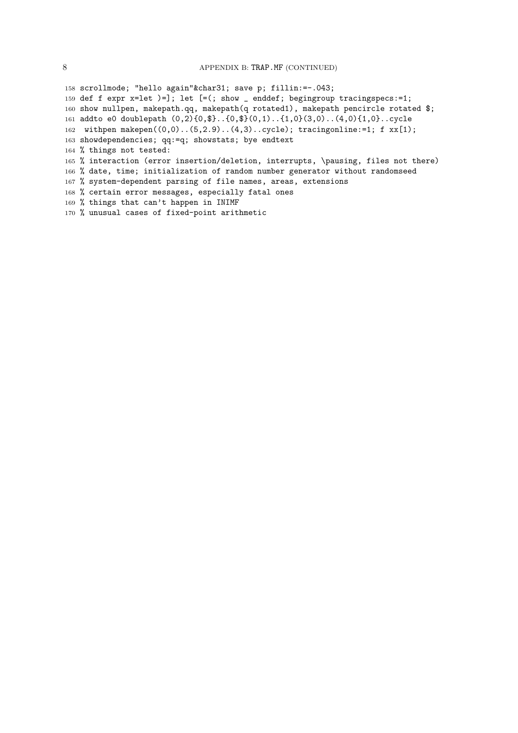```
158 scrollmode; "hello again"&char31; save p; fillin:=-.043;
159 def f expr x=let )=]; let [=(; show _ enddef; begingroup tracingspecs:=1;
160 show nullpen, makepath.qq, makepath(q rotated1), makepath pencircle rotated $;
161 addto e0 doublepath (0,2){0,$}..{0,$}(0,1)..{1,0}(3,0)..(4,0){1,0}..cycle
162  withpen makepen((0,0)..(5,2.9)..(4,3)..cycle); tracingonline:=1; f xx[1);
163 showdependencies; qq:=q; showstats; bye endtext
164 % things not tested:
165 % interaction (error insertion/deletion, interrupts, \pausing, files not there)
166 % date, time; initialization of random number generator without randomseed
167 % system-dependent parsing of file names, areas, extensions
168 % certain error messages, especially fatal ones
169 % things that can't happen in INIMF
170 % unusual cases of fixed-point arithmetic
```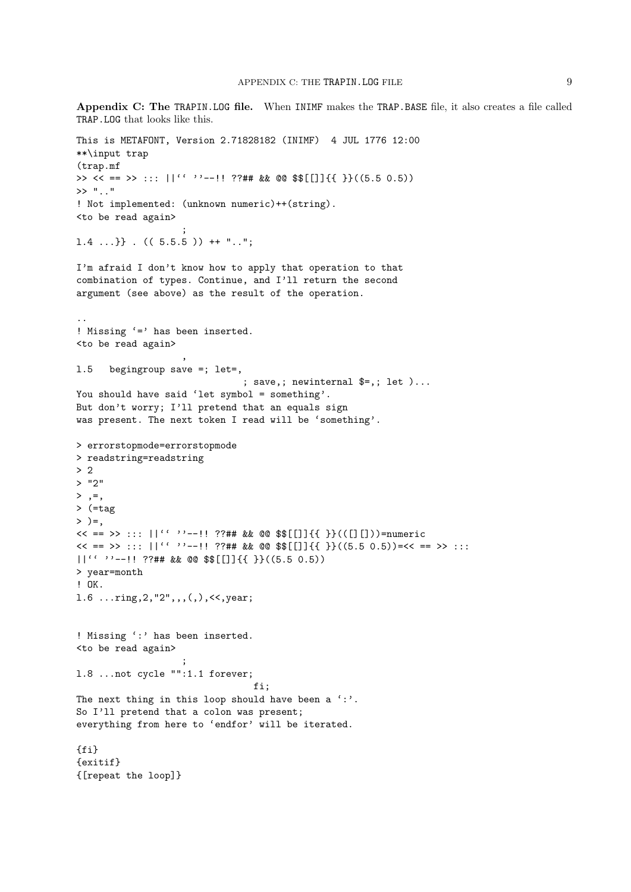**Appendix C: The TRAPIN.LOG file.** When INIMF makes the TRAP.BASE file, it also creates a file called TRAP.LOG that looks like this.

```
This is METAFONT, Version 2.71828182 (INIMF)  4 JUL 1776 12:00
**\input trap
(trap.mf
>> << == >> ::: ||‘‘ ’’--!! ??## && @@ $$[[]]{{ }}((5.5 0.5))
>> ".."
! Not implemented: (unknown numeric)++(string).
<to be read again>
                   ;
l.4 ...}} . (( 5.5.5 )) ++ "..";

I'm afraid I don't know how to apply that operation to that
combination of types. Continue, and I'll return the second
argument (see above) as the result of the operation.

..
! Missing ‘=’ has been inserted.
<to be read again>
                   ,
l.5   begingroup save =; let=,
                              ; save,; newinternal $=,; let )...
You should have said ‘let symbol = something’.
But don't worry; I'll pretend that an equals sign
was present. The next token I read will be ‘something’.

> errorstopmode=errorstopmode
> readstring=readstring
> 2
> "2"
> ,=,
> (=tag
> )=,
<< == >> ::: ||‘‘ ’’--!! ??## && @@ $$[[]]{{ }}(([][]))=numeric
<< == >> ::: ||‘‘ ’’--!! ??## && @@ $$[[]]{{ }}((5.5 0.5))=<< == >> :::
||‘‘ ’’--!! ??## && @@ $$[[]]{{ }}((5.5 0.5))
> year=month
! OK.
l.6 ...ring,2,"2",,,(,),<<,year;


! Missing ‘:’ has been inserted.
<to be read again>
                   ;
l.8 ...not cycle "":1.1 forever;
                                 fi;
The next thing in this loop should have been a ‘:’.
So I'll pretend that a colon was present;
everything from here to ‘endfor’ will be iterated.

{fi}
{exitif}
{[repeat the loop]}
```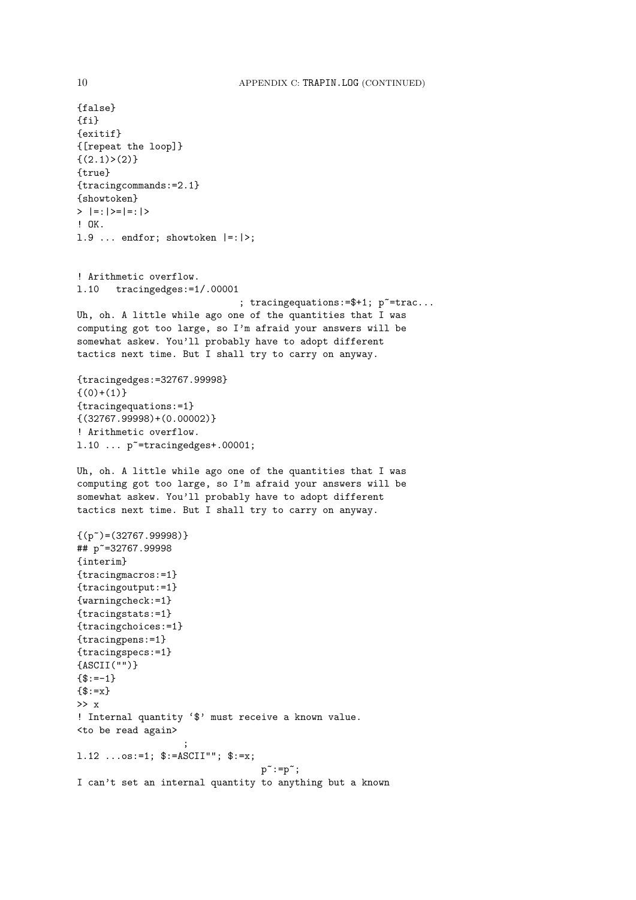```
{false}
{fi}
{exitif}
{[repeat the loop]}
{(2.1)>(2)}
{true}
{tracingcommands:=2.1}
{showtoken}
> |=:|>=|=:|>
! OK.
l.9 ... endfor; showtoken |=:|>;


! Arithmetic overflow.
l.10   tracingedges:=1/.00001
                             ; tracingequations:=$+1; p~=trac...
Uh, oh. A little while ago one of the quantities that I was
computing got too large, so I'm afraid your answers will be
somewhat askew. You'll probably have to adopt different
tactics next time. But I shall try to carry on anyway.

{tracingedges:=32767.99998}
{(0)+(1)}
{tracingequations:=1}
{(32767.99998)+(0.00002)}
! Arithmetic overflow.
l.10 ... p~=tracingedges+.00001;

Uh, oh. A little while ago one of the quantities that I was
computing got too large, so I'm afraid your answers will be
somewhat askew. You'll probably have to adopt different
tactics next time. But I shall try to carry on anyway.

{(p~)=(32767.99998)}
## p~=32767.99998
{interim}
{tracingmacros:=1}
{tracingoutput:=1}
{warningcheck:=1}
{tracingstats:=1}
{tracingchoices:=1}
{tracingpens:=1}
{tracingspecs:=1}
{ASCII("")}
{$:=-1}
{$:=x}
>> x
! Internal quantity `$' must receive a known value.
<to be read again>
                   ;
l.12 ...os:=1; $:=ASCII""; $:=x;
                                p~:=p~;
I can't set an internal quantity to anything but a known
```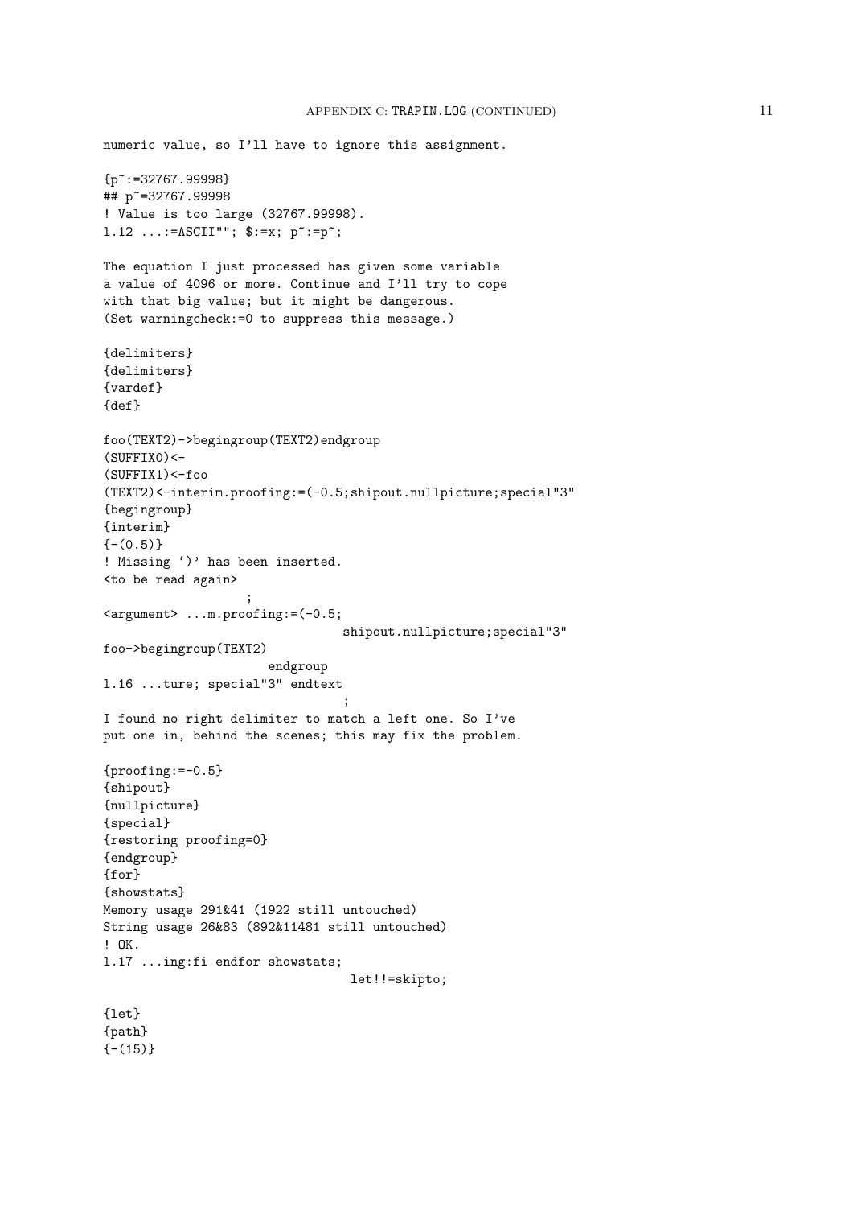```
numeric value, so I'll have to ignore this assignment.

{p~:=32767.99998}
## p~=32767.99998
! Value is too large (32767.99998).
l.12 ...:=ASCII""; $:=x; p~:=p~;

The equation I just processed has given some variable
a value of 4096 or more. Continue and I'll try to cope
with that big value; but it might be dangerous.
(Set warningcheck:=0 to suppress this message.)

{delimiters}
{delimiters}
{vardef}
{def}

foo(TEXT2)->begingroup(TEXT2)endgroup
(SUFFIX0)<-
(SUFFIX1)<-foo
(TEXT2)<-interim.proofing:=(-0.5;shipout.nullpicture;special"3"
{begingroup}
{interim}
{-(0.5)}
! Missing `)' has been inserted.
<to be read again>
                   ;
<argument> ...m.proofing:=(-0.5;
                                shipout.nullpicture;special"3"
foo->begingroup(TEXT2)
                      endgroup
l.16 ...ture; special"3" endtext
                                ;
I found no right delimiter to match a left one. So I've
put one in, behind the scenes; this may fix the problem.

{proofing:=-0.5}
{shipout}
{nullpicture}
{special}
{restoring proofing=0}
{endgroup}
{for}
{showstats}
Memory usage 291&41 (1922 still untouched)
String usage 26&83 (892&11481 still untouched)
! OK.
l.17 ...ing:fi endfor showstats;
                                 let!!=skipto;

{let}
{path}
{-(15)}
```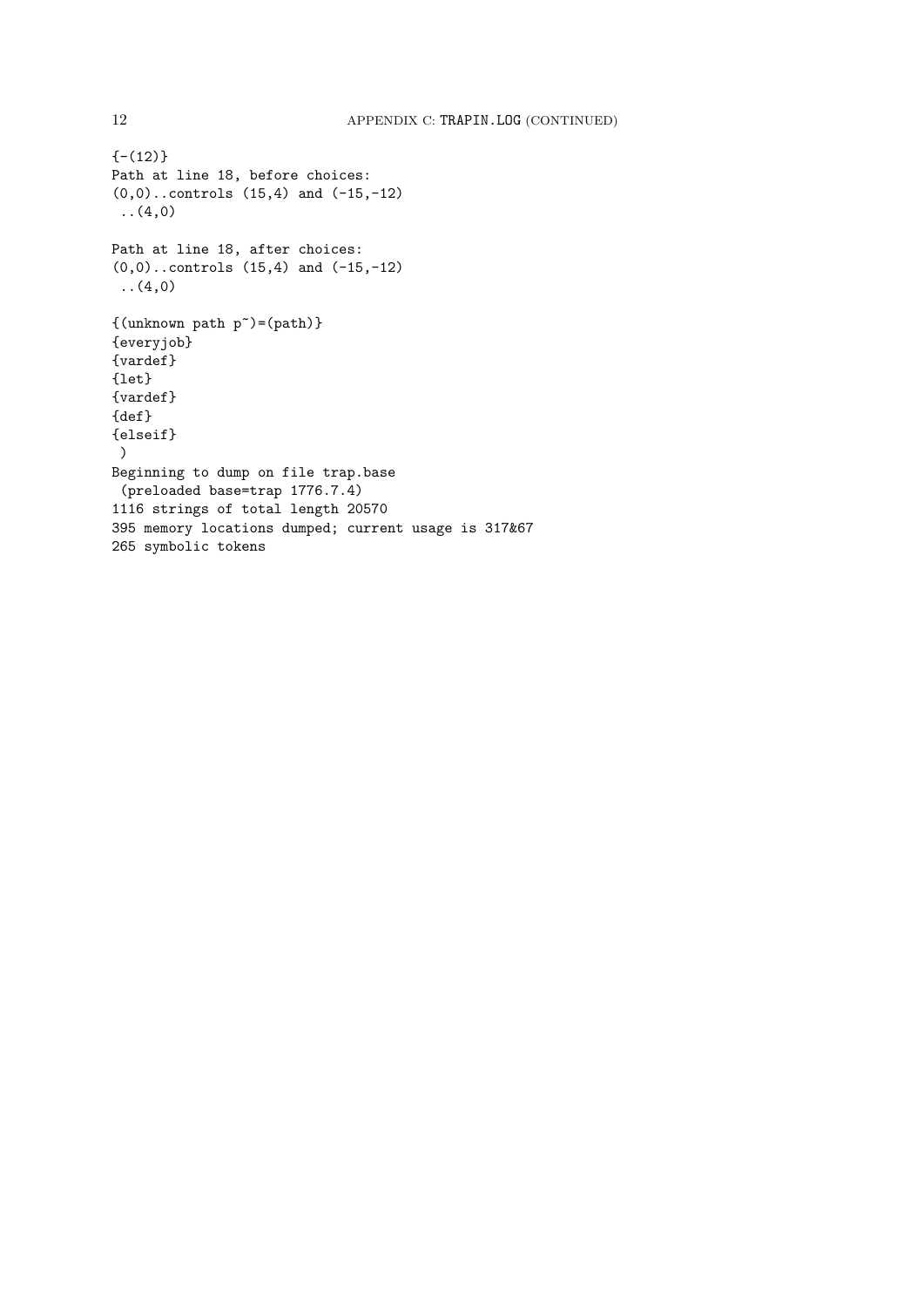```
{-(12)}
Path at line 18, before choices:
(0,0)..controls (15,4) and (-15,-12)
 ..(4,0)

Path at line 18, after choices:
(0,0)..controls (15,4) and (-15,-12)
 ..(4,0)

{(unknown path p~)=(path)}
{everyjob}
{vardef}
{let}
{vardef}
{def}
{elseif}
 )
Beginning to dump on file trap.base
 (preloaded base=trap 1776.7.4)
1116 strings of total length 20570
395 memory locations dumped; current usage is 317&67
265 symbolic tokens
```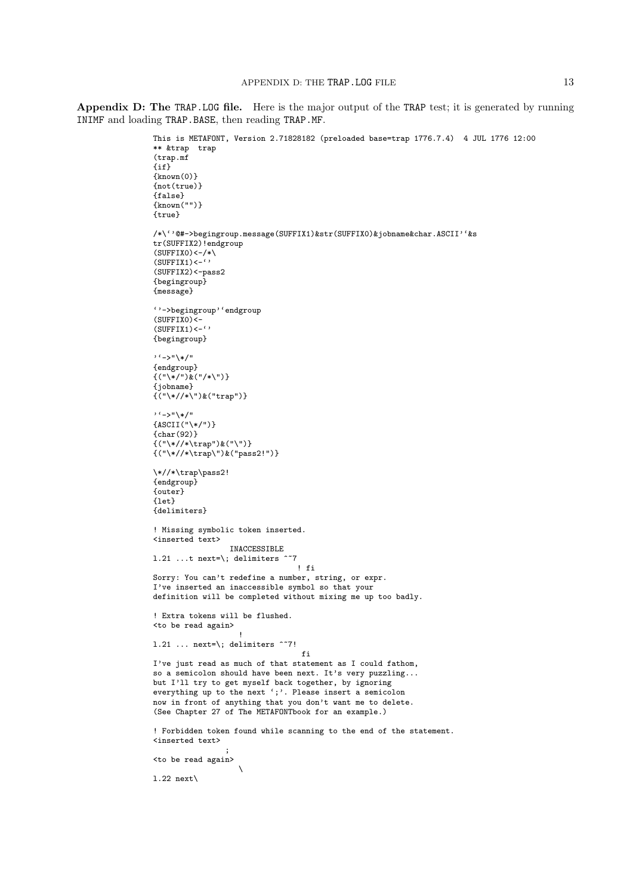**Appendix D: The TRAP.LOG file.** Here is the major output of the TRAP test; it is generated by running INIMF and loading TRAP.BASE, then reading TRAP.MF.

```
This is METAFONT, Version 2.71828182 (preloaded base=trap 1776.7.4)  4 JUL 1776 12:00
** &trap  trap
(trap.mf
{if}
{known(0)}
{not(true)}
{false}
{known("")}
{true}

/*\`'@#->begingroup.message(SUFFIX1)&str(SUFFIX0)&jobname&char.ASCII'`&s
tr(SUFFIX2)!endgroup
(SUFFIX0)<-/*\
(SUFFIX1)<-`'
(SUFFIX2)<-pass2
{begingroup}
{message}

`'->begingroup'`endgroup
(SUFFIX0)<-
(SUFFIX1)<-`'
{begingroup}

'`->"\*/"
{endgroup}
{("\*/")&("/*\")}
{jobname}
{("\*//*\")&("trap")}

'`->"\*/"
{ASCII("\*/")}
{char(92)}
{("\*//*\trap")&("\")}
{("\*//*\trap\")&("pass2!")}

\*//*\trap\pass2!
{endgroup}
{outer}
{let}
{delimiters}

! Missing symbolic token inserted.
<inserted text> 
                INACCESSIBLE 
l.21 ...t next=\; delimiters ^^7
                                ! fi
Sorry: You can't redefine a number, string, or expr.
I've inserted an inaccessible symbol so that your
definition will be completed without mixing me up too badly.

! Extra tokens will be flushed.
<to be read again> 
                   !
l.21 ... next=\; delimiters ^^7!
                                 fi
I've just read as much of that statement as I could fathom,
so a semicolon should have been next. It's very puzzling...
but I'll try to get myself back together, by ignoring
everything up to the next `;'. Please insert a semicolon
now in front of anything that you don't want me to delete.
(See Chapter 27 of The METAFONTbook for an example.)

! Forbidden token found while scanning to the end of the statement.
<inserted text> 
                ;
<to be read again> 
                   \
l.22 next\
```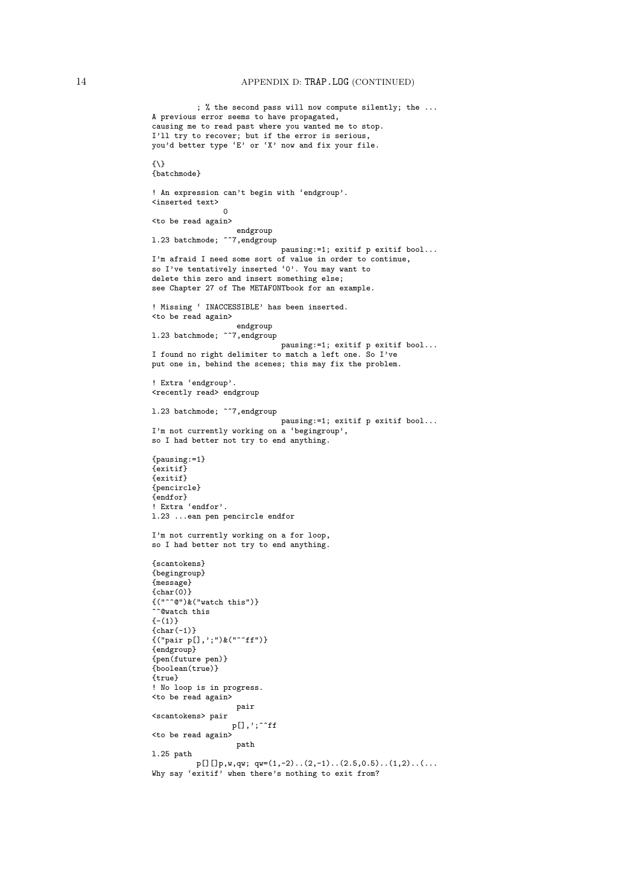```
          ; % the second pass will now compute silently; the ...
A previous error seems to have propagated,
causing me to read past where you wanted me to stop.
I'll try to recover; but if the error is serious,
you'd better type `E' or `X' now and fix your file.

{\}
{batchmode}

! An expression can't begin with `endgroup'.
<inserted text>
                0
<to be read again>
                   endgroup
l.23 batchmode; ^^7,endgroup
                            pausing:=1; exitif p exitif bool...
I'm afraid I need some sort of value in order to continue,
so I've tentatively inserted `0'. You may want to
delete this zero and insert something else;
see Chapter 27 of The METAFONTbook for an example.

! Missing ` INACCESSIBLE' has been inserted.
<to be read again>
                   endgroup
l.23 batchmode; ^^7,endgroup
                            pausing:=1; exitif p exitif bool...
I found no right delimiter to match a left one. So I've
put one in, behind the scenes; this may fix the problem.

! Extra `endgroup'.
<recently read> endgroup

l.23 batchmode; ^^7,endgroup
                            pausing:=1; exitif p exitif bool...
I'm not currently working on a `begingroup',
so I had better not try to end anything.

{pausing:=1}
{exitif}
{exitif}
{pencircle}
{endfor}
! Extra `endfor'.
l.23 ...ean pen pencircle endfor

I'm not currently working on a for loop,
so I had better not try to end anything.

{scantokens}
{begingroup}
{message}
{char(0)}
{("^^@")&("watch this")}
^^@watch this
{-(1)}
{char(-1)}
{("pair p[],';")&("^^ff")}
{endgroup}
{pen(future pen)}
{boolean(true)}
{true}
! No loop is in progress.
<to be read again>
                   pair
<scantokens> pair
                 p[],';^^ff
<to be read again>
                   path
l.25 path
         p[][]p,w,qw; qw=(1,-2)..(2,-1)..(2.5,0.5)..(1,2)..(...
Why say `exitif' when there's nothing to exit from?
```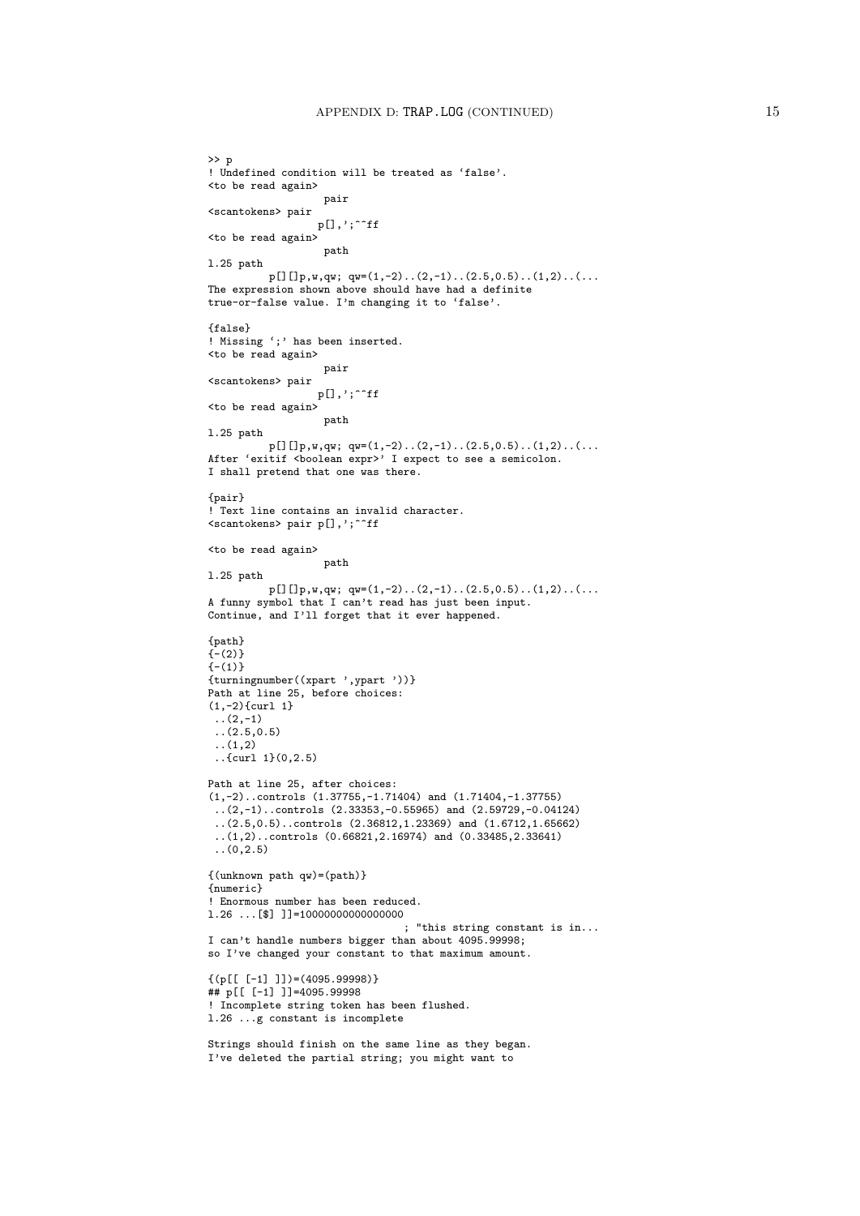```
>> p
! Undefined condition will be treated as `false'.
<to be read again>
                   pair
<scantokens> pair
                  p[],';^^ff
<to be read again>
                   path
l.25 path
          p[][]p,w,qw; qw=(1,-2)..(2,-1)..(2.5,0.5)..(1,2)..(...
The expression shown above should have had a definite
true-or-false value. I'm changing it to `false'.

{false}
! Missing `;' has been inserted.
<to be read again>
                   pair
<scantokens> pair
                  p[],';^^ff
<to be read again>
                   path
l.25 path
          p[][]p,w,qw; qw=(1,-2)..(2,-1)..(2.5,0.5)..(1,2)..(...
After `exitif <boolean expr>' I expect to see a semicolon.
I shall pretend that one was there.

{pair}
! Text line contains an invalid character.
<scantokens> pair p[],';^^ff

<to be read again>
                   path
l.25 path
          p[][]p,w,qw; qw=(1,-2)..(2,-1)..(2.5,0.5)..(1,2)..(...
A funny symbol that I can't read has just been input.
Continue, and I'll forget that it ever happened.

{path}
{-(2)}
{-(1)}
{turningnumber((xpart ',ypart '))}
Path at line 25, before choices:
(1,-2){curl 1}
 ..(2,-1)
 ..(2.5,0.5)
 ..(1,2)
 ..{curl 1}(0,2.5)

Path at line 25, after choices:
(1,-2)..controls (1.37755,-1.71404) and (1.71404,-1.37755)
 ..(2,-1)..controls (2.33353,-0.55965) and (2.59729,-0.04124)
 ..(2.5,0.5)..controls (2.36812,1.23369) and (1.6712,1.65662)
 ..(1,2)..controls (0.66821,2.16974) and (0.33485,2.33641)
 ..(0,2.5)

{(unknown path qw)=(path)}
{numeric}
! Enormous number has been reduced.
l.26 ...[$] ]]=10000000000000000
                                 ; "this string constant is in...
I can't handle numbers bigger than about 4095.99998;
so I've changed your constant to that maximum amount.

{(p[[ [-1] ]])=(4095.99998)}
## p[[ [-1] ]]=4095.99998
! Incomplete string token has been flushed.
l.26 ...g constant is incomplete

Strings should finish on the same line as they began.
I've deleted the partial string; you might want to
```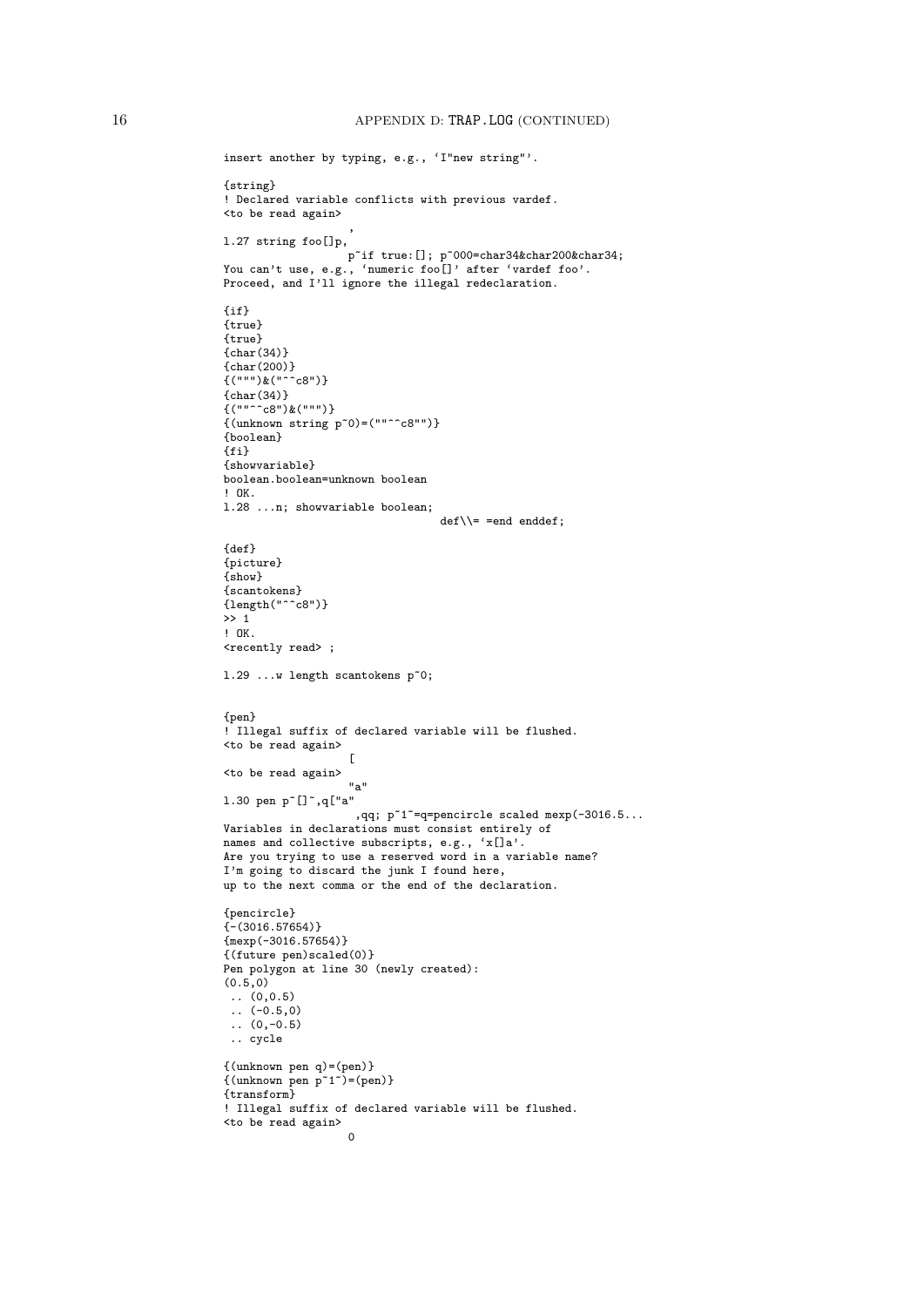```
insert another by typing, e.g., `I"new string"'.

{string}
! Declared variable conflicts with previous vardef.
<to be read again>
                   ,
l.27 string foo[]p,
                   p~if true:[]; p~000=char34&char200&char34;
You can't use, e.g., `numeric foo[]' after `vardef foo'.
Proceed, and I'll ignore the illegal redeclaration.

{if}
{true}
{true}
{char(34)}
{char(200)}
{(""")&("^^c8")}
{char(34)}
{(""^^c8")&(""")}
{(unknown string p~0)=(""^^c8"")}
{boolean}
{fi}
{showvariable}
boolean.boolean=unknown boolean
! OK.
l.28 ...n; showvariable boolean;
                                 def\\= =end enddef;

{def}
{picture}
{show}
{scantokens}
{length("^^c8")}
>> 1
! OK.
<recently read> ;

l.29 ...w length scantokens p~0;


{pen}
! Illegal suffix of declared variable will be flushed.
<to be read again>
                   [
<to be read again>
                   "a"
l.30 pen p~[]~,q["a"
                    ,qq; p~1~=q=pencircle scaled mexp(-3016.5...
Variables in declarations must consist entirely of
names and collective subscripts, e.g., `x[]a'.
Are you trying to use a reserved word in a variable name?
I'm going to discard the junk I found here,
up to the next comma or the end of the declaration.

{pencircle}
{-(3016.57654)}
{mexp(-3016.57654)}
{(future pen)scaled(0)}
Pen polygon at line 30 (newly created):
(0.5,0)
 .. (0,0.5)
 .. (-0.5,0)
 .. (0,-0.5)
 .. cycle

{(unknown pen q)=(pen)}
{(unknown pen p~1~)=(pen)}
{transform}
! Illegal suffix of declared variable will be flushed.
<to be read again>
                   0
```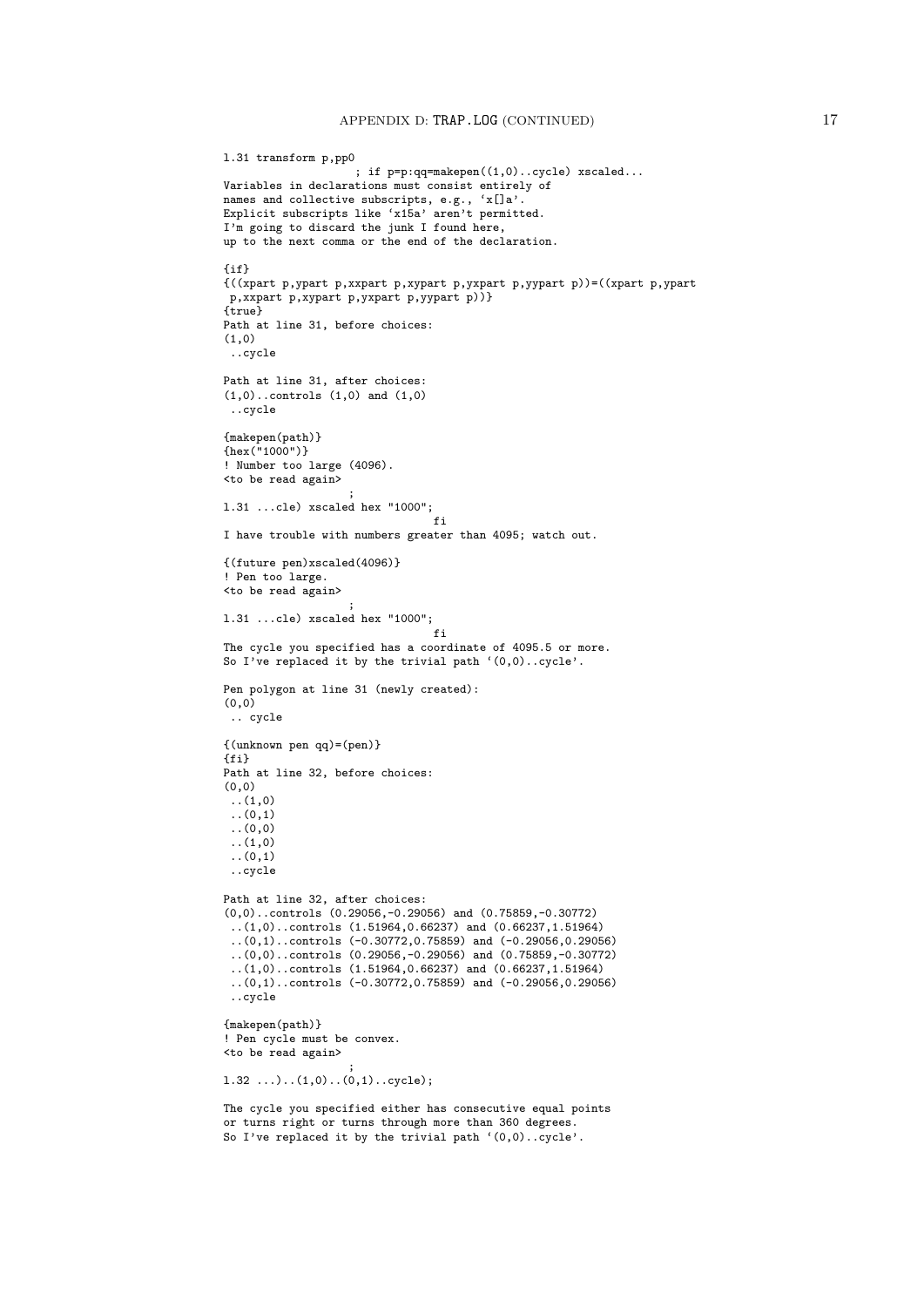```
l.31 transform p,pp0
                    ; if p=p:qq=makepen((1,0)..cycle) xscaled...
Variables in declarations must consist entirely of
names and collective subscripts, e.g., `x[]a'.
Explicit subscripts like `x15a' aren't permitted.
I'm going to discard the junk I found here,
up to the next comma or the end of the declaration.

{if}
{((xpart p,ypart p,xxpart p,xypart p,yxpart p,yypart p))=((xpart p,ypart
 p,xxpart p,xypart p,yxpart p,yypart p))}
{true}
Path at line 31, before choices:
(1,0)
 ..cycle

Path at line 31, after choices:
(1,0)..controls (1,0) and (1,0)
 ..cycle

{makepen(path)}
{hex("1000")}
! Number too large (4096).
<to be read again>
                   ;
l.31 ...cle) xscaled hex "1000";
                                fi
I have trouble with numbers greater than 4095; watch out.

{(future pen)xscaled(4096)}
! Pen too large.
<to be read again>
                   ;
l.31 ...cle) xscaled hex "1000";
                                fi
The cycle you specified has a coordinate of 4095.5 or more.
So I've replaced it by the trivial path `(0,0)..cycle'.

Pen polygon at line 31 (newly created):
(0,0)
 .. cycle

{(unknown pen qq)=(pen)}
{fi}
Path at line 32, before choices:
(0,0)
 ..(1,0)
 ..(0,1)
 ..(0,0)
 ..(1,0)
 ..(0,1)
 ..cycle

Path at line 32, after choices:
(0,0)..controls (0.29056,-0.29056) and (0.75859,-0.30772)
 ..(1,0)..controls (1.51964,0.66237) and (0.66237,1.51964)
 ..(0,1)..controls (-0.30772,0.75859) and (-0.29056,0.29056)
 ..(0,0)..controls (0.29056,-0.29056) and (0.75859,-0.30772)
 ..(1,0)..controls (1.51964,0.66237) and (0.66237,1.51964)
 ..(0,1)..controls (-0.30772,0.75859) and (-0.29056,0.29056)
 ..cycle

{makepen(path)}
! Pen cycle must be convex.
<to be read again>
                   ;
l.32 ...)..(1,0)..(0,1)..cycle);

The cycle you specified either has consecutive equal points
or turns right or turns through more than 360 degrees.
So I've replaced it by the trivial path `(0,0)..cycle'.
```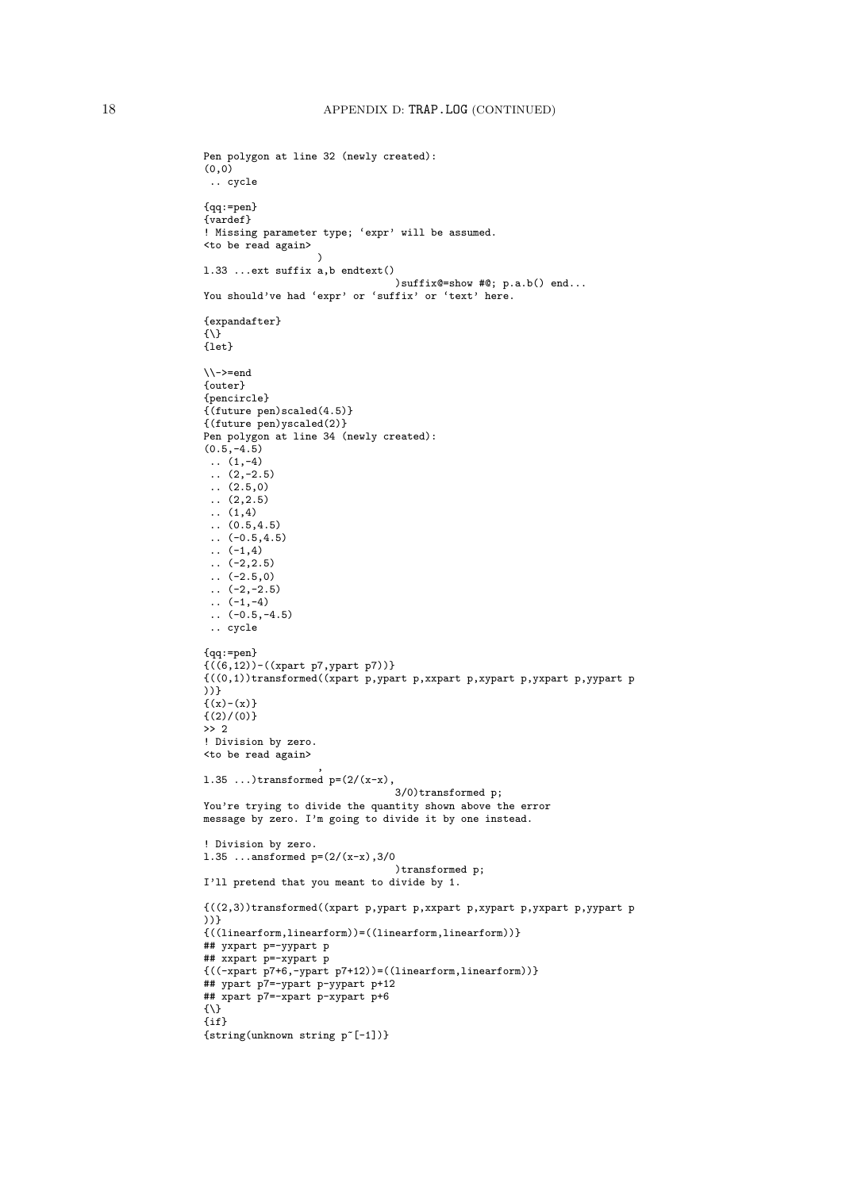```
Pen polygon at line 32 (newly created):
(0,0)
 .. cycle

{qq:=pen}
{vardef}
! Missing parameter type; `expr' will be assumed.
<to be read again>
                   )
l.33 ...ext suffix a,b endtext()
                                )suffix@=show #@; p.a.b() end...
You should've had `expr' or `suffix' or `text' here.

{expandafter}
{\}
{let}

\\->=end
{outer}
{pencircle}
{(future pen)scaled(4.5)}
{(future pen)yscaled(2)}
Pen polygon at line 34 (newly created):
(0.5,-4.5)
 .. (1,-4)
 .. (2,-2.5)
 .. (2.5,0)
 .. (2,2.5)
 .. (1,4)
 .. (0.5,4.5)
 .. (-0.5,4.5)
 .. (-1,4)
 .. (-2,2.5)
 .. (-2.5,0)
 .. (-2,-2.5)
 .. (-1,-4)
 .. (-0.5,-4.5)
 .. cycle

{qq:=pen}
{((6,12))-((xpart p7,ypart p7))}
{((0,1))transformed((xpart p,ypart p,xxpart p,xypart p,yxpart p,yypart p
))}
{(x)-(x)}
{(2)/(0)}
>> 2
! Division by zero.
<to be read again>
                   ,
l.35 ...)transformed p=(2/(x-x),
                                3/0)transformed p;
You're trying to divide the quantity shown above the error
message by zero. I'm going to divide it by one instead.

! Division by zero.
l.35 ...ansformed p=(2/(x-x),3/0
                                )transformed p;
I'll pretend that you meant to divide by 1.

{((2,3))transformed((xpart p,ypart p,xxpart p,xypart p,yxpart p,yypart p
))}
{((linearform,linearform))=((linearform,linearform))}
## yxpart p=-yypart p
## xxpart p=-xypart p
{((-xpart p7+6,-ypart p7+12))=((linearform,linearform))}
## ypart p7=-ypart p-yypart p+12
## xpart p7=-xpart p-xypart p+6
{\}
{if}
{string(unknown string p~[-1])}
```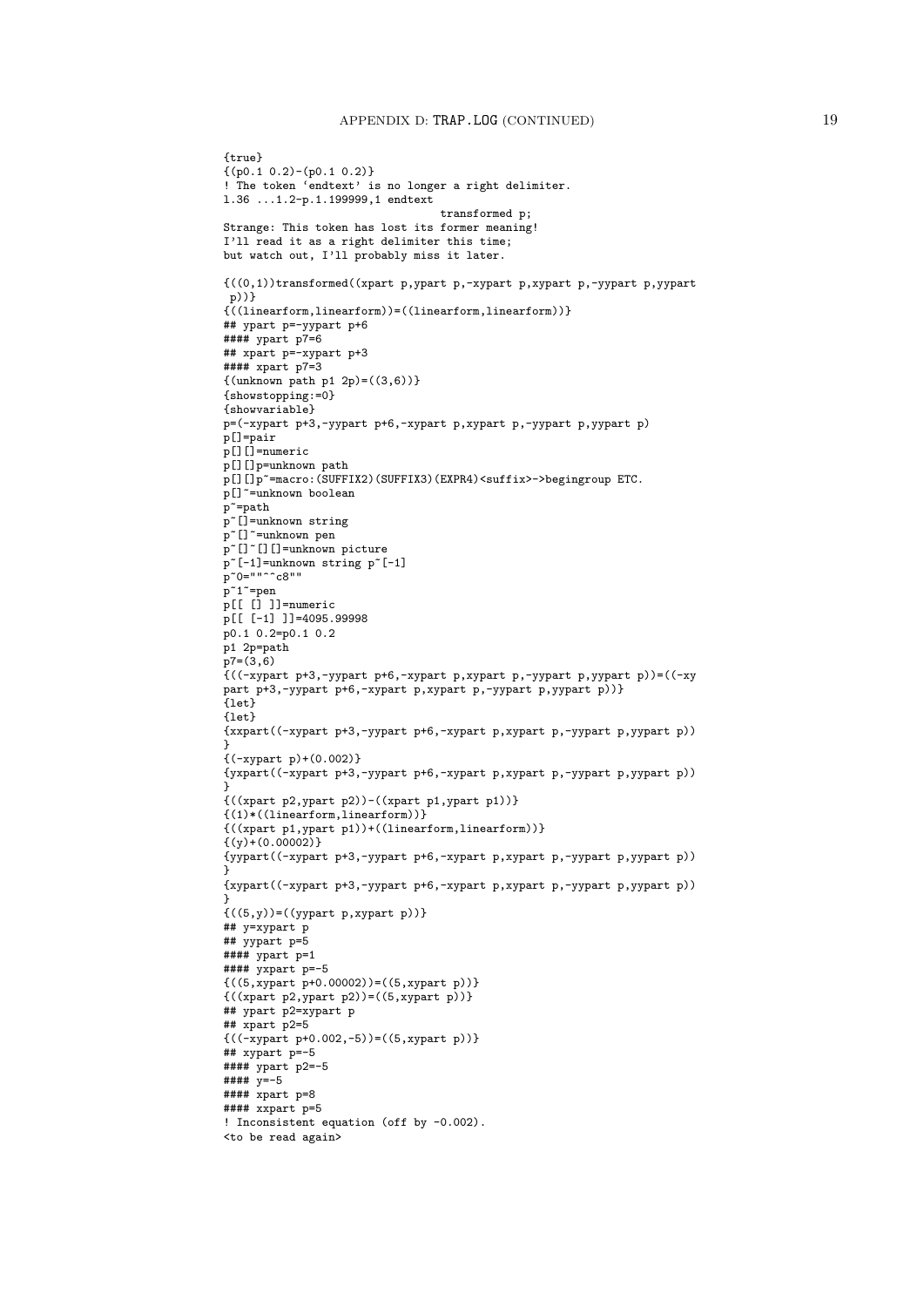```
{true}
{(p0.1 0.2)-(p0.1 0.2)}
! The token `endtext' is no longer a right delimiter.
l.36 ...1.2-p.1.199999,1 endtext
                                  transformed p;
Strange: This token has lost its former meaning!
I'll read it as a right delimiter this time;
but watch out, I'll probably miss it later.

{((0,1))transformed((xpart p,ypart p,-xypart p,xypart p,-yypart p,yypart
 p))}
{((linearform,linearform))=((linearform,linearform))}
## ypart p=-yypart p+6
#### ypart p7=6
## xpart p=-xypart p+3
#### xpart p7=3
{(unknown path p1 2p)=((3,6))}
{showstopping:=0}
{showvariable}
p=(-xypart p+3,-yypart p+6,-xypart p,xypart p,-yypart p,yypart p)
p[]=pair
p[][]=numeric
p[][]p=unknown path
p[][]p~=macro:(SUFFIX2)(SUFFIX3)(EXPR4)<suffix>->begingroup ETC.
p[]~=unknown boolean
p~=path
p~[]=unknown string
p~[]~=unknown pen
p~[]~[][]=unknown picture
p~[-1]=unknown string p~[-1]
p~0=""^^c8""
p~1~=pen
p[[ [] ]]=numeric
p[[ [-1] ]]=4095.99998
p0.1 0.2=p0.1 0.2
p1 2p=path
p7=(3,6)
{((-xypart p+3,-yypart p+6,-xypart p,xypart p,-yypart p,yypart p))=((-xy
part p+3,-yypart p+6,-xypart p,xypart p,-yypart p,yypart p))}
{let}
{let}
{xxpart((-xypart p+3,-yypart p+6,-xypart p,xypart p,-yypart p,yypart p))
}
{(-xypart p)+(0.002)}
{yxpart((-xypart p+3,-yypart p+6,-xypart p,xypart p,-yypart p,yypart p))
}
{((xpart p2,ypart p2))-((xpart p1,ypart p1))}
{(1)*((linearform,linearform))}
{((xpart p1,ypart p1))+((linearform,linearform))}
{(y)+(0.00002)}
{yypart((-xypart p+3,-yypart p+6,-xypart p,xypart p,-yypart p,yypart p))
}
{xypart((-xypart p+3,-yypart p+6,-xypart p,xypart p,-yypart p,yypart p))
}
{((5,y))=((yypart p,xypart p))}
## y=xypart p
## yypart p=5
#### ypart p=1
#### yxpart p=-5
{((5,xypart p+0.00002))=((5,xypart p))}
{((xpart p2,ypart p2))=((5,xypart p))}
## ypart p2=xypart p
## xpart p2=5
{((-xypart p+0.002,-5))=((5,xypart p))}
## xypart p=-5
#### ypart p2=-5
#### y=-5
#### xpart p=8
#### xxpart p=5
! Inconsistent equation (off by -0.002).
<to be read again>
```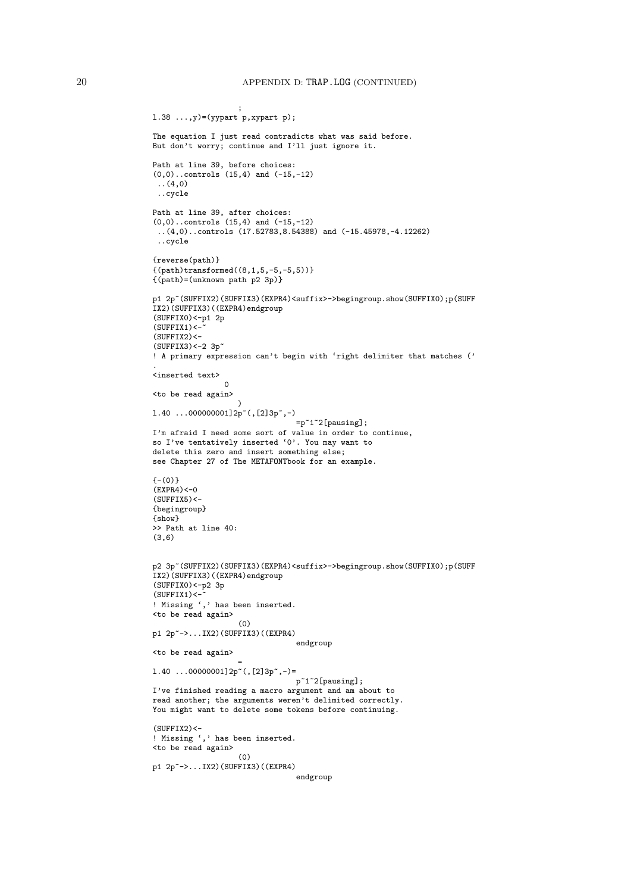```
                    ;
l.38 ...,y)=(yypart p,xypart p);

The equation I just read contradicts what was said before.
But don't worry; continue and I'll just ignore it.

Path at line 39, before choices:
(0,0)..controls (15,4) and (-15,-12)
 ..(4,0)
 ..cycle

Path at line 39, after choices:
(0,0)..controls (15,4) and (-15,-12)
 ..(4,0)..controls (17.52783,8.54388) and (-15.45978,-4.12262)
 ..cycle

{reverse(path)}
{(path)transformed((8,1,5,-5,-5,5))}
{(path)=(unknown path p2 3p)}

p1 2p~(SUFFIX2)(SUFFIX3)(EXPR4)<suffix>->begingroup.show(SUFFIX0);p(SUFF
IX2)(SUFFIX3)((EXPR4)endgroup
(SUFFIX0)<-p1 2p
(SUFFIX1)<-~
(SUFFIX2)<-
(SUFFIX3)<-2 3p~
! A primary expression can't begin with `right delimiter that matches ('
.
<inserted text>
                0
<to be read again>
                   )
l.40 ...000000001]2p~(,[2]3p~,-)
                                =p~1~2[pausing];
I'm afraid I need some sort of value in order to continue,
so I've tentatively inserted `0'. You may want to
delete this zero and insert something else;
see Chapter 27 of The METAFONTbook for an example.

{-(0)}
(EXPR4)<-0
(SUFFIX5)<-
{begingroup}
{show}
>> Path at line 40:
(3,6)


p2 3p~(SUFFIX2)(SUFFIX3)(EXPR4)<suffix>->begingroup.show(SUFFIX0);p(SUFF
IX2)(SUFFIX3)((EXPR4)endgroup
(SUFFIX0)<-p2 3p
(SUFFIX1)<-~
! Missing `,' has been inserted.
<to be read again>
                   (0)
p1 2p~->...IX2)(SUFFIX3)((EXPR4)
                                endgroup
<to be read again>
                   =
l.40 ...00000001]2p~(,[2]3p~,-)=
                                p~1~2[pausing];
I've finished reading a macro argument and am about to
read another; the arguments weren't delimited correctly.
You might want to delete some tokens before continuing.

(SUFFIX2)<-
! Missing `,' has been inserted.
<to be read again>
                   (0)
p1 2p~->...IX2)(SUFFIX3)((EXPR4)
                                endgroup
```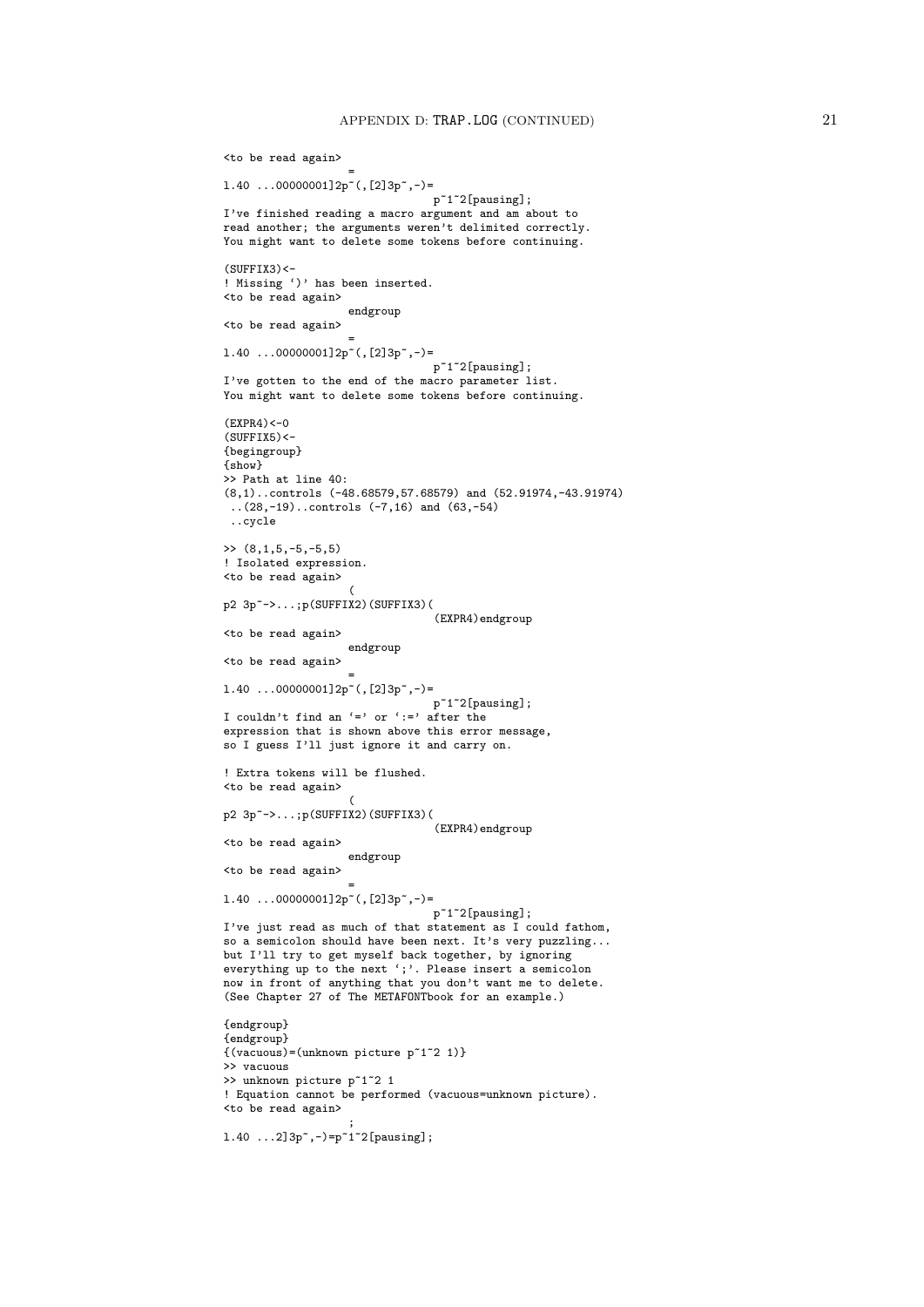```
<to be read again>
                   =
l.40 ...00000001]2p~(,[2]3p~,-)=
                                p~1~2[pausing];
I've finished reading a macro argument and am about to
read another; the arguments weren't delimited correctly.
You might want to delete some tokens before continuing.

(SUFFIX3)<-
! Missing `)' has been inserted.
<to be read again>
                   endgroup
<to be read again>
                   =
l.40 ...00000001]2p~(,[2]3p~,-)=
                                p~1~2[pausing];
I've gotten to the end of the macro parameter list.
You might want to delete some tokens before continuing.

(EXPR4)<-0
(SUFFIX5)<-
{begingroup}
{show}
>> Path at line 40:
(8,1)..controls (-48.68579,57.68579) and (52.91974,-43.91974)
 ..(28,-19)..controls (-7,16) and (63,-54)
 ..cycle

>> (8,1,5,-5,-5,5)
! Isolated expression.
<to be read again>
                   (
p2 3p~->...;p(SUFFIX2)(SUFFIX3)(
                                (EXPR4)endgroup
<to be read again>
                   endgroup
<to be read again>
                   =
l.40 ...00000001]2p~(,[2]3p~,-)=
                                p~1~2[pausing];
I couldn't find an `=' or `:=' after the
expression that is shown above this error message,
so I guess I'll just ignore it and carry on.

! Extra tokens will be flushed.
<to be read again>
                   (
p2 3p~->...;p(SUFFIX2)(SUFFIX3)(
                                (EXPR4)endgroup
<to be read again>
                   endgroup
<to be read again>
                   =
l.40 ...00000001]2p~(,[2]3p~,-)=
                                p~1~2[pausing];
I've just read as much of that statement as I could fathom,
so a semicolon should have been next. It's very puzzling...
but I'll try to get myself back together, by ignoring
everything up to the next `;'. Please insert a semicolon
now in front of anything that you don't want me to delete.
(See Chapter 27 of The METAFONTbook for an example.)

{endgroup}
{endgroup}
{(vacuous)=(unknown picture p~1~2 1)}
>> vacuous
>> unknown picture p~1~2 1
! Equation cannot be performed (vacuous=unknown picture).
<to be read again>
                   ;
l.40 ...2]3p~,-)=p~1~2[pausing];
```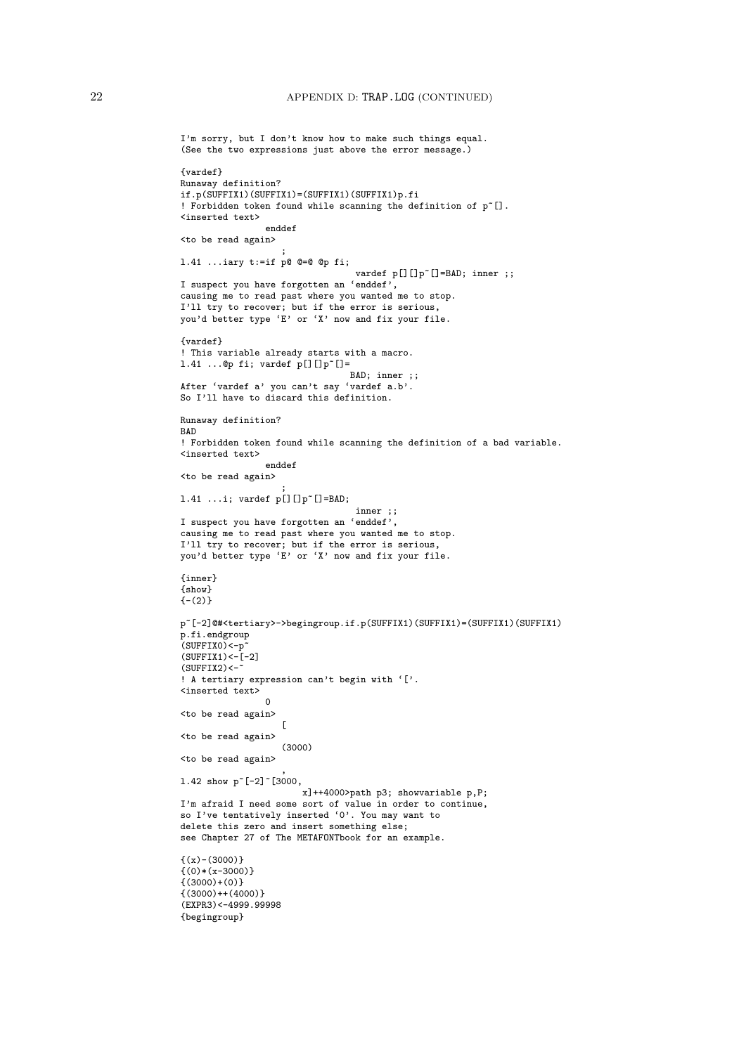```
I'm sorry, but I don't know how to make such things equal.
(See the two expressions just above the error message.)

{vardef}
Runaway definition?
if.p(SUFFIX1)(SUFFIX1)=(SUFFIX1)(SUFFIX1)p.fi
! Forbidden token found while scanning the definition of p~[].
<inserted text>
                enddef
<to be read again>
                   ;
l.41 ...iary t:=if p@ @=@ @p fi;
                                 vardef p[][]p~[]=BAD; inner ;;
I suspect you have forgotten an `enddef',
causing me to read past where you wanted me to stop.
I'll try to recover; but if the error is serious,
you'd better type `E' or `X' now and fix your file.

{vardef}
! This variable already starts with a macro.
l.41 ...@p fi; vardef p[][]p~[]=
                                BAD; inner ;;
After `vardef a' you can't say `vardef a.b'.
So I'll have to discard this definition.

Runaway definition?
BAD
! Forbidden token found while scanning the definition of a bad variable.
<inserted text>
                enddef
<to be read again>
                   ;
l.41 ...i; vardef p[][]p~[]=BAD;
                                 inner ;;
I suspect you have forgotten an `enddef',
causing me to read past where you wanted me to stop.
I'll try to recover; but if the error is serious,
you'd better type `E' or `X' now and fix your file.

{inner}
{show}
{-(2)}

p~[-2]@#<tertiary>->begingroup.if.p(SUFFIX1)(SUFFIX1)=(SUFFIX1)(SUFFIX1)
p.fi.endgroup
(SUFFIX0)<-p~
(SUFFIX1)<-[-2]
(SUFFIX2)<-~
! A tertiary expression can't begin with `['.
<inserted text>
                0
<to be read again>
                   [
<to be read again>
                   (3000)
<to be read again>
                   ,
l.42 show p~[-2]~[3000,
                       x]++4000>path p3; showvariable p,P;
I'm afraid I need some sort of value in order to continue,
so I've tentatively inserted `0'. You may want to
delete this zero and insert something else;
see Chapter 27 of The METAFONTbook for an example.

{(x)-(3000)}
{(0)*(x-3000)}
{(3000)+(0)}
{(3000)++(4000)}
(EXPR3)<-4999.99998
{begingroup}
```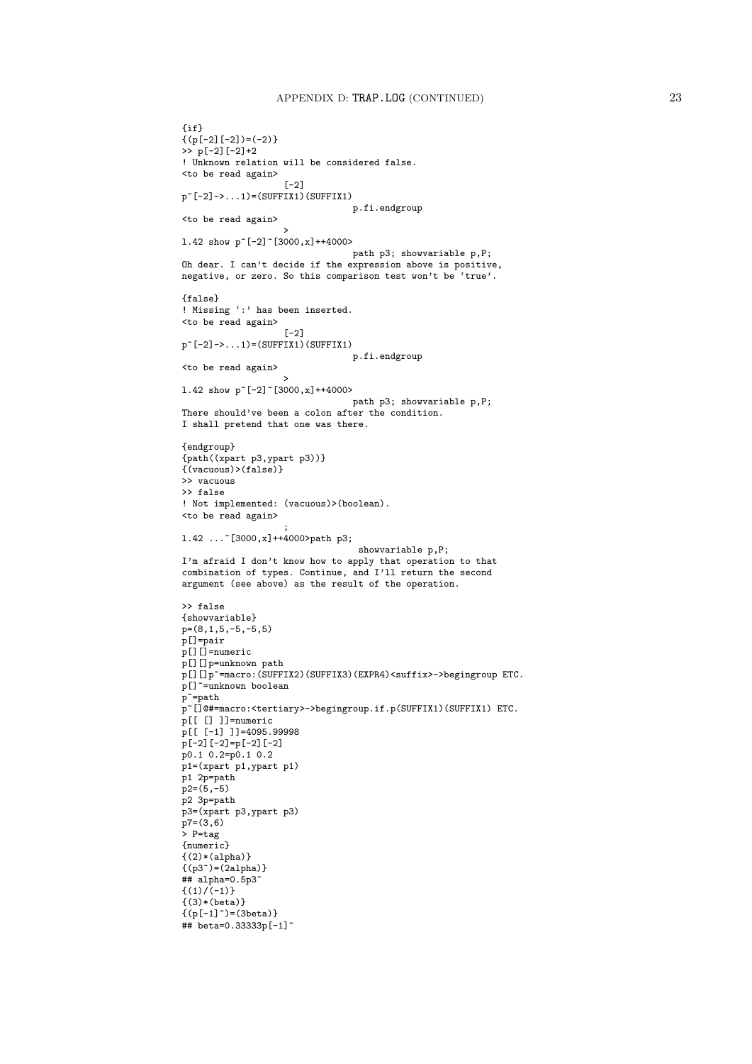```
{if}
{(p[-2][-2])=(-2)}
>> p[-2][-2]+2
! Unknown relation will be considered false.
<to be read again>
                   [-2]
p~[-2]->...1)=(SUFFIX1)(SUFFIX1)
                                p.fi.endgroup
<to be read again>
                   >
l.42 show p~[-2]~[3000,x]++4000>
                                path p3; showvariable p,P;
Oh dear. I can't decide if the expression above is positive,
negative, or zero. So this comparison test won't be `true'.

{false}
! Missing `:' has been inserted.
<to be read again>
                   [-2]
p~[-2]->...1)=(SUFFIX1)(SUFFIX1)
                                p.fi.endgroup
<to be read again>
                   >
l.42 show p~[-2]~[3000,x]++4000>
                                path p3; showvariable p,P;
There should've been a colon after the condition.
I shall pretend that one was there.

{endgroup}
{path((xpart p3,ypart p3))}
{(vacuous)>(false)}
>> vacuous
>> false
! Not implemented: (vacuous)>(boolean).
<to be read again>
                   ;
l.42 ...~[3000,x]++4000>path p3;
                                 showvariable p,P;
I'm afraid I don't know how to apply that operation to that
combination of types. Continue, and I'll return the second
argument (see above) as the result of the operation.

>> false
{showvariable}
p=(8,1,5,-5,-5,5)
p[]=pair
p[][]=numeric
p[][]p=unknown path
p[][]p~=macro:(SUFFIX2)(SUFFIX3)(EXPR4)<suffix>->begingroup ETC.
p[]~=unknown boolean
p~=path
p~[]@#=macro:<tertiary>->begingroup.if.p(SUFFIX1)(SUFFIX1) ETC.
p[[ [] ]]=numeric
p[[ [-1] ]]=4095.99998
p[-2][-2]=p[-2][-2]
p0.1 0.2=p0.1 0.2
p1=(xpart p1,ypart p1)
p1 2p=path
p2=(5,-5)
p2 3p=path
p3=(xpart p3,ypart p3)
p7=(3,6)
> P=tag
{numeric}
{(2)*(alpha)}
{(p3~)=(2alpha)}
## alpha=0.5p3~
{(1)/(-1)}
{(3)*(beta)}
{(p[-1]~)=(3beta)}
## beta=0.33333p[-1]~
```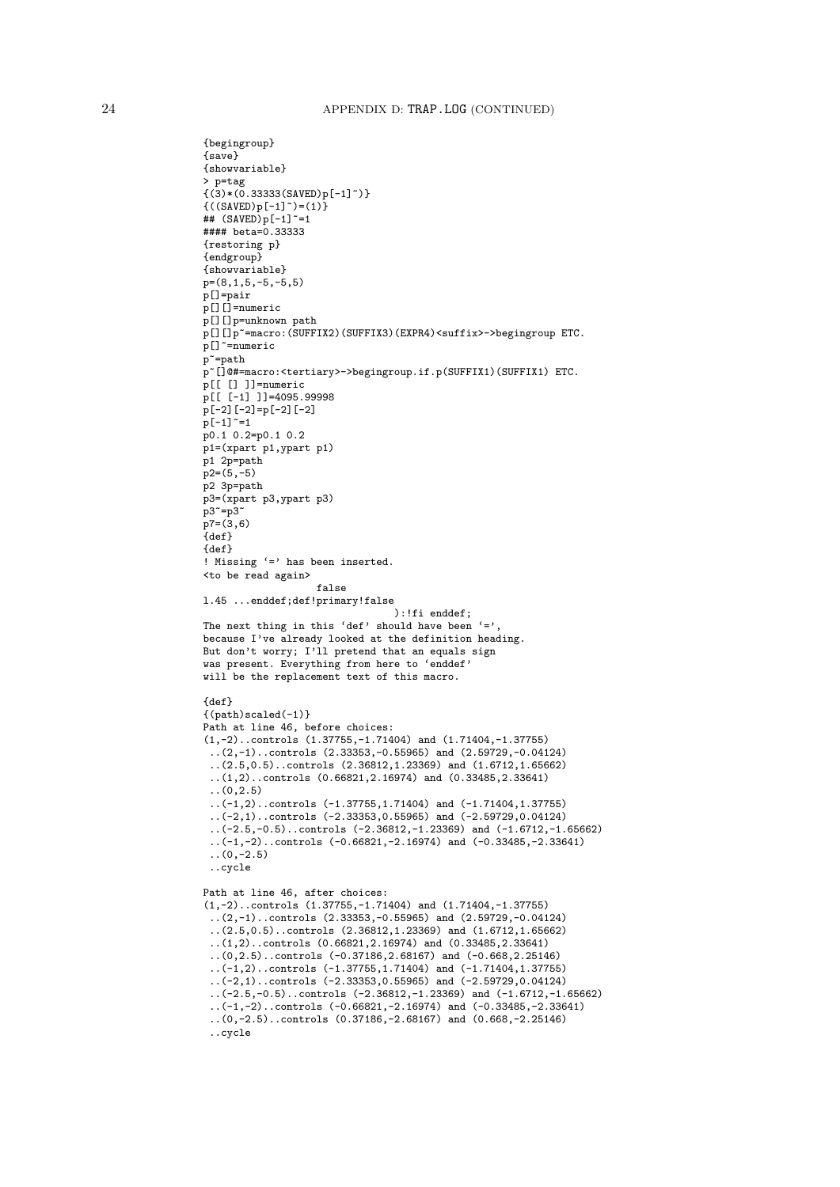```
{begingroup}
{save}
{showvariable}
> p=tag
{(3)*(0.33333(SAVED)p[-1]~)}
{((SAVED)p[-1]~)=(1)}
## (SAVED)p[-1]~=1
#### beta=0.33333
{restoring p}
{endgroup}
{showvariable}
p=(8,1,5,-5,-5,5)
p[]=pair
p[][]=numeric
p[][]p=unknown path
p[][]p~=macro:(SUFFIX2)(SUFFIX3)(EXPR4)<suffix>->begingroup ETC.
p[]~=numeric
p~=path
p~[]@#=macro:<tertiary>->begingroup.if.p(SUFFIX1)(SUFFIX1) ETC.
p[[ [] ]]=numeric
p[[ [-1] ]]=4095.99998
p[-2][-2]=p[-2][-2]
p[-1]~=1
p0.1 0.2=p0.1 0.2
p1=(xpart p1,ypart p1)
p1 2p=path
p2=(5,-5)
p2 3p=path
p3=(xpart p3,ypart p3)
p3~=p3~
p7=(3,6)
{def}
{def}
! Missing `=' has been inserted.
<to be read again>
                   false
l.45 ...enddef;def!primary!false
                                 ):!fi enddef;
The next thing in this `def' should have been `=',
because I've already looked at the definition heading.
But don't worry; I'll pretend that an equals sign
was present. Everything from here to `enddef'
will be the replacement text of this macro.

{def}
{(path)scaled(-1)}
Path at line 46, before choices:
(1,-2)..controls (1.37755,-1.71404) and (1.71404,-1.37755)
 ..(2,-1)..controls (2.33353,-0.55965) and (2.59729,-0.04124)
 ..(2.5,0.5)..controls (2.36812,1.23369) and (1.6712,1.65662)
 ..(1,2)..controls (0.66821,2.16974) and (0.33485,2.33641)
 ..(0,2.5)
 ..(-1,2)..controls (-1.37755,1.71404) and (-1.71404,1.37755)
 ..(-2,1)..controls (-2.33353,0.55965) and (-2.59729,0.04124)
 ..(-2.5,-0.5)..controls (-2.36812,-1.23369) and (-1.6712,-1.65662)
 ..(-1,-2)..controls (-0.66821,-2.16974) and (-0.33485,-2.33641)
 ..(0,-2.5)
 ..cycle

Path at line 46, after choices:
(1,-2)..controls (1.37755,-1.71404) and (1.71404,-1.37755)
 ..(2,-1)..controls (2.33353,-0.55965) and (2.59729,-0.04124)
 ..(2.5,0.5)..controls (2.36812,1.23369) and (1.6712,1.65662)
 ..(1,2)..controls (0.66821,2.16974) and (0.33485,2.33641)
 ..(0,2.5)..controls (-0.37186,2.68167) and (-0.668,2.25146)
 ..(-1,2)..controls (-1.37755,1.71404) and (-1.71404,1.37755)
 ..(-2,1)..controls (-2.33353,0.55965) and (-2.59729,0.04124)
 ..(-2.5,-0.5)..controls (-2.36812,-1.23369) and (-1.6712,-1.65662)
 ..(-1,-2)..controls (-0.66821,-2.16974) and (-0.33485,-2.33641)
 ..(0,-2.5)..controls (0.37186,-2.68167) and (0.668,-2.25146)
 ..cycle
```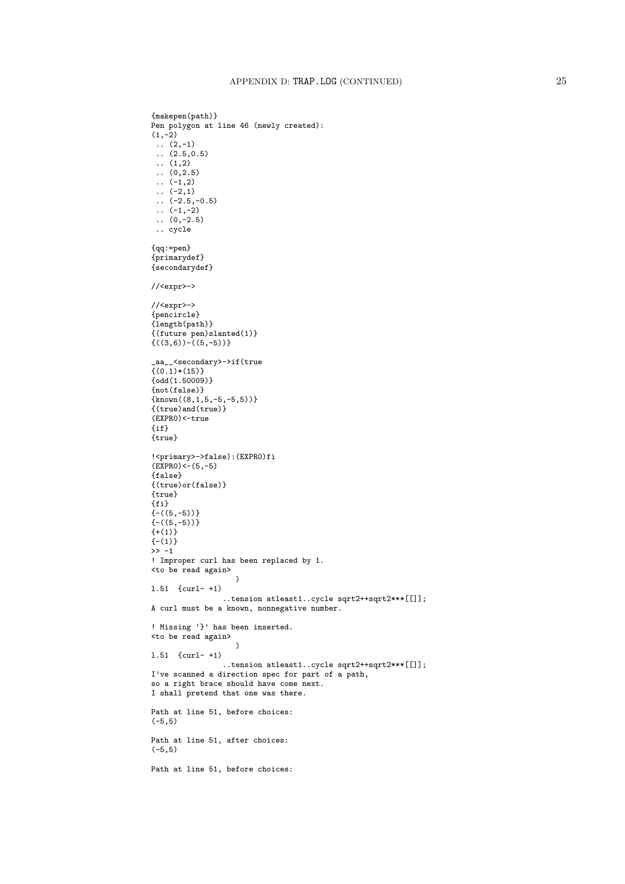```
{makepen(path)}
Pen polygon at line 46 (newly created):
(1,-2)
 .. (2,-1)
 .. (2.5,0.5)
 .. (1,2)
 .. (0,2.5)
 .. (-1,2)
 .. (-2,1)
 .. (-2.5,-0.5)
 .. (-1,-2)
 .. (0,-2.5)
 .. cycle

{qq:=pen}
{primarydef}
{secondarydef}

//<expr>->

//<expr>->
{pencircle}
{length(path)}
{(future pen)slanted(1)}
{((3,6))-((5,-5))}

_aa__<secondary>->if(true
{(0.1)*(15)}
{odd(1.50009)}
{not(false)}
{known((8,1,5,-5,-5,5))}
{(true)and(true)}
(EXPR0)<-true
{if}
{true}

!<primary>->false):(EXPR0)fi
(EXPR0)<-(5,-5)
{false}
{(true)or(false)}
{true}
{fi}
{-((5,-5))}
{-((5,-5))}
{+(1)}
{-(1)}
>> -1
! Improper curl has been replaced by 1.
<to be read again>
                   )
l.51  {curl- +1)
                ..tension atleast1..cycle sqrt2++sqrt2***[[]];
A curl must be a known, nonnegative number.

! Missing `}' has been inserted.
<to be read again>
                   )
l.51  {curl- +1)
                ..tension atleast1..cycle sqrt2++sqrt2***[[]];
I've scanned a direction spec for part of a path,
so a right brace should have come next.
I shall pretend that one was there.

Path at line 51, before choices:
(-5,5)

Path at line 51, after choices:
(-5,5)

Path at line 51, before choices:
```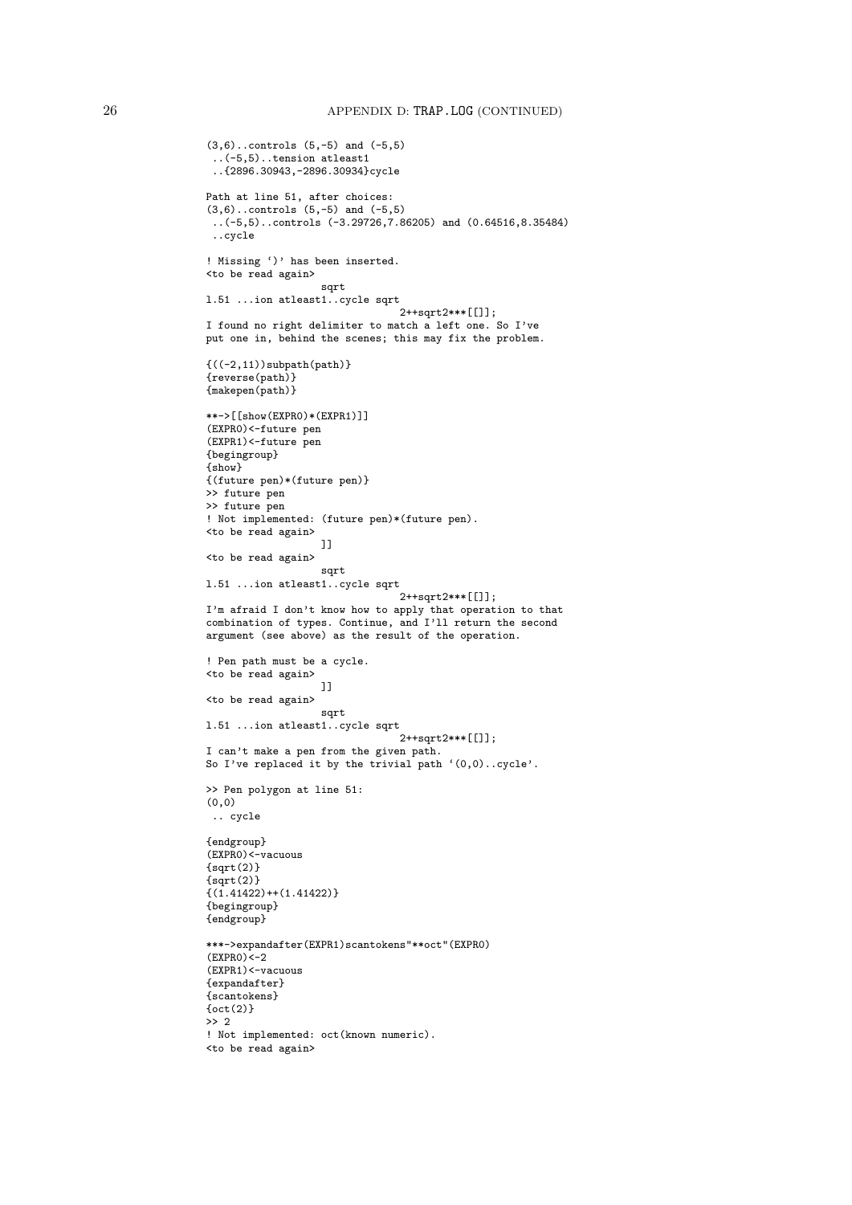```
(3,6)..controls (5,-5) and (-5,5)
 ..(-5,5)..tension atleast1
 ..{2896.30943,-2896.30934}cycle

Path at line 51, after choices:
(3,6)..controls (5,-5) and (-5,5)
 ..(-5,5)..controls (-3.29726,7.86205) and (0.64516,8.35484)
 ..cycle

! Missing `)' has been inserted.
<to be read again>
                   sqrt
l.51 ...ion atleast1..cycle sqrt
                                2++sqrt2***[[]];
I found no right delimiter to match a left one. So I've
put one in, behind the scenes; this may fix the problem.

{((-2,11))subpath(path)}
{reverse(path)}
{makepen(path)}

**->[[show(EXPR0)*(EXPR1)]]
(EXPR0)<-future pen
(EXPR1)<-future pen
{begingroup}
{show}
{(future pen)*(future pen)}
>> future pen
>> future pen
! Not implemented: (future pen)*(future pen).
<to be read again>
                   ]]
<to be read again>
                   sqrt
l.51 ...ion atleast1..cycle sqrt
                                2++sqrt2***[[]];
I'm afraid I don't know how to apply that operation to that
combination of types. Continue, and I'll return the second
argument (see above) as the result of the operation.

! Pen path must be a cycle.
<to be read again>
                   ]]
<to be read again>
                   sqrt
l.51 ...ion atleast1..cycle sqrt
                                2++sqrt2***[[]];
I can't make a pen from the given path.
So I've replaced it by the trivial path `(0,0)..cycle'.

>> Pen polygon at line 51:
(0,0)
 .. cycle

{endgroup}
(EXPR0)<-vacuous
{sqrt(2)}
{sqrt(2)}
{(1.41422)++(1.41422)}
{begingroup}
{endgroup}

***->expandafter(EXPR1)scantokens"**oct"(EXPR0)
(EXPR0)<-2
(EXPR1)<-vacuous
{expandafter}
{scantokens}
{oct(2)}
>> 2
! Not implemented: oct(known numeric).
<to be read again>
```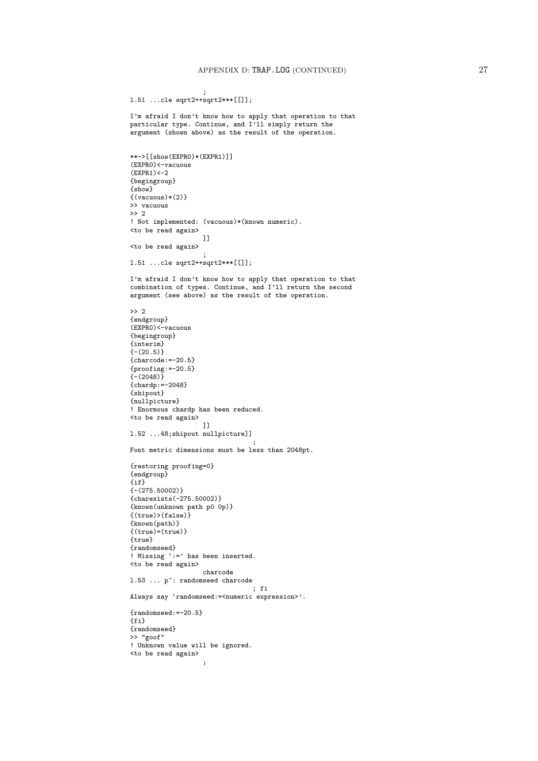```
                    ;
l.51 ...cle sqrt2++sqrt2***[[]];

I'm afraid I don't know how to apply that operation to that
particular type. Continue, and I'll simply return the
argument (shown above) as the result of the operation.


**->[[show(EXPR0)*(EXPR1)]]
(EXPR0)<-vacuous
(EXPR1)<-2
{begingroup}
{show}
{(vacuous)*(2)}
>> vacuous
>> 2
! Not implemented: (vacuous)*(known numeric).
<to be read again>
                    ]]
<to be read again>
                    ;
l.51 ...cle sqrt2++sqrt2***[[]];

I'm afraid I don't know how to apply that operation to that
combination of types. Continue, and I'll return the second
argument (see above) as the result of the operation.

>> 2
{endgroup}
(EXPR0)<-vacuous
{begingroup}
{interim}
{-(20.5)}
{charcode:=-20.5}
{proofing:=-20.5}
{-(2048)}
{chardp:=-2048}
{shipout}
{nullpicture}
! Enormous chardp has been reduced.
<to be read again>
                    ]]
l.52 ...48;shipout nullpicture]]
                                    ;
Font metric dimensions must be less than 2048pt.

{restoring proofing=0}
{endgroup}
{if}
{-(275.50002)}
{charexists(-275.50002)}
{known(unknown path p0 0p)}
{(true)>(false)}
{known(path)}
{(true)=(true)}
{true}
{randomseed}
! Missing `:=' has been inserted.
<to be read again>
                    charcode
l.53 ... p~: randomseed charcode
                                    ; fi
Always say `randomseed:=<numeric expression>'.

{randomseed:=-20.5}
{fi}
{randomseed}
>> "goof"
! Unknown value will be ignored.
<to be read again>
                    ;
```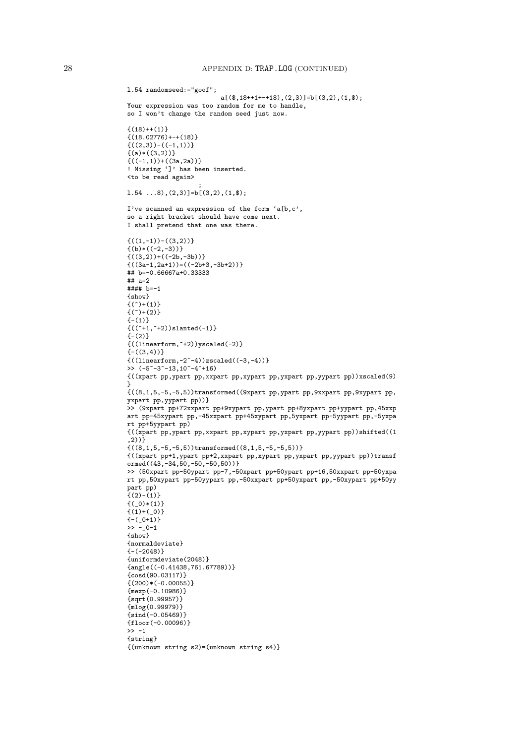```
l.54 randomseed:="goof";
                        a[($,18++1+-+18),(2,3)]=b[(3,2),(1,$);
Your expression was too random for me to handle,
so I won't change the random seed just now.

{(18)++(1)}
{(18.02776)+-+(18)}
{((2,3))-((-1,1))}
{(a)*((3,2))}
{((-1,1))+((3a,2a))}
! Missing `]' has been inserted.
<to be read again>
                   ;
l.54 ...8),(2,3)]=b[(3,2),(1,$);

I've scanned an expression of the form `a[b,c',
so a right bracket should have come next.
I shall pretend that one was there.

{((1,-1))-((3,2))}
{(b)*((-2,-3))}
{((3,2))+((-2b,-3b))}
{((3a-1,2a+1))=((-2b+3,-3b+2))}
## b=-0.66667a+0.33333
## a=2
#### b=-1
{show}
{(^)+(1)}
{(~)+(2)}
{-(1)}
{((^+1,~+2))slanted(-1)}
{-(2)}
{((linearform,~+2))yscaled(-2)}
{-((3,4))}
{((linearform,-2~-4))zscaled((-3,-4))}
>> (-5~-3^-13,10~-4^+16)
{((xpart pp,ypart pp,xxpart pp,xypart pp,yxpart pp,yypart pp))xscaled(9)
}
{((8,1,5,-5,-5,5))transformed((9xpart pp,ypart pp,9xxpart pp,9xypart pp,
yxpart pp,yypart pp))}
>> (9xpart pp+72xxpart pp+9xypart pp,ypart pp+8yxpart pp+yypart pp,45xxp
art pp-45xypart pp,-45xxpart pp+45xypart pp,5yxpart pp-5yypart pp,-5yxpa
rt pp+5yypart pp)
{((xpart pp,ypart pp,xxpart pp,xypart pp,yxpart pp,yypart pp))shifted((1
,2))}
{((8,1,5,-5,-5,5))transformed((8,1,5,-5,-5,5))}
{((xpart pp+1,ypart pp+2,xxpart pp,xypart pp,yxpart pp,yypart pp))transf
ormed((43,-34,50,-50,-50,50))}
>> (50xpart pp-50ypart pp-7,-50xpart pp+50ypart pp+16,50xxpart pp-50yxpa
rt pp,50xypart pp-50yypart pp,-50xxpart pp+50yxpart pp,-50xypart pp+50yy
part pp)
{(2)-(1)}
{(_0)*(1)}
{(1)+(_0)}
{-(_0+1)}
>> -_0-1
{show}
{normaldeviate}
{-(-2048)}
{uniformdeviate(2048)}
{angle((-0.41438,761.67789))}
{cosd(90.03117)}
{(200)*(-0.00055)}
{mexp(-0.10986)}
{sqrt(0.99957)}
{mlog(0.99979)}
{sind(-0.05469)}
{floor(-0.00096)}
>> -1
{string}
{(unknown string s2)=(unknown string s4)}
```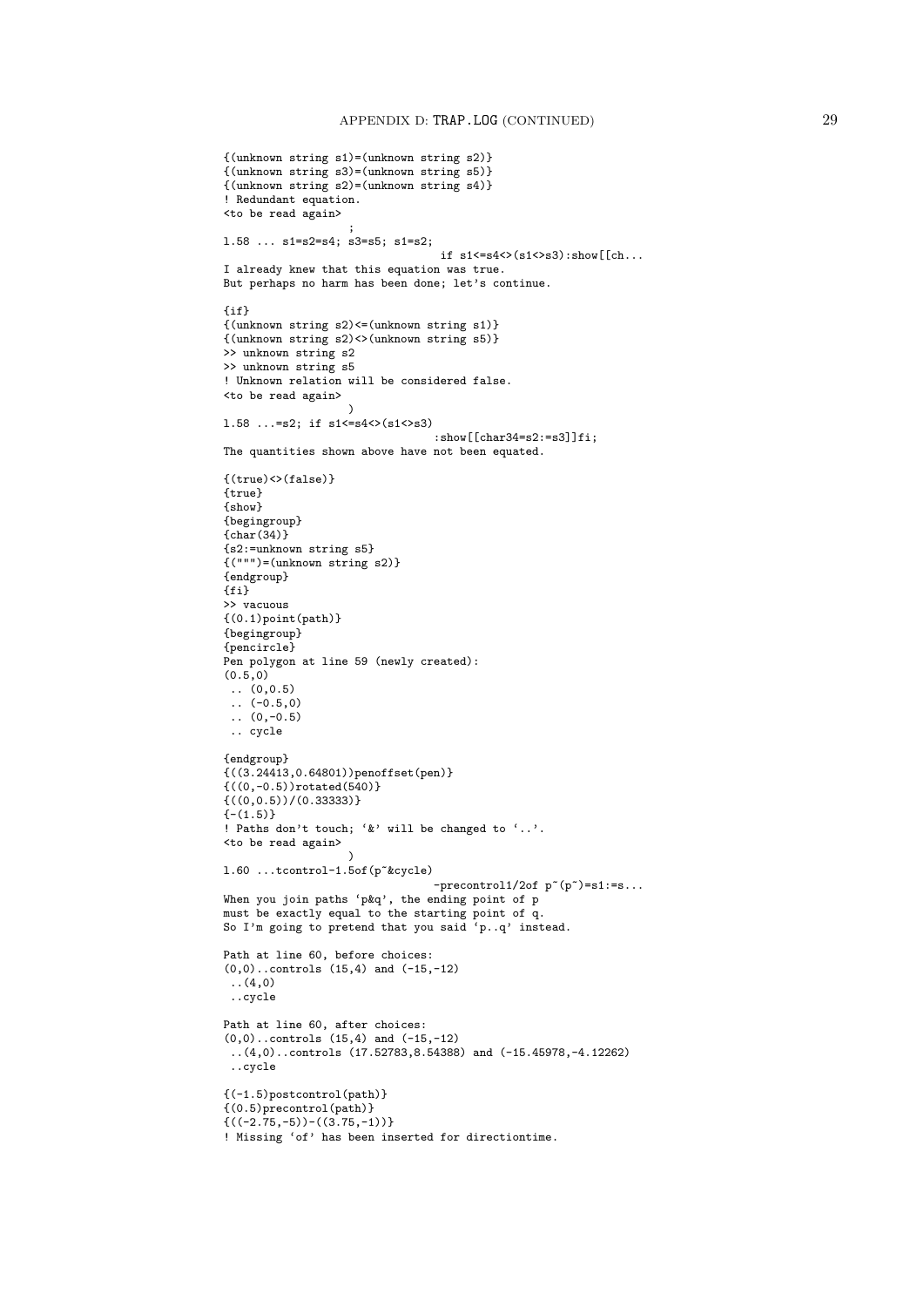```
{(unknown string s1)=(unknown string s2)}
{(unknown string s3)=(unknown string s5)}
{(unknown string s2)=(unknown string s4)}
! Redundant equation.
<to be read again>
                   ;
l.58 ... s1=s2=s4; s3=s5; s1=s2;
                                 if s1<=s4<>(s1<>s3):show[[ch...
I already knew that this equation was true.
But perhaps no harm has been done; let's continue.

{if}
{(unknown string s2)<=(unknown string s1)}
{(unknown string s2)<>(unknown string s5)}
>> unknown string s2
>> unknown string s5
! Unknown relation will be considered false.
<to be read again>
                   )
l.58 ...=s2; if s1<=s4<>(s1<>s3)
                                :show[[char34=s2:=s3]]fi;
The quantities shown above have not been equated.

{(true)<>(false)}
{true}
{show}
{begingroup}
{char(34)}
{s2:=unknown string s5}
{(""")=(unknown string s2)}
{endgroup}
{fi}
>> vacuous
{(0.1)point(path)}
{begingroup}
{pencircle}
Pen polygon at line 59 (newly created):
(0.5,0)
 .. (0,0.5)
 .. (-0.5,0)
 .. (0,-0.5)
 .. cycle

{endgroup}
{((3.24413,0.64801))penoffset(pen)}
{((0,-0.5))rotated(540)}
{((0,0.5))/(0.33333)}
{-(1.5)}
! Paths don't touch; `&' will be changed to `..'.
<to be read again>
                   )
l.60 ...tcontrol-1.5of(p~&cycle)
                                -precontrol1/2of p~(p~)=s1:=s...
When you join paths `p&q', the ending point of p
must be exactly equal to the starting point of q.
So I'm going to pretend that you said `p..q' instead.

Path at line 60, before choices:
(0,0)..controls (15,4) and (-15,-12)
 ..(4,0)
 ..cycle

Path at line 60, after choices:
(0,0)..controls (15,4) and (-15,-12)
 ..(4,0)..controls (17.52783,8.54388) and (-15.45978,-4.12262)
 ..cycle

{(-1.5)postcontrol(path)}
{(0.5)precontrol(path)}
{((-2.75,-5))-((3.75,-1))}
! Missing `of' has been inserted for directiontime.
```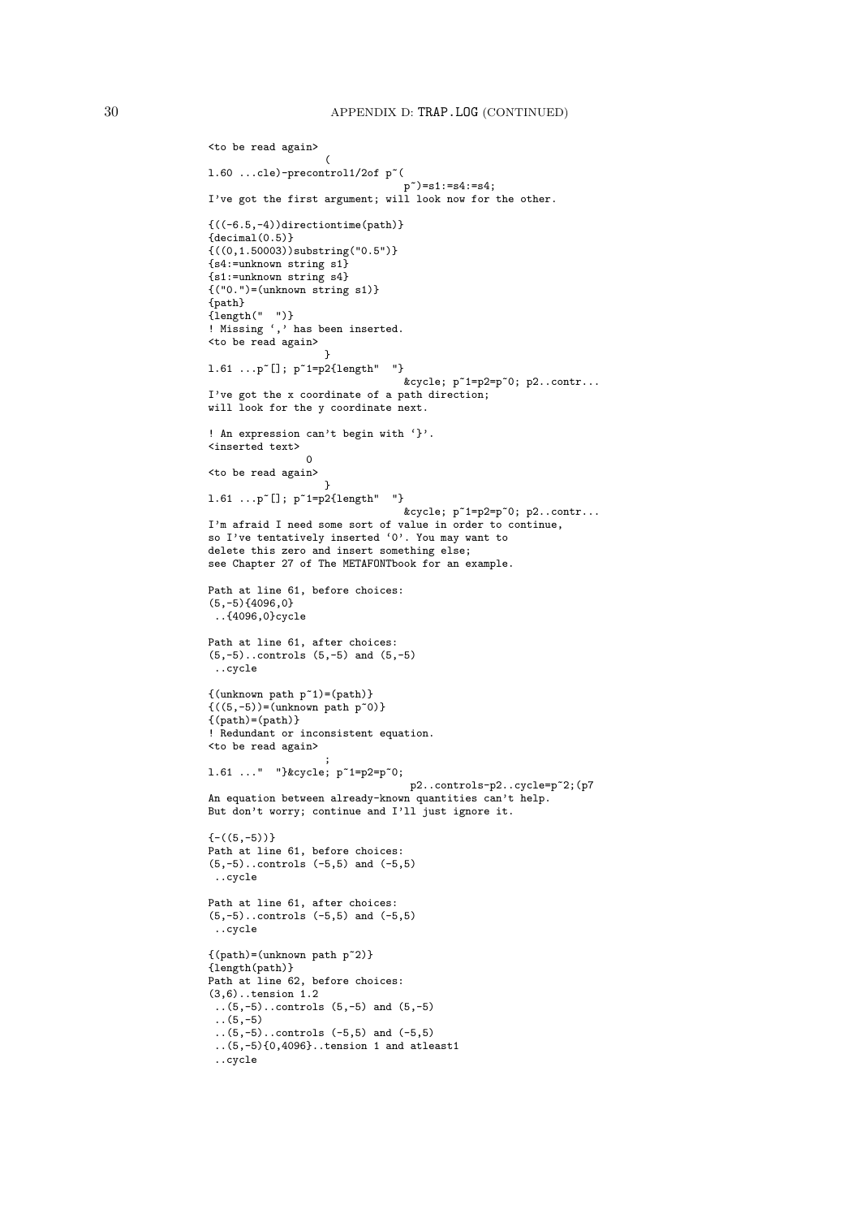```
<to be read again>
                   (
l.60 ...cle)-precontrol1/2of p~(
                                p~)=s1:=s4:=s4;
I've got the first argument; will look now for the other.

{((-6.5,-4))directiontime(path)}
{decimal(0.5)}
{((0,1.50003))substring("0.5")}
{s4:=unknown string s1}
{s1:=unknown string s4}
{("0.")=(unknown string s1)}
{path}
{length(" ")}
! Missing `,' has been inserted.
<to be read again>
                   }
l.61 ...p~[]; p~1=p2{length"  "}
                                &cycle; p~1=p2=p~0; p2..contr...
I've got the x coordinate of a path direction;
will look for the y coordinate next.

! An expression can't begin with `}'.
<inserted text>
                0
<to be read again>
                   }
l.61 ...p~[]; p~1=p2{length"  "}
                                &cycle; p~1=p2=p~0; p2..contr...
I'm afraid I need some sort of value in order to continue,
so I've tentatively inserted `0'. You may want to
delete this zero and insert something else;
see Chapter 27 of The METAFONTbook for an example.

Path at line 61, before choices:
(5,-5){4096,0}
 ..{4096,0}cycle

Path at line 61, after choices:
(5,-5)..controls (5,-5) and (5,-5)
 ..cycle

{(unknown path p~1)=(path)}
{((5,-5))=(unknown path p~0)}
{(path)=(path)}
! Redundant or inconsistent equation.
<to be read again>
                   ;
l.61 ..."  "}&cycle; p~1=p2=p~0;
                                 p2..controls-p2..cycle=p~2;(p7
An equation between already-known quantities can't help.
But don't worry; continue and I'll just ignore it.

{-((5,-5))}
Path at line 61, before choices:
(5,-5)..controls (-5,5) and (-5,5)
 ..cycle

Path at line 61, after choices:
(5,-5)..controls (-5,5) and (-5,5)
 ..cycle

{(path)=(unknown path p~2)}
{length(path)}
Path at line 62, before choices:
(3,6)..tension 1.2
 ..(5,-5)..controls (5,-5) and (5,-5)
 ..(5,-5)
 ..(5,-5)..controls (-5,5) and (-5,5)
 ..(5,-5){0,4096}..tension 1 and atleast1
 ..cycle
```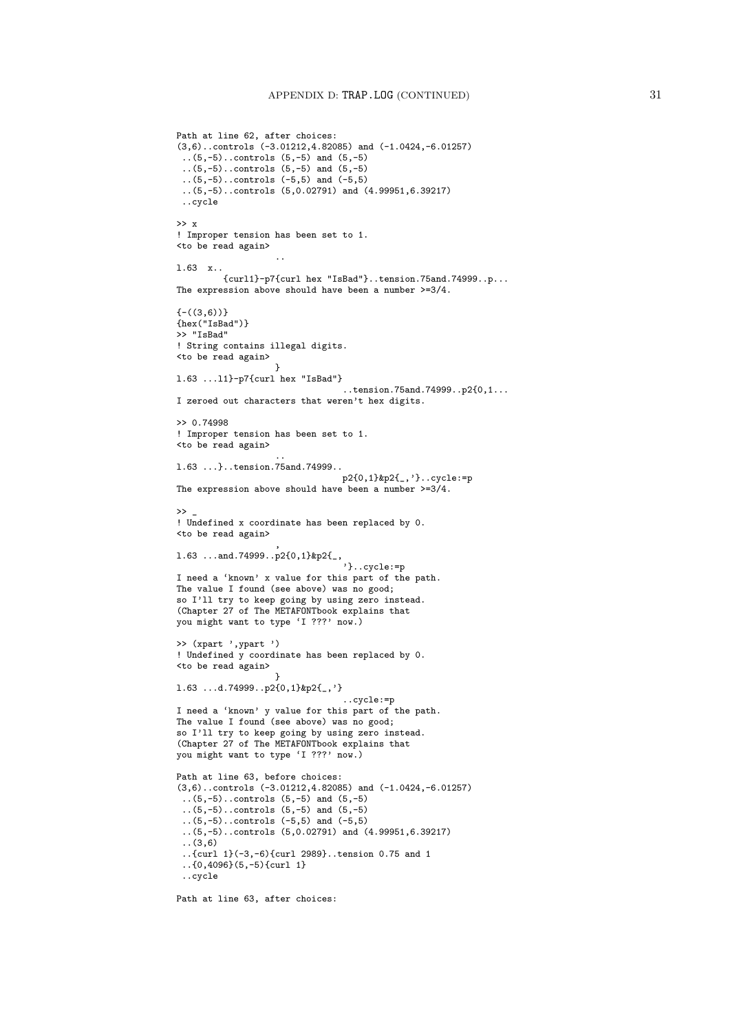```
Path at line 62, after choices:
(3,6)..controls (-3.01212,4.82085) and (-1.0424,-6.01257)
 ..(5,-5)..controls (5,-5) and (5,-5)
 ..(5,-5)..controls (5,-5) and (5,-5)
 ..(5,-5)..controls (-5,5) and (-5,5)
 ..(5,-5)..controls (5,0.02791) and (4.99951,6.39217)
 ..cycle

>> x
! Improper tension has been set to 1.
<to be read again>
                   ..
l.63  x..
         {curl1}-p7{curl hex "IsBad"}..tension.75and.74999..p...
The expression above should have been a number >=3/4.

{-((3,6))}
{hex("IsBad")}
>> "IsBad"
! String contains illegal digits.
<to be read again>
                   }
l.63 ...l1}-p7{curl hex "IsBad"}
                                ..tension.75and.74999..p2{0,1...
I zeroed out characters that weren't hex digits.

>> 0.74998
! Improper tension has been set to 1.
<to be read again>
                   ..
l.63 ...}..tension.75and.74999..
                                p2{0,1}&p2{_,'}..cycle:=p
The expression above should have been a number >=3/4.

>> _
! Undefined x coordinate has been replaced by 0.
<to be read again>
                   ,
l.63 ...and.74999..p2{0,1}&p2{_,
                                '}..cycle:=p
I need a `known' x value for this part of the path.
The value I found (see above) was no good;
so I'll try to keep going by using zero instead.
(Chapter 27 of The METAFONTbook explains that
you might want to type `I ???' now.)

>> (xpart ',ypart ')
! Undefined y coordinate has been replaced by 0.
<to be read again>
                   }
l.63 ...d.74999..p2{0,1}&p2{_,'}
                                ..cycle:=p
I need a `known' y value for this part of the path.
The value I found (see above) was no good;
so I'll try to keep going by using zero instead.
(Chapter 27 of The METAFONTbook explains that
you might want to type `I ???' now.)

Path at line 63, before choices:
(3,6)..controls (-3.01212,4.82085) and (-1.0424,-6.01257)
 ..(5,-5)..controls (5,-5) and (5,-5)
 ..(5,-5)..controls (5,-5) and (5,-5)
 ..(5,-5)..controls (-5,5) and (-5,5)
 ..(5,-5)..controls (5,0.02791) and (4.99951,6.39217)
 ..(3,6)
 ..{curl 1}(-3,-6){curl 2989}..tension 0.75 and 1
 ..{0,4096}(5,-5){curl 1}
 ..cycle

Path at line 63, after choices:
```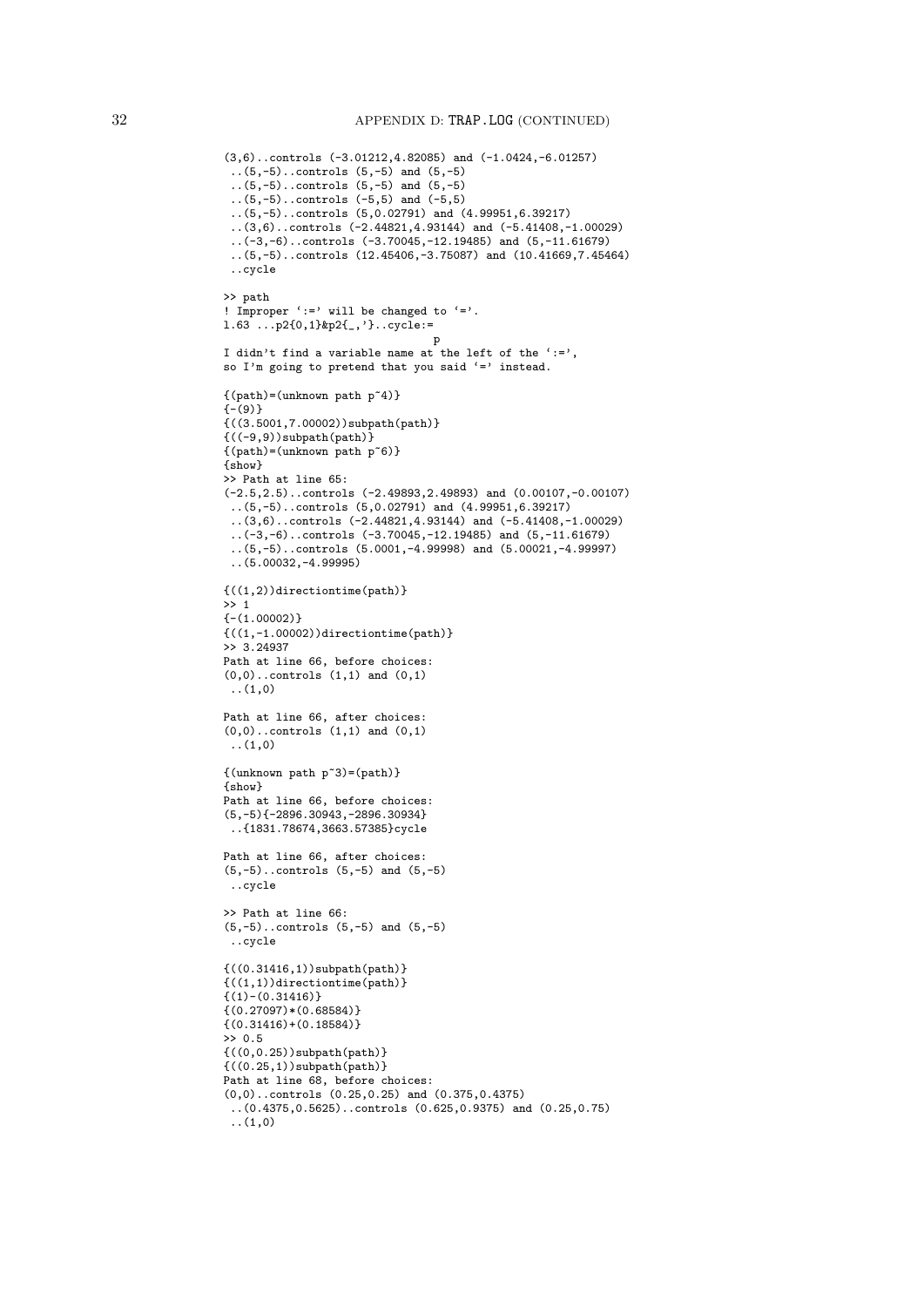```
(3,6)..controls (-3.01212,4.82085) and (-1.0424,-6.01257)
 ..(5,-5)..controls (5,-5) and (5,-5)
 ..(5,-5)..controls (5,-5) and (5,-5)
 ..(5,-5)..controls (-5,5) and (-5,5)
 ..(5,-5)..controls (5,0.02791) and (4.99951,6.39217)
 ..(3,6)..controls (-2.44821,4.93144) and (-5.41408,-1.00029)
 ..(-3,-6)..controls (-3.70045,-12.19485) and (5,-11.61679)
 ..(5,-5)..controls (12.45406,-3.75087) and (10.41669,7.45464)
 ..cycle

>> path
! Improper `:=' will be changed to `='.
l.63 ...p2{0,1}&p2{_,'}..cycle:=
                                 p
I didn't find a variable name at the left of the `:=',
so I'm going to pretend that you said `=' instead.

{(path)=(unknown path p~4)}
{-(9)}
{((3.5001,7.00002))subpath(path)}
{((-9,9))subpath(path)}
{(path)=(unknown path p~6)}
{show}
>> Path at line 65:
(-2.5,2.5)..controls (-2.49893,2.49893) and (0.00107,-0.00107)
 ..(5,-5)..controls (5,0.02791) and (4.99951,6.39217)
 ..(3,6)..controls (-2.44821,4.93144) and (-5.41408,-1.00029)
 ..(-3,-6)..controls (-3.70045,-12.19485) and (5,-11.61679)
 ..(5,-5)..controls (5.0001,-4.99998) and (5.00021,-4.99997)
 ..(5.00032,-4.99995)

{((1,2))directiontime(path)}
>> 1
{-(1.00002)}
{((1,-1.00002))directiontime(path)}
>> 3.24937
Path at line 66, before choices:
(0,0)..controls (1,1) and (0,1)
 ..(1,0)

Path at line 66, after choices:
(0,0)..controls (1,1) and (0,1)
 ..(1,0)

{(unknown path p~3)=(path)}
{show}
Path at line 66, before choices:
(5,-5){-2896.30943,-2896.30934}
 ..{1831.78674,3663.57385}cycle

Path at line 66, after choices:
(5,-5)..controls (5,-5) and (5,-5)
 ..cycle

>> Path at line 66:
(5,-5)..controls (5,-5) and (5,-5)
 ..cycle

{((0.31416,1))subpath(path)}
{((1,1))directiontime(path)}
{(1)-(0.31416)}
{(0.27097)*(0.68584)}
{(0.31416)+(0.18584)}
>> 0.5
{((0,0.25))subpath(path)}
{((0.25,1))subpath(path)}
Path at line 68, before choices:
(0,0)..controls (0.25,0.25) and (0.375,0.4375)
 ..(0.4375,0.5625)..controls (0.625,0.9375) and (0.25,0.75)
 ..(1,0)
```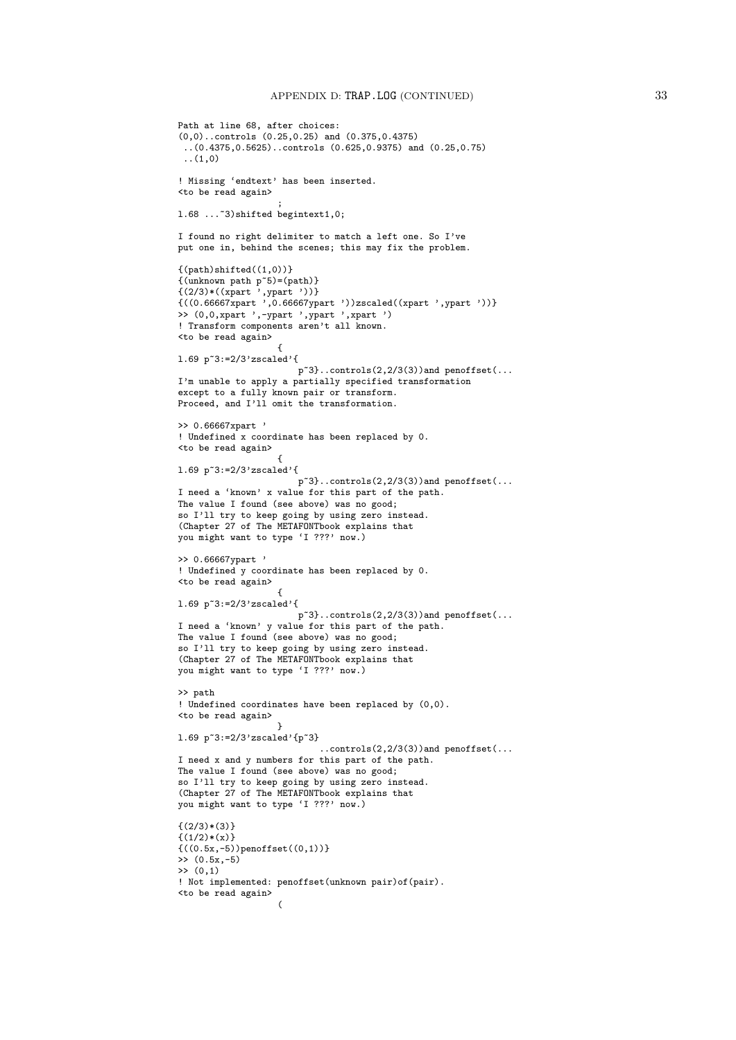```
Path at line 68, after choices:
(0,0)..controls (0.25,0.25) and (0.375,0.4375)
 ..(0.4375,0.5625)..controls (0.625,0.9375) and (0.25,0.75)
 ..(1,0)

! Missing `endtext' has been inserted.
<to be read again>
                   ;
l.68 ...~3)shifted begintext1,0;

I found no right delimiter to match a left one. So I've
put one in, behind the scenes; this may fix the problem.

{(path)shifted((1,0))}
{(unknown path p~5)=(path)}
{(2/3)*((xpart ',ypart '))}
{((0.66667xpart ',0.66667ypart '))zscaled((xpart ',ypart '))}
>> (0,0,xpart ',-ypart ',ypart ',xpart ')
! Transform components aren't all known.
<to be read again>
                   {
l.69 p~3:=2/3'zscaled'{
                       p~3}..controls(2,2/3(3))and penoffset(...
I'm unable to apply a partially specified transformation
except to a fully known pair or transform.
Proceed, and I'll omit the transformation.

>> 0.66667xpart '
! Undefined x coordinate has been replaced by 0.
<to be read again>
                   {
l.69 p~3:=2/3'zscaled'{
                       p~3}..controls(2,2/3(3))and penoffset(...
I need a `known' x value for this part of the path.
The value I found (see above) was no good;
so I'll try to keep going by using zero instead.
(Chapter 27 of The METAFONTbook explains that
you might want to type `I ???' now.)

>> 0.66667ypart '
! Undefined y coordinate has been replaced by 0.
<to be read again>
                   {
l.69 p~3:=2/3'zscaled'{
                       p~3}..controls(2,2/3(3))and penoffset(...
I need a `known' y value for this part of the path.
The value I found (see above) was no good;
so I'll try to keep going by using zero instead.
(Chapter 27 of The METAFONTbook explains that
you might want to type `I ???' now.)

>> path
! Undefined coordinates have been replaced by (0,0).
<to be read again>
                   }
l.69 p~3:=2/3'zscaled'{p~3}
                           ..controls(2,2/3(3))and penoffset(...
I need x and y numbers for this part of the path.
The value I found (see above) was no good;
so I'll try to keep going by using zero instead.
(Chapter 27 of The METAFONTbook explains that
you might want to type `I ???' now.)

{(2/3)*(3)}
{(1/2)*(x)}
{((0.5x,-5))penoffset((0,1))}
>> (0.5x,-5)
>> (0,1)
! Not implemented: penoffset(unknown pair)of(pair).
<to be read again>
                   (
```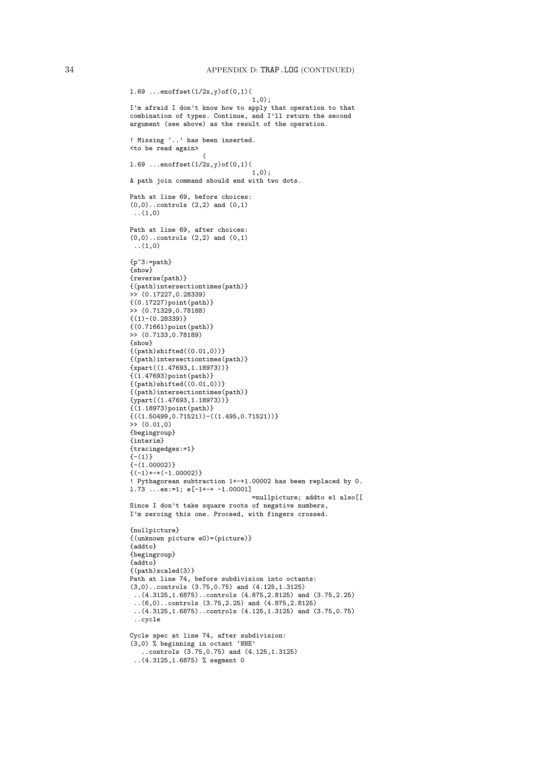```
l.69 ...enoffset(1/2x,y)of(0,1)(
                                1,0);
I'm afraid I don't know how to apply that operation to that
combination of types. Continue, and I'll return the second
argument (see above) as the result of the operation.

! Missing `..' has been inserted.
<to be read again>
                   (
l.69 ...enoffset(1/2x,y)of(0,1)(
                                1,0);
A path join command should end with two dots.

Path at line 69, before choices:
(0,0)..controls (2,2) and (0,1)
 ..(1,0)

Path at line 69, after choices:
(0,0)..controls (2,2) and (0,1)
 ..(1,0)

{p~3:=path}
{show}
{reverse(path)}
{(path)intersectiontimes(path)}
>> (0.17227,0.28339)
{(0.17227)point(path)}
>> (0.71329,0.78188)
{(1)-(0.28339)}
{(0.71661)point(path)}
>> (0.7133,0.78189)
{show}
{(path)shifted((0.01,0))}
{(path)intersectiontimes(path)}
{xpart((1.47693,1.18973))}
{(1.47693)point(path)}
{(path)shifted((0.01,0))}
{(path)intersectiontimes(path)}
{ypart((1.47693,1.18973))}
{(1.18973)point(path)}
{((1.50499,0.71521))-((1.495,0.71521))}
>> (0.01,0)
{begingroup}
{interim}
{tracingedges:=1}
{-(1)}
{-(1.00002)}
{(-1)+-+(-1.00002)}
! Pythagorean subtraction 1+-+1.00002 has been replaced by 0.
l.73 ...es:=1; e[-1+-+ -1.00001]
                                =nullpicture; addto e1 also[[
Since I don't take square roots of negative numbers,
I'm zeroing this one. Proceed, with fingers crossed.

{nullpicture}
{(unknown picture e0)=(picture)}
{addto}
{begingroup}
{addto}
{(path)scaled(3)}
Path at line 74, before subdivision into octants:
(3,0)..controls (3.75,0.75) and (4.125,1.3125)
 ..(4.3125,1.6875)..controls (4.875,2.8125) and (3.75,2.25)
 ..(6,0)..controls (3.75,2.25) and (4.875,2.8125)
 ..(4.3125,1.6875)..controls (4.125,1.3125) and (3.75,0.75)
 ..cycle

Cycle spec at line 74, after subdivision:
(3,0) % beginning in octant `NNE'
   ..controls (3.75,0.75) and (4.125,1.3125)
 ..(4.3125,1.6875) % segment 0
```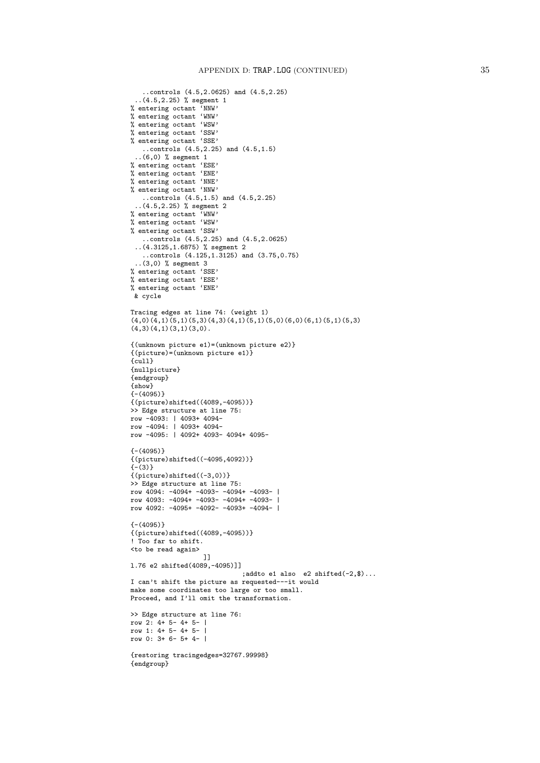```
   ..controls (4.5,2.0625) and (4.5,2.25)
 ..(4.5,2.25) % segment 1
% entering octant `NNW'
% entering octant `WNW'
% entering octant `WSW'
% entering octant `SSW'
% entering octant `SSE'
   ..controls (4.5,2.25) and (4.5,1.5)
 ..(6,0) % segment 1
% entering octant `ESE'
% entering octant `ENE'
% entering octant `NNE'
% entering octant `NNW'
   ..controls (4.5,1.5) and (4.5,2.25)
 ..(4.5,2.25) % segment 2
% entering octant `WNW'
% entering octant `WSW'
% entering octant `SSW'
   ..controls (4.5,2.25) and (4.5,2.0625)
 ..(4.3125,1.6875) % segment 2
   ..controls (4.125,1.3125) and (3.75,0.75)
 ..(3,0) % segment 3
% entering octant `SSE'
% entering octant `ESE'
% entering octant `ENE'
 & cycle

Tracing edges at line 74: (weight 1)
(4,0)(4,1)(5,1)(5,3)(4,3)(4,1)(5,1)(5,0)(6,0)(6,1)(5,1)(5,3)
(4,3)(4,1)(3,1)(3,0).

{(unknown picture e1)=(unknown picture e2)}
{(picture)=(unknown picture e1)}
{cull}
{nullpicture}
{endgroup}
{show}
{-(4095)}
{(picture)shifted((4089,-4095))}
>> Edge structure at line 75:
row -4093: | 4093+ 4094-
row -4094: | 4093+ 4094-
row -4095: | 4092+ 4093- 4094+ 4095-

{-(4095)}
{(picture)shifted((-4095,4092))}
{-(3)}
{(picture)shifted((-3,0))}
>> Edge structure at line 75:
row 4094: -4094+ -4093- -4094+ -4093- |
row 4093: -4094+ -4093- -4094+ -4093- |
row 4092: -4095+ -4092- -4093+ -4094- |

{-(4095)}
{(picture)shifted((4089,-4095))}
! Too far to shift.
<to be read again>
                   ]]
l.76 e2 shifted(4089,-4095)]]
                              ;addto e1 also  e2 shifted(-2,$)...
I can't shift the picture as requested---it would
make some coordinates too large or too small.
Proceed, and I'll omit the transformation.

>> Edge structure at line 76:
row 2: 4+ 5- 4+ 5- |
row 1: 4+ 5- 4+ 5- |
row 0: 3+ 6- 5+ 4- |

{restoring tracingedges=32767.99998}
{endgroup}
```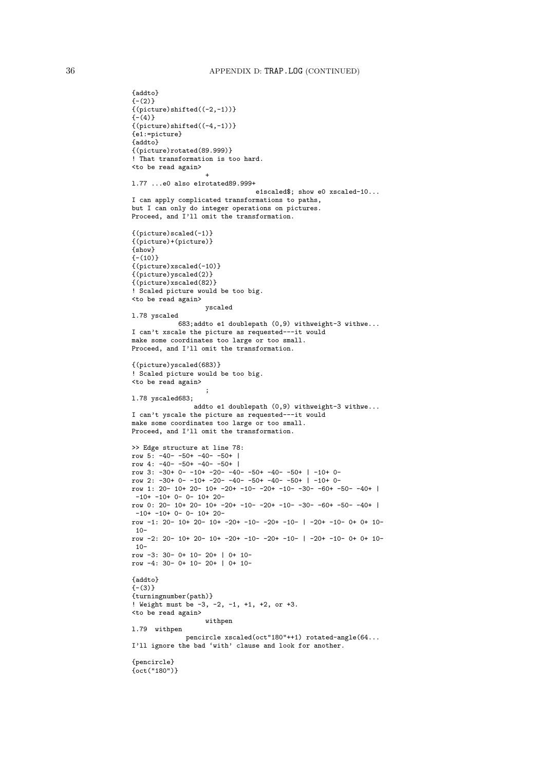```
{addto}
{-(2)}
{(picture)shifted((-2,-1))}
{-(4)}
{(picture)shifted((-4,-1))}
{e1:=picture}
{addto}
{(picture)rotated(89.999)}
! That transformation is too hard.
<to be read again>
                   +
l.77 ...e0 also e1rotated89.999+
                                e1scaled$; show e0 xscaled-10...
I can apply complicated transformations to paths,
but I can only do integer operations on pictures.
Proceed, and I'll omit the transformation.

{(picture)scaled(-1)}
{(picture)+(picture)}
{show}
{-(10)}
{(picture)xscaled(-10)}
{(picture)yscaled(2)}
{(picture)xscaled(82)}
! Scaled picture would be too big.
<to be read again>
                   yscaled
l.78 yscaled
            683;addto e1 doublepath (0,9) withweight-3 withwe...
I can't xscale the picture as requested---it would
make some coordinates too large or too small.
Proceed, and I'll omit the transformation.

{(picture)yscaled(683)}
! Scaled picture would be too big.
<to be read again>
                   ;
l.78 yscaled683;
                addto e1 doublepath (0,9) withweight-3 withwe...
I can't yscale the picture as requested---it would
make some coordinates too large or too small.
Proceed, and I'll omit the transformation.

>> Edge structure at line 78:
row 5: -40- -50+ -40- -50+ |
row 4: -40- -50+ -40- -50+ |
row 3: -30+ 0- -10+ -20- -40- -50+ -40- -50+ | -10+ 0-
row 2: -30+ 0- -10+ -20- -40- -50+ -40- -50+ | -10+ 0-
row 1: 20- 10+ 20- 10+ -20+ -10- -20+ -10- -30- -60+ -50- -40+ |
 -10+ -10+ 0- 0- 10+ 20-
row 0: 20- 10+ 20- 10+ -20+ -10- -20+ -10- -30- -60+ -50- -40+ |
 -10+ -10+ 0- 0- 10+ 20-
row -1: 20- 10+ 20- 10+ -20+ -10- -20+ -10- | -20+ -10- 0+ 0+ 10-
 10-
row -2: 20- 10+ 20- 10+ -20+ -10- -20+ -10- | -20+ -10- 0+ 0+ 10-
 10-
row -3: 30- 0+ 10- 20+ | 0+ 10-
row -4: 30- 0+ 10- 20+ | 0+ 10-

{addto}
{-(3)}
{turningnumber(path)}
! Weight must be -3, -2, -1, +1, +2, or +3.
<to be read again>
                   withpen
l.79  withpen
             pencircle xscaled(oct"180"++1) rotated-angle(64...
I'll ignore the bad `with' clause and look for another.

{pencircle}
{oct("180")}
```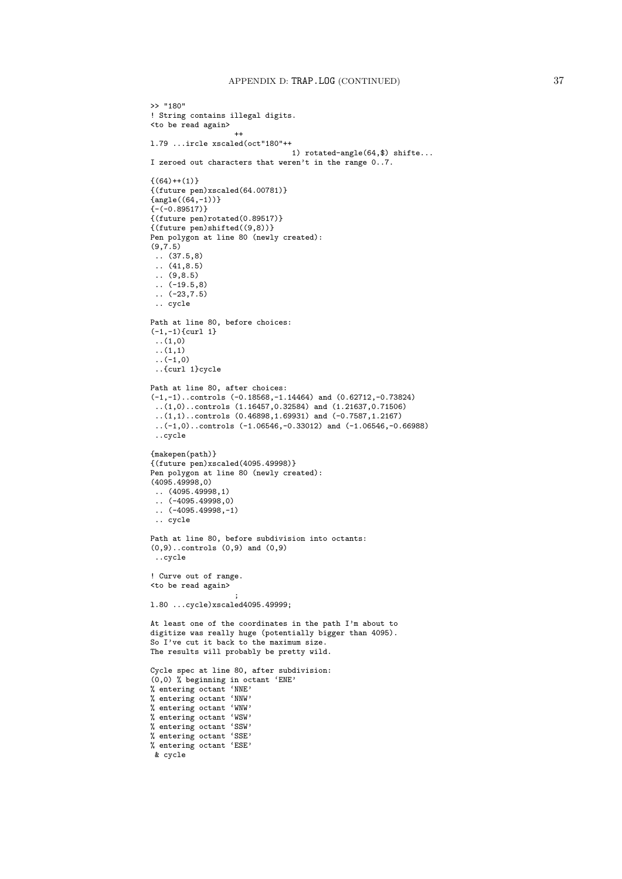```
>> "180"
! String contains illegal digits.
<to be read again>
                   ++
l.79 ...ircle xscaled(oct"180"++
                                 1) rotated-angle(64,$) shifte...
I zeroed out characters that weren't in the range 0..7.

{(64)++(1)}
{(future pen)xscaled(64.00781)}
{angle((64,-1))}
{-(-0.89517)}
{(future pen)rotated(0.89517)}
{(future pen)shifted((9,8))}
Pen polygon at line 80 (newly created):
(9,7.5)
 .. (37.5,8)
 .. (41,8.5)
 .. (9,8.5)
 .. (-19.5,8)
 .. (-23,7.5)
 .. cycle

Path at line 80, before choices:
(-1,-1){curl 1}
 ..(1,0)
 ..(1,1)
 ..(-1,0)
 ..{curl 1}cycle

Path at line 80, after choices:
(-1,-1)..controls (-0.18568,-1.14464) and (0.62712,-0.73824)
 ..(1,0)..controls (1.16457,0.32584) and (1.21637,0.71506)
 ..(1,1)..controls (0.46898,1.69931) and (-0.7587,1.2167)
 ..(-1,0)..controls (-1.06546,-0.33012) and (-1.06546,-0.66988)
 ..cycle

{makepen(path)}
{(future pen)xscaled(4095.49998)}
Pen polygon at line 80 (newly created):
(4095.49998,0)
 .. (4095.49998,1)
 .. (-4095.49998,0)
 .. (-4095.49998,-1)
 .. cycle

Path at line 80, before subdivision into octants:
(0,9)..controls (0,9) and (0,9)
 ..cycle

! Curve out of range.
<to be read again>
                   ;
l.80 ...cycle)xscaled4095.49999;

At least one of the coordinates in the path I'm about to
digitize was really huge (potentially bigger than 4095).
So I've cut it back to the maximum size.
The results will probably be pretty wild.

Cycle spec at line 80, after subdivision:
(0,0) % beginning in octant `ENE'
% entering octant `NNE'
% entering octant `NNW'
% entering octant `WNW'
% entering octant `WSW'
% entering octant `SSW'
% entering octant `SSE'
% entering octant `ESE'
 & cycle
```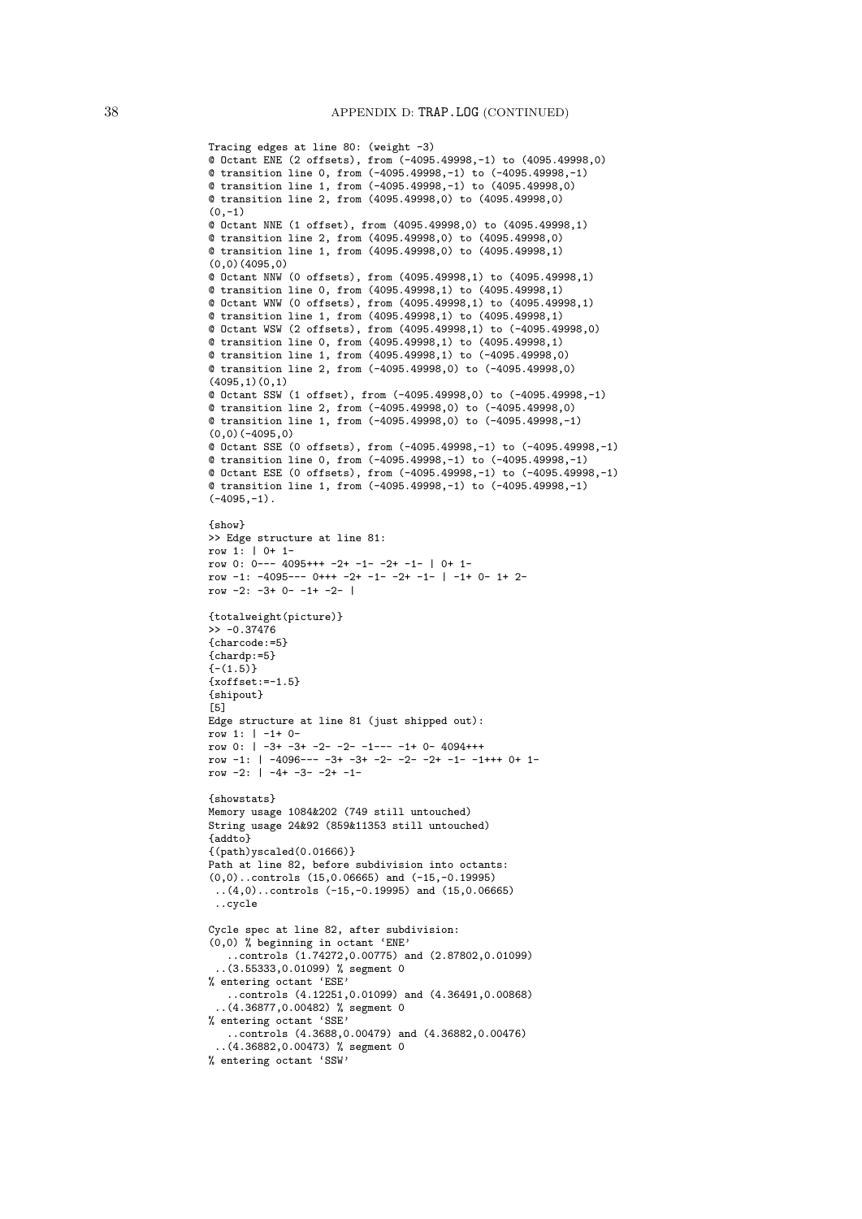```
Tracing edges at line 80: (weight -3)
@ Octant ENE (2 offsets), from (-4095.49998,-1) to (4095.49998,0)
@ transition line 0, from (-4095.49998,-1) to (-4095.49998,-1)
@ transition line 1, from (-4095.49998,-1) to (4095.49998,0)
@ transition line 2, from (4095.49998,0) to (4095.49998,0)
(0,-1)
@ Octant NNE (1 offset), from (4095.49998,0) to (4095.49998,1)
@ transition line 2, from (4095.49998,0) to (4095.49998,0)
@ transition line 1, from (4095.49998,0) to (4095.49998,1)
(0,0)(4095,0)
@ Octant NNW (0 offsets), from (4095.49998,1) to (4095.49998,1)
@ transition line 0, from (4095.49998,1) to (4095.49998,1)
@ Octant WNW (0 offsets), from (4095.49998,1) to (4095.49998,1)
@ transition line 1, from (4095.49998,1) to (4095.49998,1)
@ Octant WSW (2 offsets), from (4095.49998,1) to (-4095.49998,0)
@ transition line 0, from (4095.49998,1) to (4095.49998,1)
@ transition line 1, from (4095.49998,1) to (-4095.49998,0)
@ transition line 2, from (-4095.49998,0) to (-4095.49998,0)
(4095,1)(0,1)
@ Octant SSW (1 offset), from (-4095.49998,0) to (-4095.49998,-1)
@ transition line 2, from (-4095.49998,0) to (-4095.49998,0)
@ transition line 1, from (-4095.49998,0) to (-4095.49998,-1)
(0,0)(-4095,0)
@ Octant SSE (0 offsets), from (-4095.49998,-1) to (-4095.49998,-1)
@ transition line 0, from (-4095.49998,-1) to (-4095.49998,-1)
@ Octant ESE (0 offsets), from (-4095.49998,-1) to (-4095.49998,-1)
@ transition line 1, from (-4095.49998,-1) to (-4095.49998,-1)
(-4095,-1).

{show}
>> Edge structure at line 81:
row 1: | 0+ 1-
row 0: 0--- 4095+++ -2+ -1- -2+ -1- | 0+ 1-
row -1: -4095--- 0+++ -2+ -1- -2+ -1- | -1+ 0- 1+ 2-
row -2: -3+ 0- -1+ -2- |

{totalweight(picture)}
>> -0.37476
{charcode:=5}
{chardp:=5}
{-(1.5)}
{xoffset:=-1.5}
{shipout}
[5]
Edge structure at line 81 (just shipped out):
row 1: | -1+ 0-
row 0: | -3+ -3+ -2- -2- -1--- -1+ 0- 4094+++
row -1: | -4096--- -3+ -3+ -2- -2- -2+ -1- -1+++ 0+ 1-
row -2: | -4+ -3- -2+ -1-

{showstats}
Memory usage 1084&202 (749 still untouched)
String usage 24&92 (859&11353 still untouched)
{addto}
{(path)yscaled(0.01666)}
Path at line 82, before subdivision into octants:
(0,0)..controls (15,0.06665) and (-15,-0.19995)
 ..(4,0)..controls (-15,-0.19995) and (15,0.06665)
 ..cycle

Cycle spec at line 82, after subdivision:
(0,0) % beginning in octant `ENE'
   ..controls (1.74272,0.00775) and (2.87802,0.01099)
 ..(3.55333,0.01099) % segment 0
% entering octant `ESE'
   ..controls (4.12251,0.01099) and (4.36491,0.00868)
 ..(4.36877,0.00482) % segment 0
% entering octant `SSE'
   ..controls (4.3688,0.00479) and (4.36882,0.00476)
 ..(4.36882,0.00473) % segment 0
% entering octant `SSW'
```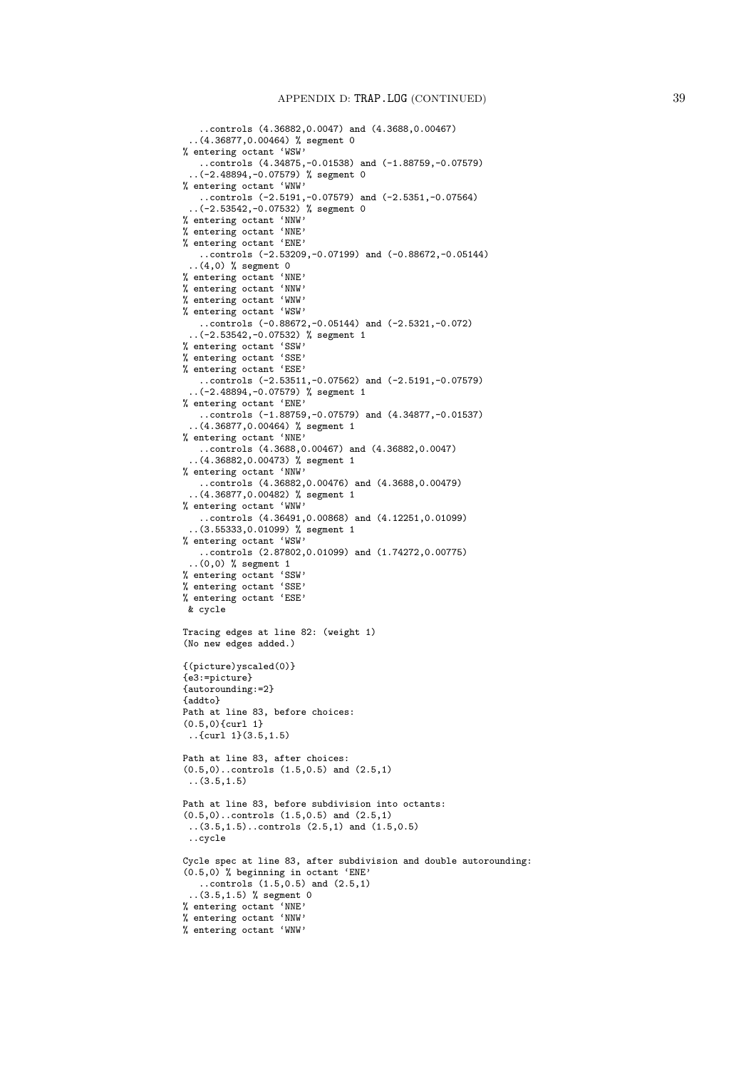```
   ..controls (4.36882,0.0047) and (4.3688,0.00467)
 ..(4.36877,0.00464) % segment 0
% entering octant `WSW'
   ..controls (4.34875,-0.01538) and (-1.88759,-0.07579)
 ..(-2.48894,-0.07579) % segment 0
% entering octant `WNW'
   ..controls (-2.5191,-0.07579) and (-2.5351,-0.07564)
 ..(-2.53542,-0.07532) % segment 0
% entering octant `NNW'
% entering octant `NNE'
% entering octant `ENE'
   ..controls (-2.53209,-0.07199) and (-0.88672,-0.05144)
 ..(4,0) % segment 0
% entering octant `NNE'
% entering octant `NNW'
% entering octant `WNW'
% entering octant `WSW'
   ..controls (-0.88672,-0.05144) and (-2.5321,-0.072)
 ..(-2.53542,-0.07532) % segment 1
% entering octant `SSW'
% entering octant `SSE'
% entering octant `ESE'
   ..controls (-2.53511,-0.07562) and (-2.5191,-0.07579)
 ..(-2.48894,-0.07579) % segment 1
% entering octant `ENE'
   ..controls (-1.88759,-0.07579) and (4.34877,-0.01537)
 ..(4.36877,0.00464) % segment 1
% entering octant `NNE'
   ..controls (4.3688,0.00467) and (4.36882,0.0047)
 ..(4.36882,0.00473) % segment 1
% entering octant `NNW'
   ..controls (4.36882,0.00476) and (4.3688,0.00479)
 ..(4.36877,0.00482) % segment 1
% entering octant `WNW'
   ..controls (4.36491,0.00868) and (4.12251,0.01099)
 ..(3.55333,0.01099) % segment 1
% entering octant `WSW'
   ..controls (2.87802,0.01099) and (1.74272,0.00775)
 ..(0,0) % segment 1
% entering octant `SSW'
% entering octant `SSE'
% entering octant `ESE'
 & cycle

Tracing edges at line 82: (weight 1)
(No new edges added.)

{(picture)yscaled(0)}
{e3:=picture}
{autorounding:=2}
{addto}
Path at line 83, before choices:
(0.5,0){curl 1}
 ..{curl 1}(3.5,1.5)

Path at line 83, after choices:
(0.5,0)..controls (1.5,0.5) and (2.5,1)
 ..(3.5,1.5)

Path at line 83, before subdivision into octants:
(0.5,0)..controls (1.5,0.5) and (2.5,1)
 ..(3.5,1.5)..controls (2.5,1) and (1.5,0.5)
 ..cycle

Cycle spec at line 83, after subdivision and double autorounding:
(0.5,0) % beginning in octant `ENE'
   ..controls (1.5,0.5) and (2.5,1)
 ..(3.5,1.5) % segment 0
% entering octant `NNE'
% entering octant `NNW'
% entering octant `WNW'
```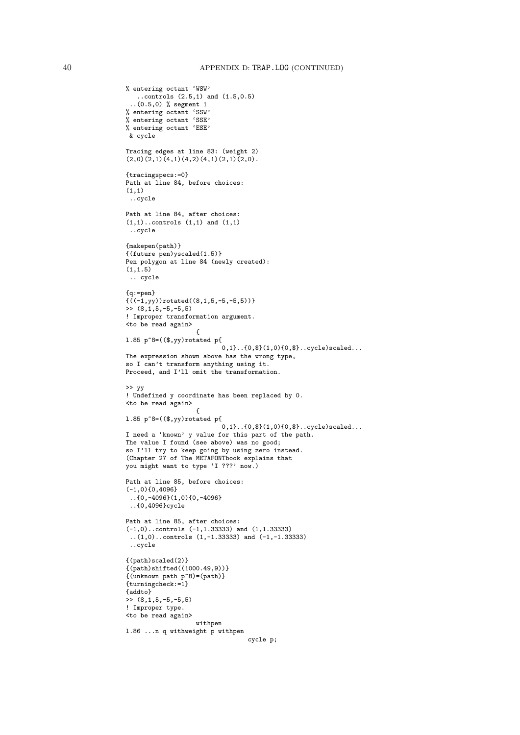```
% entering octant 'WSW'
   ..controls (2.5,1) and (1.5,0.5)
 ..(0.5,0) % segment 1
% entering octant 'SSW'
% entering octant 'SSE'
% entering octant 'ESE'
 & cycle

Tracing edges at line 83: (weight 2)
(2,0)(2,1)(4,1)(4,2)(4,1)(2,1)(2,0).

{tracingspecs:=0}
Path at line 84, before choices:
(1,1)
 ..cycle

Path at line 84, after choices:
(1,1)..controls (1,1) and (1,1)
 ..cycle

{makepen(path)}
{(future pen)yscaled(1.5)}
Pen polygon at line 84 (newly created):
(1,1.5)
 .. cycle

{q:=pen}
{((-1,yy))rotated((8,1,5,-5,-5,5))}
>> (8,1,5,-5,-5,5)
! Improper transformation argument.
<to be read again>
                   {
l.85 p~8=(($,yy)rotated p{
                          0,1}..{0,$}(1,0){0,$}..cycle)scaled...
The expression shown above has the wrong type,
so I can't transform anything using it.
Proceed, and I'll omit the transformation.

>> yy
! Undefined y coordinate has been replaced by 0.
<to be read again>
                   {
l.85 p~8=(($,yy)rotated p{
                          0,1}..{0,$}(1,0){0,$}..cycle)scaled...
I need a 'known' y value for this part of the path.
The value I found (see above) was no good;
so I'll try to keep going by using zero instead.
(Chapter 27 of The METAFONTbook explains that
you might want to type 'I ???' now.)

Path at line 85, before choices:
(-1,0){0,4096}
 ..{0,-4096}(1,0){0,-4096}
 ..{0,4096}cycle

Path at line 85, after choices:
(-1,0)..controls (-1,1.33333) and (1,1.33333)
 ..(1,0)..controls (1,-1.33333) and (-1,-1.33333)
 ..cycle

{(path)scaled(2)}
{(path)shifted((1000.49,9))}
{(unknown path p~8)=(path)}
{turningcheck:=1}
{addto}
>> (8,1,5,-5,-5,5)
! Improper type.
<to be read again>
                   withpen
l.86 ...n q withweight p withpen
                                 cycle p;
```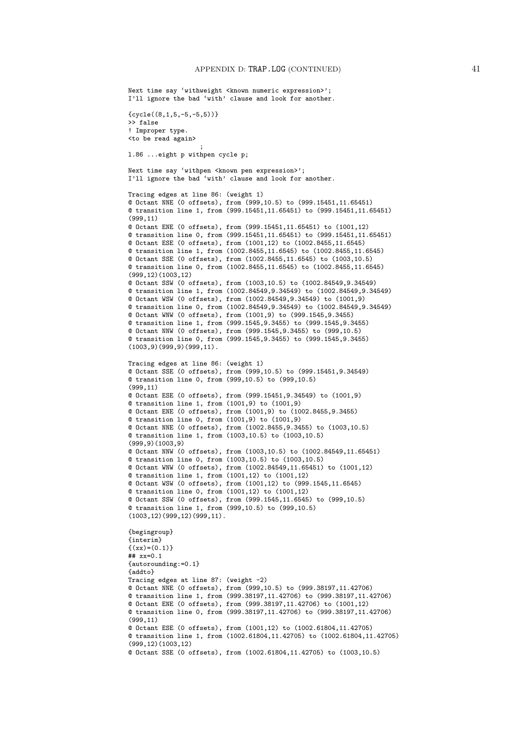```
Next time say `withweight <known numeric expression>';
I'll ignore the bad `with' clause and look for another.

{cycle((8,1,5,-5,-5,5))}
>> false
! Improper type.
<to be read again>
                   ;
l.86 ...eight p withpen cycle p;

Next time say `withpen <known pen expression>';
I'll ignore the bad `with' clause and look for another.

Tracing edges at line 86: (weight 1)
@ Octant NNE (0 offsets), from (999,10.5) to (999.15451,11.65451)
@ transition line 1, from (999.15451,11.65451) to (999.15451,11.65451)
(999,11)
@ Octant ENE (0 offsets), from (999.15451,11.65451) to (1001,12)
@ transition line 0, from (999.15451,11.65451) to (999.15451,11.65451)
@ Octant ESE (0 offsets), from (1001,12) to (1002.8455,11.6545)
@ transition line 1, from (1002.8455,11.6545) to (1002.8455,11.6545)
@ Octant SSE (0 offsets), from (1002.8455,11.6545) to (1003,10.5)
@ transition line 0, from (1002.8455,11.6545) to (1002.8455,11.6545)
(999,12)(1003,12)
@ Octant SSW (0 offsets), from (1003,10.5) to (1002.84549,9.34549)
@ transition line 1, from (1002.84549,9.34549) to (1002.84549,9.34549)
@ Octant WSW (0 offsets), from (1002.84549,9.34549) to (1001,9)
@ transition line 0, from (1002.84549,9.34549) to (1002.84549,9.34549)
@ Octant WNW (0 offsets), from (1001,9) to (999.1545,9.3455)
@ transition line 1, from (999.1545,9.3455) to (999.1545,9.3455)
@ Octant NNW (0 offsets), from (999.1545,9.3455) to (999,10.5)
@ transition line 0, from (999.1545,9.3455) to (999.1545,9.3455)
(1003,9)(999,9)(999,11).

Tracing edges at line 86: (weight 1)
@ Octant SSE (0 offsets), from (999,10.5) to (999.15451,9.34549)
@ transition line 0, from (999,10.5) to (999,10.5)
(999,11)
@ Octant ESE (0 offsets), from (999.15451,9.34549) to (1001,9)
@ transition line 1, from (1001,9) to (1001,9)
@ Octant ENE (0 offsets), from (1001,9) to (1002.8455,9.3455)
@ transition line 0, from (1001,9) to (1001,9)
@ Octant NNE (0 offsets), from (1002.8455,9.3455) to (1003,10.5)
@ transition line 1, from (1003,10.5) to (1003,10.5)
(999,9)(1003,9)
@ Octant NNW (0 offsets), from (1003,10.5) to (1002.84549,11.65451)
@ transition line 0, from (1003,10.5) to (1003,10.5)
@ Octant WNW (0 offsets), from (1002.84549,11.65451) to (1001,12)
@ transition line 1, from (1001,12) to (1001,12)
@ Octant WSW (0 offsets), from (1001,12) to (999.1545,11.6545)
@ transition line 0, from (1001,12) to (1001,12)
@ Octant SSW (0 offsets), from (999.1545,11.6545) to (999,10.5)
@ transition line 1, from (999,10.5) to (999,10.5)
(1003,12)(999,12)(999,11).

{begingroup}
{interim}
{(xx)=(0.1)}
## xx=0.1
{autorounding:=0.1}
{addto}
Tracing edges at line 87: (weight -2)
@ Octant NNE (0 offsets), from (999,10.5) to (999.38197,11.42706)
@ transition line 1, from (999.38197,11.42706) to (999.38197,11.42706)
@ Octant ENE (0 offsets), from (999.38197,11.42706) to (1001,12)
@ transition line 0, from (999.38197,11.42706) to (999.38197,11.42706)
(999,11)
@ Octant ESE (0 offsets), from (1001,12) to (1002.61804,11.42705)
@ transition line 1, from (1002.61804,11.42705) to (1002.61804,11.42705)
(999,12)(1003,12)
@ Octant SSE (0 offsets), from (1002.61804,11.42705) to (1003,10.5)
```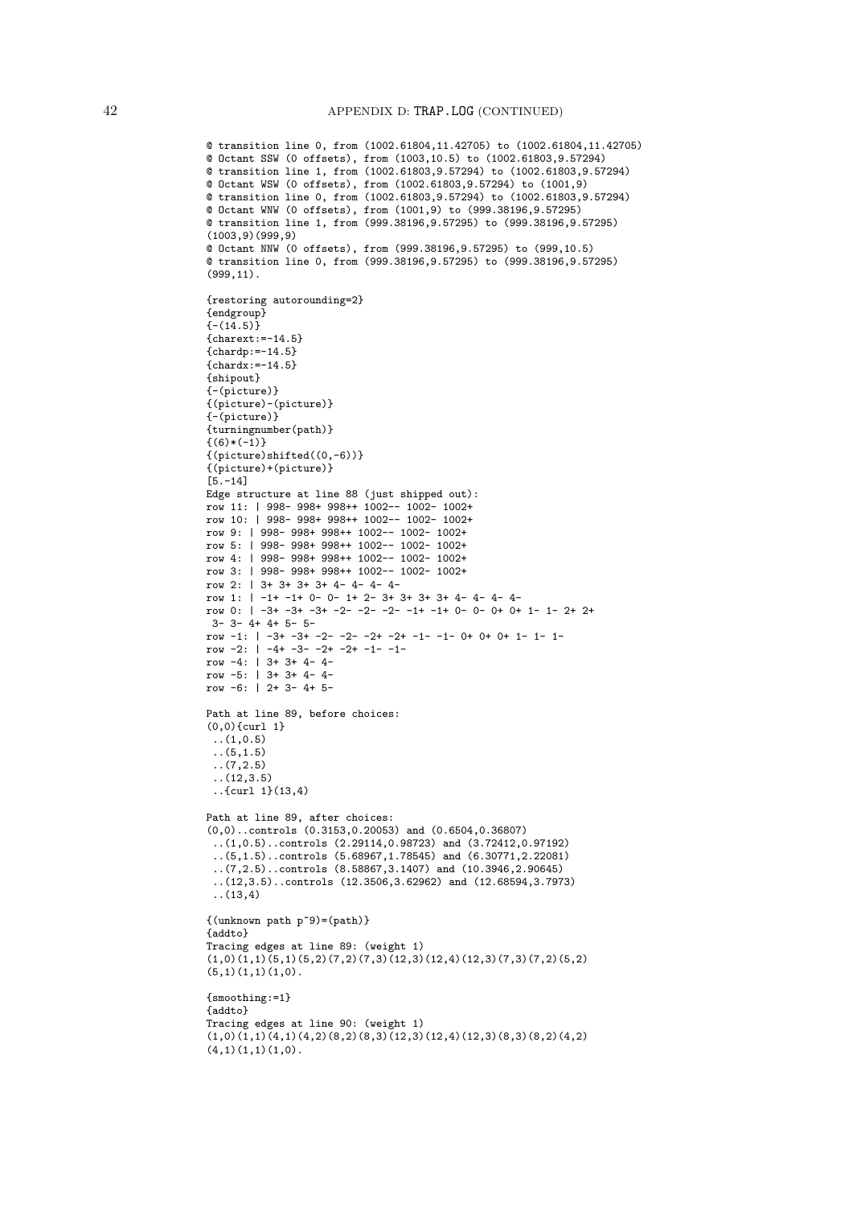```
@ transition line 0, from (1002.61804,11.42705) to (1002.61804,11.42705)
@ Octant SSW (0 offsets), from (1003,10.5) to (1002.61803,9.57294)
@ transition line 1, from (1002.61803,9.57294) to (1002.61803,9.57294)
@ Octant WSW (0 offsets), from (1002.61803,9.57294) to (1001,9)
@ transition line 0, from (1002.61803,9.57294) to (1002.61803,9.57294)
@ Octant WNW (0 offsets), from (1001,9) to (999.38196,9.57295)
@ transition line 1, from (999.38196,9.57295) to (999.38196,9.57295)
(1003,9)(999,9)
@ Octant NNW (0 offsets), from (999.38196,9.57295) to (999,10.5)
@ transition line 0, from (999.38196,9.57295) to (999.38196,9.57295)
(999,11).

{restoring autorounding=2}
{endgroup}
{-(14.5)}
{charext:=-14.5}
{chardp:=-14.5}
{chardx:=-14.5}
{shipout}
{-(picture)}
{(picture)-(picture)}
{-(picture)}
{turningnumber(path)}
{(6)*(-1)}
{(picture)shifted((0,-6))}
{(picture)+(picture)}
[5.-14]
Edge structure at line 88 (just shipped out):
row 11: | 998- 998+ 998++ 1002-- 1002- 1002+
row 10: | 998- 998+ 998++ 1002-- 1002- 1002+
row 9: | 998- 998+ 998++ 1002-- 1002- 1002+
row 5: | 998- 998+ 998++ 1002-- 1002- 1002+
row 4: | 998- 998+ 998++ 1002-- 1002- 1002+
row 3: | 998- 998+ 998++ 1002-- 1002- 1002+
row 2: | 3+ 3+ 3+ 3+ 4- 4- 4- 4-
row 1: | -1+ -1+ 0- 0- 1+ 2- 3+ 3+ 3+ 3+ 4- 4- 4- 4-
row 0: | -3+ -3+ -3+ -2- -2- -2- -1+ -1+ 0- 0- 0+ 0+ 1- 1- 2+ 2+
 3- 3- 4+ 4+ 5- 5-
row -1: | -3+ -3+ -3+ -2- -2- -2+ -2+ -1- -1- 0+ 0+ 0+ 1- 1- 1-
row -2: | -4+ -3- -2+ -2+ -1- -1-
row -4: | 3+ 3+ 4- 4-
row -5: | 3+ 3+ 4- 4-
row -6: | 2+ 3- 4+ 5-

Path at line 89, before choices:
(0,0){curl 1}
 ..(1,0.5)
 ..(5,1.5)
 ..(7,2.5)
 ..(12,3.5)
 ..{curl 1}(13,4)

Path at line 89, after choices:
(0,0)..controls (0.3153,0.20053) and (0.6504,0.36807)
 ..(1,0.5)..controls (2.29114,0.98723) and (3.72412,0.97192)
 ..(5,1.5)..controls (5.68967,1.78545) and (6.30771,2.22081)
 ..(7,2.5)..controls (8.58867,3.1407) and (10.3946,2.90645)
 ..(12,3.5)..controls (12.3506,3.62962) and (12.68594,3.7973)
 ..(13,4)

{(unknown path p~9)=(path)}
{addto}
Tracing edges at line 89: (weight 1)
(1,0)(1,1)(5,1)(5,2)(7,2)(7,3)(12,3)(12,4)(12,3)(7,3)(7,2)(5,2)
(5,1)(1,1)(1,0).

{smoothing:=1}
{addto}
Tracing edges at line 90: (weight 1)
(1,0)(1,1)(4,1)(4,2)(8,2)(8,3)(12,3)(12,4)(12,3)(8,3)(8,2)(4,2)
(4,1)(1,1)(1,0).
```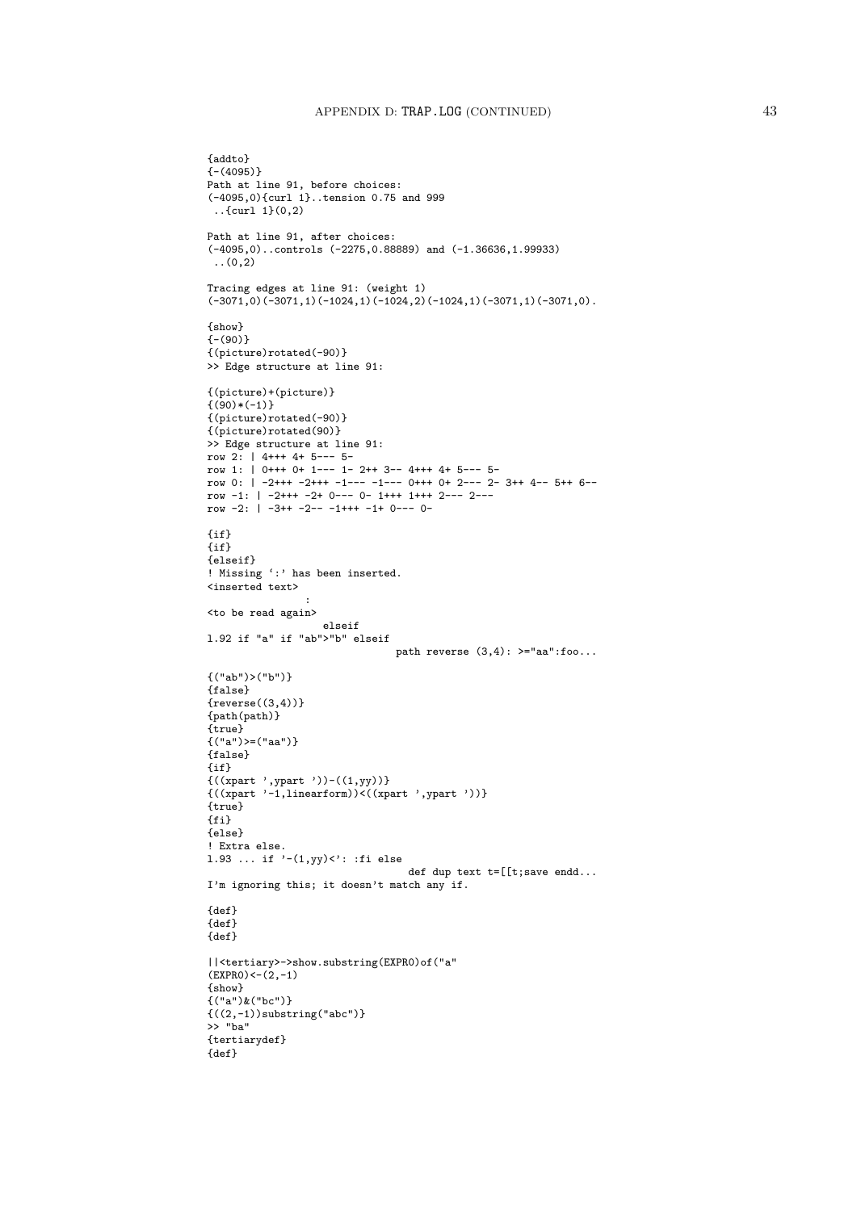```
{addto}
{-(4095)}
Path at line 91, before choices:
(-4095,0){curl 1}..tension 0.75 and 999
 ..{curl 1}(0,2)

Path at line 91, after choices:
(-4095,0)..controls (-2275,0.88889) and (-1.36636,1.99933)
 ..(0,2)

Tracing edges at line 91: (weight 1)
(-3071,0)(-3071,1)(-1024,1)(-1024,2)(-1024,1)(-3071,1)(-3071,0).

{show}
{-(90)}
{(picture)rotated(-90)}
>> Edge structure at line 91:

{(picture)+(picture)}
{(90)*(-1)}
{(picture)rotated(-90)}
{(picture)rotated(90)}
>> Edge structure at line 91:
row 2: | 4+++ 4+ 5--- 5-
row 1: | 0+++ 0+ 1--- 1- 2++ 3-- 4+++ 4+ 5--- 5-
row 0: | -2+++ -2+++ -1--- -1--- 0+++ 0+ 2--- 2- 3++ 4-- 5++ 6--
row -1: | -2+++ -2+ 0--- 0- 1+++ 1+++ 2--- 2---
row -2: | -3++ -2-- -1+++ -1+ 0--- 0-

{if}
{if}
{elseif}
! Missing `:' has been inserted.
<inserted text>
                :
<to be read again>
                   elseif
l.92 if "a" if "ab">"b" elseif
                                path reverse (3,4): >="aa":foo...

{("ab")>("b")}
{false}
{reverse((3,4))}
{path(path)}
{true}
{("a")>=("aa")}
{false}
{if}
{((xpart ',ypart '))-((1,yy))}
{((xpart '-1,linearform))<((xpart ',ypart '))}
{true}
{fi}
{else}
! Extra else.
l.93 ... if '-(1,yy)<': :fi else
                                  def dup text t=[[t;save endd...
I'm ignoring this; it doesn't match any if.

{def}
{def}
{def}

||<tertiary>->show.substring(EXPR0)of("a"
(EXPR0)<-(2,-1)
{show}
{("a")&("bc")}
{((2,-1))substring("abc")}
>> "ba"
{tertiarydef}
{def}
```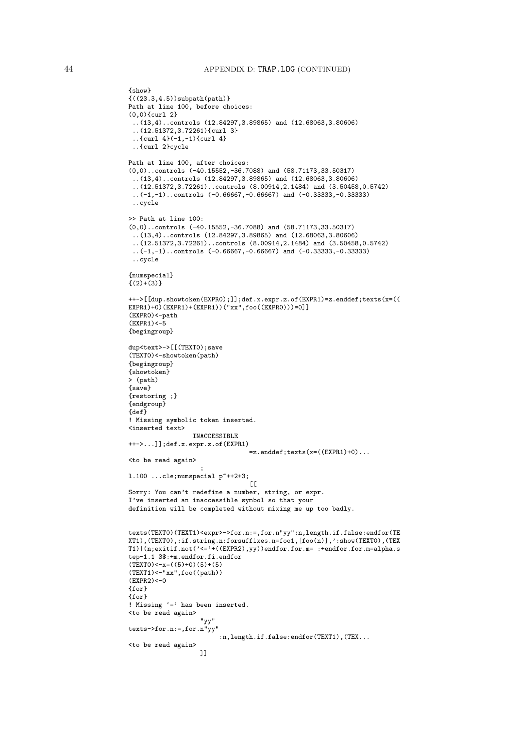```
{show}
{((23.3,4.5))subpath(path)}
Path at line 100, before choices:
(0,0){curl 2}
 ..(13,4)..controls (12.84297,3.89865) and (12.68063,3.80606)
 ..(12.51372,3.72261){curl 3}
 ..{curl 4}(-1,-1){curl 4}
 ..{curl 2}cycle

Path at line 100, after choices:
(0,0)..controls (-40.15552,-36.7088) and (58.71173,33.50317)
 ..(13,4)..controls (12.84297,3.89865) and (12.68063,3.80606)
 ..(12.51372,3.72261)..controls (8.00914,2.1484) and (3.50458,0.5742)
 ..(-1,-1)..controls (-0.66667,-0.66667) and (-0.33333,-0.33333)
 ..cycle

>> Path at line 100:
(0,0)..controls (-40.15552,-36.7088) and (58.71173,33.50317)
 ..(13,4)..controls (12.84297,3.89865) and (12.68063,3.80606)
 ..(12.51372,3.72261)..controls (8.00914,2.1484) and (3.50458,0.5742)
 ..(-1,-1)..controls (-0.66667,-0.66667) and (-0.33333,-0.33333)
 ..cycle

{numspecial}
{(2)+(3)}

++->[[dup.showtoken(EXPR0);]];def.x.expr.z.of(EXPR1)=z.enddef;texts(x=((
EXPR1)+0)(EXPR1)+(EXPR1))("xx",foo((EXPR0)))=0]]
(EXPR0)<-path
(EXPR1)<-5
{begingroup}

dup<text>->[[(TEXT0);save
(TEXT0)<-showtoken(path)
{begingroup}
{showtoken}
> (path)
{save}
{restoring ;}
{endgroup}
{def}
! Missing symbolic token inserted.
<inserted text>
                INACCESSIBLE
++->...]];def.x.expr.z.of(EXPR1)
                                =z.enddef;texts(x=((EXPR1)+0)...
<to be read again>
                   ;
l.100 ...cle;numspecial p~++2+3;
                                  [[
Sorry: You can't redefine a number, string, or expr.
I've inserted an inaccessible symbol so that your
definition will be completed without mixing me up too badly.


texts(TEXT0)(TEXT1)<expr>->for.n:=,for.n"yy":n,length.if.false:endfor(TE
XT1),(TEXT0),:if.string.n:forsuffixes.n=foo1,[foo(n)],':show(TEXT0),(TEX
T1)|(n;exitif.not('<='+((EXPR2),yy))endfor.for.m= :+endfor.for.m=alpha.s
tep-1.1 3$:+m.endfor.fi.endfor
(TEXT0)<-x=((5)+0)(5)+(5)
(TEXT1)<-"xx",foo((path))
(EXPR2)<-0
{for}
{for}
! Missing '=' has been inserted.
<to be read again>
                   "yy"
texts->for.n:=,for.n"yy"
                        :n,length.if.false:endfor(TEXT1),(TEX...
<to be read again>
                   ]]
```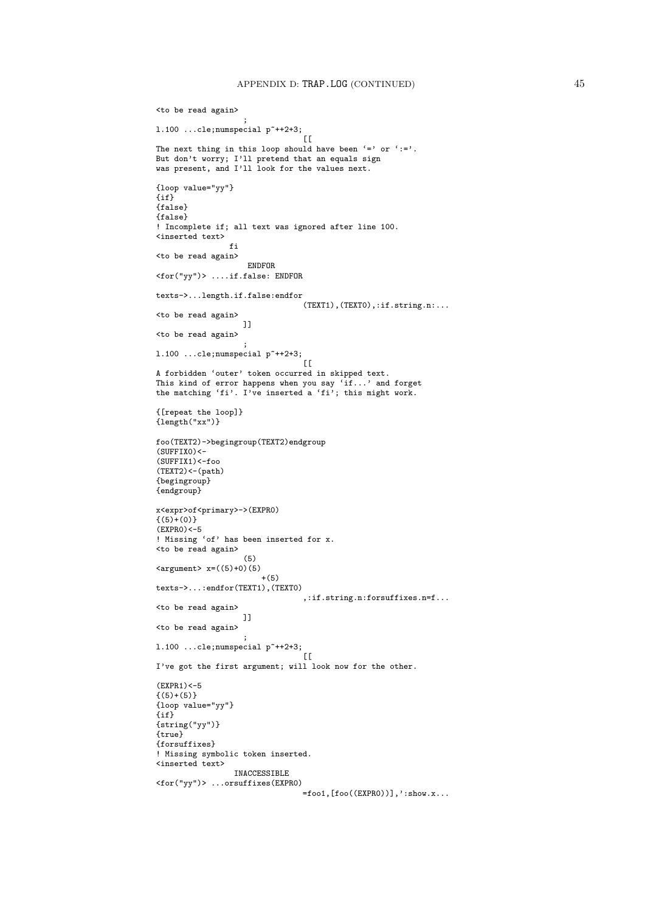```
<to be read again>
                   ;
l.100 ...cle;numspecial p~++2+3;
                                  [[
The next thing in this loop should have been `=' or `:='.
But don't worry; I'll pretend that an equals sign
was present, and I'll look for the values next.

{loop value="yy"}
{if}
{false}
{false}
! Incomplete if; all text was ignored after line 100.
<inserted text>
               fi
<to be read again>
                   ENDFOR
<for("yy")> ....if.false: ENDFOR

texts->...length.if.false:endfor
                                  (TEXT1),(TEXT0),:if.string.n:...
<to be read again>
                   ]]
<to be read again>
                   ;
l.100 ...cle;numspecial p~++2+3;
                                  [[
A forbidden `outer' token occurred in skipped text.
This kind of error happens when you say `if...' and forget
the matching `fi'. I've inserted a `fi'; this might work.

{[repeat the loop]}
{length("xx")}

foo(TEXT2)->begingroup(TEXT2)endgroup
(SUFFIX0)<-
(SUFFIX1)<-foo
(TEXT2)<-(path)
{begingroup}
{endgroup}

x<expr>of<primary>->(EXPR0)
{(5)+(0)}
(EXPR0)<-5
! Missing `of' has been inserted for x.
<to be read again>
                   (5)
<argument> x=((5)+0)(5)
                       +(5)
texts->...:endfor(TEXT1),(TEXT0)
                                  ,:if.string.n:forsuffixes.n=f...
<to be read again>
                   ]]
<to be read again>
                   ;
l.100 ...cle;numspecial p~++2+3;
                                  [[
I've got the first argument; will look now for the other.

(EXPR1)<-5
{(5)+(5)}
{loop value="yy"}
{if}
{string("yy")}
{true}
{forsuffixes}
! Missing symbolic token inserted.
<inserted text>
                INACCESSIBLE
<for("yy")> ...orsuffixes(EXPR0)
                                  =foo1,[foo((EXPR0))],':show.x...
```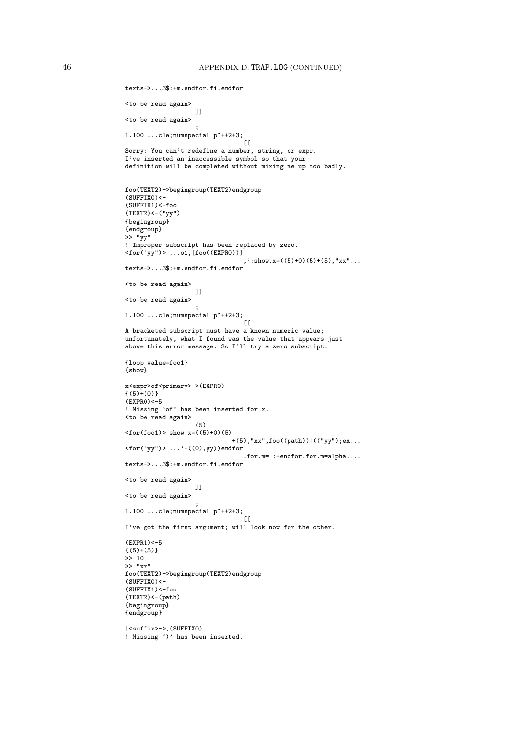```
texts->...3$:+m.endfor.fi.endfor

<to be read again>
                   ]]
<to be read again>
                   ;
l.100 ...cle;numspecial p~++2+3;
                                 [[
Sorry: You can't redefine a number, string, or expr.
I've inserted an inaccessible symbol so that your
definition will be completed without mixing me up too badly.


foo(TEXT2)->begingroup(TEXT2)endgroup
(SUFFIX0)<-
(SUFFIX1)<-foo
(TEXT2)<-("yy")
{begingroup}
{endgroup}
>> "yy"
! Improper subscript has been replaced by zero.
<for("yy")> ...o1,[foo((EXPR0))]
                                 ,':show.x=((5)+0)(5)+(5),"xx"...
texts->...3$:+m.endfor.fi.endfor

<to be read again>
                   ]]
<to be read again>
                   ;
l.100 ...cle;numspecial p~++2+3;
                                 [[
A bracketed subscript must have a known numeric value;
unfortunately, what I found was the value that appears just
above this error message. So I'll try a zero subscript.

{loop value=foo1}
{show}

x<expr>of<primary>->(EXPR0)
{(5)+(0)}
(EXPR0)<-5
! Missing `of' has been inserted for x.
<to be read again>
                   (5)
<for(foo1)> show.x=((5)+0)(5)
                             +(5),"xx",foo((path))|(("yy");ex...
<for("yy")> ...'+((0),yy))endfor
                                 .for.m= :+endfor.for.m=alpha....
texts->...3$:+m.endfor.fi.endfor

<to be read again>
                   ]]
<to be read again>
                   ;
l.100 ...cle;numspecial p~++2+3;
                                 [[
I've got the first argument; will look now for the other.

(EXPR1)<-5
{(5)+(5)}
>> 10
>> "xx"
foo(TEXT2)->begingroup(TEXT2)endgroup
(SUFFIX0)<-
(SUFFIX1)<-foo
(TEXT2)<-(path)
{begingroup}
{endgroup}

|<suffix>->,(SUFFIX0)
! Missing `)' has been inserted.
```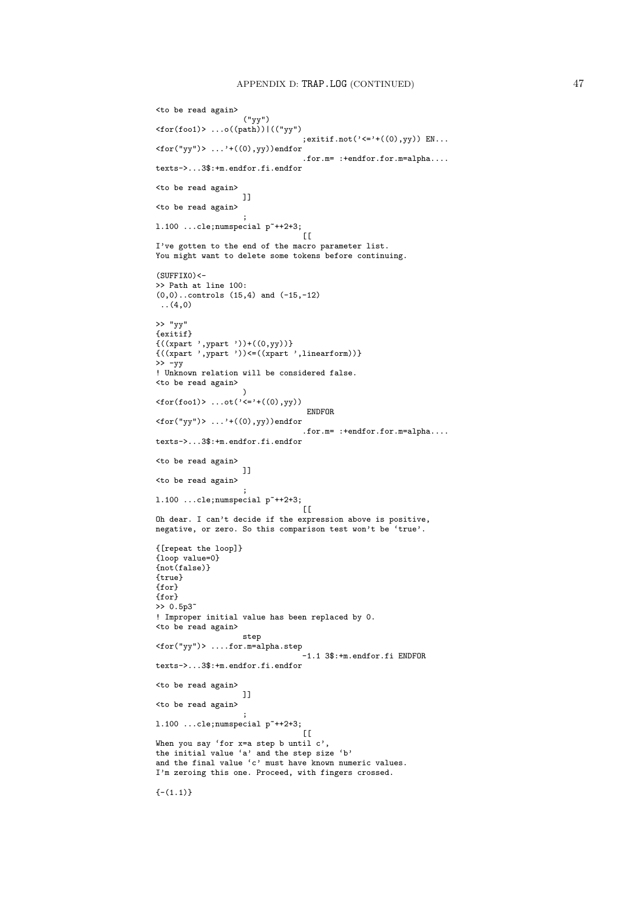```
<to be read again>
                ("yy")
<for(foo1)> ...o((path))|(("yy")
                                 ;exitif.not('<='+((0),yy)) EN...
<for("yy")> ...'+((0),yy))endfor
                                 .for.m= :+endfor.for.m=alpha....
texts->...3$:+m.endfor.fi.endfor

<to be read again>
                ]]
<to be read again>
                ;
l.100 ...cle;numspecial p~++2+3;
                                 [[
I've gotten to the end of the macro parameter list.
You might want to delete some tokens before continuing.

(SUFFIX0)<-
>> Path at line 100:
(0,0)..controls (15,4) and (-15,-12)
 ..(4,0)

>> "yy"
{exitif}
{((xpart ',ypart '))+((0,yy))}
{((xpart ',ypart '))<=((xpart ',linearform))}
>> -yy
! Unknown relation will be considered false.
<to be read again>
                )
<for(foo1)> ...ot('<='+((0),yy))
                                  ENDFOR
<for("yy")> ...'+((0),yy))endfor
                                 .for.m= :+endfor.for.m=alpha....
texts->...3$:+m.endfor.fi.endfor

<to be read again>
                ]]
<to be read again>
                ;
l.100 ...cle;numspecial p~++2+3;
                                 [[
Oh dear. I can't decide if the expression above is positive,
negative, or zero. So this comparison test won't be `true'.

{[repeat the loop]}
{loop value=0}
{not(false)}
{true}
{for}
{for}
>> 0.5p3~
! Improper initial value has been replaced by 0.
<to be read again>
                step
<for("yy")> ....for.m=alpha.step
                                 -1.1 3$:+m.endfor.fi ENDFOR
texts->...3$:+m.endfor.fi.endfor

<to be read again>
                ]]
<to be read again>
                ;
l.100 ...cle;numspecial p~++2+3;
                                 [[
When you say `for x=a step b until c',
the initial value `a' and the step size `b'
and the final value `c' must have known numeric values.
I'm zeroing this one. Proceed, with fingers crossed.

{-(1.1)}
```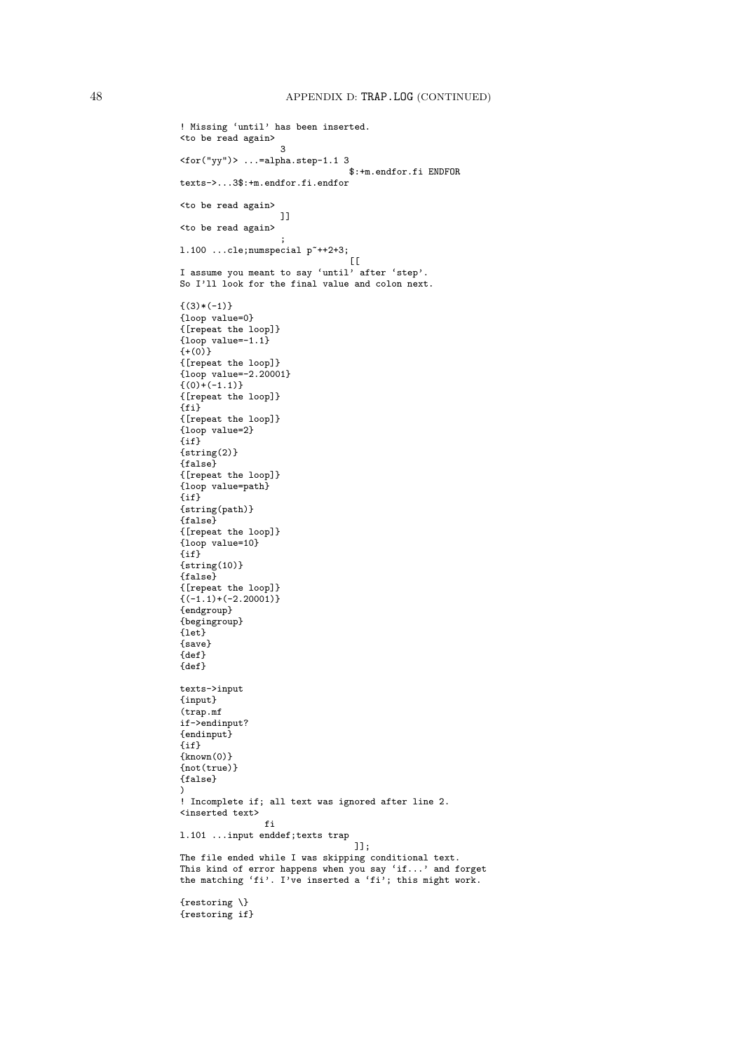```
! Missing `until' has been inserted.
<to be read again> 
                   3
<for("yy")> ...=alpha.step-1.1 3
                                $:+m.endfor.fi ENDFOR
texts->...3$:+m.endfor.fi.endfor

<to be read again> 
                   ]]
<to be read again> 
                   ;
l.100 ...cle;numspecial p~++2+3;
                                [[
I assume you meant to say `until' after `step'.
So I'll look for the final value and colon next.

{(3)*(-1)}
{loop value=0}
{[repeat the loop]}
{loop value=-1.1}
{+(0)}
{[repeat the loop]}
{loop value=-2.20001}
{(0)+(-1.1)}
{[repeat the loop]}
{fi}
{[repeat the loop]}
{loop value=2}
{if}
{string(2)}
{false}
{[repeat the loop]}
{loop value=path}
{if}
{string(path)}
{false}
{[repeat the loop]}
{loop value=10}
{if}
{string(10)}
{false}
{[repeat the loop]}
{(-1.1)+(-2.20001)}
{endgroup}
{begingroup}
{let}
{save}
{def}
{def}

texts->input
{input}
(trap.mf
if->endinput?
{endinput}
{if}
{known(0)}
{not(true)}
{false}
)
! Incomplete if; all text was ignored after line 2.
<inserted text> 
                fi
l.101 ...input enddef;texts trap
                                 ]];
The file ended while I was skipping conditional text.
This kind of error happens when you say `if...' and forget
the matching `fi'. I've inserted a `fi'; this might work.

{restoring \}
{restoring if}
```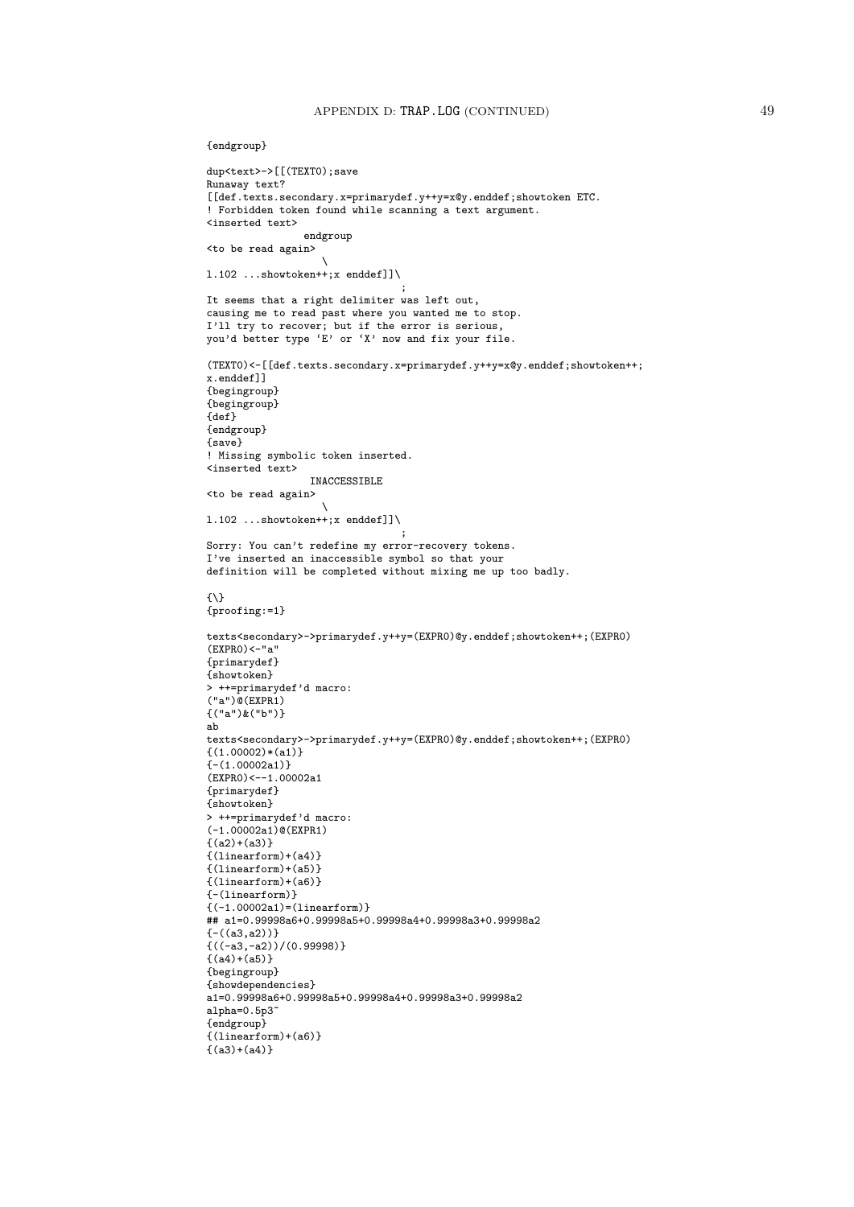```
{endgroup}

dup<text>->[[(TEXT0);save
Runaway text?
[[def.texts.secondary.x=primarydef.y++y=x@y.enddef;showtoken ETC.
! Forbidden token found while scanning a text argument.
<inserted text>
                endgroup
<to be read again>
                   \
l.102 ...showtoken++;x enddef]]\
                                 ;
It seems that a right delimiter was left out,
causing me to read past where you wanted me to stop.
I'll try to recover; but if the error is serious,
you'd better type `E' or `X' now and fix your file.

(TEXT0)<-[[def.texts.secondary.x=primarydef.y++y=x@y.enddef;showtoken++;
x.enddef]]
{begingroup}
{begingroup}
{def}
{endgroup}
{save}
! Missing symbolic token inserted.
<inserted text>
                 INACCESSIBLE
<to be read again>
                   \
l.102 ...showtoken++;x enddef]]\
                                 ;
Sorry: You can't redefine my error-recovery tokens.
I've inserted an inaccessible symbol so that your
definition will be completed without mixing me up too badly.

{\}
{proofing:=1}

texts<secondary>->primarydef.y++y=(EXPR0)@y.enddef;showtoken++;(EXPR0)
(EXPR0)<-"a"
{primarydef}
{showtoken}
> ++=primarydef'd macro:
("a")@(EXPR1)
{("a")&("b")}
ab
texts<secondary>->primarydef.y++y=(EXPR0)@y.enddef;showtoken++;(EXPR0)
{(1.00002)*(a1)}
{-(1.00002a1)}
(EXPR0)<--1.00002a1
{primarydef}
{showtoken}
> ++=primarydef'd macro:
(-1.00002a1)@(EXPR1)
{(a2)+(a3)}
{(linearform)+(a4)}
{(linearform)+(a5)}
{(linearform)+(a6)}
{-(linearform)}
{(-1.00002a1)=(linearform)}
## a1=0.99998a6+0.99998a5+0.99998a4+0.99998a3+0.99998a2
{-((a3,a2))}
{((-a3,-a2))/(0.99998)}
{(a4)+(a5)}
{begingroup}
{showdependencies}
a1=0.99998a6+0.99998a5+0.99998a4+0.99998a3+0.99998a2
alpha=0.5p3~
{endgroup}
{(linearform)+(a6)}
{(a3)+(a4)}
```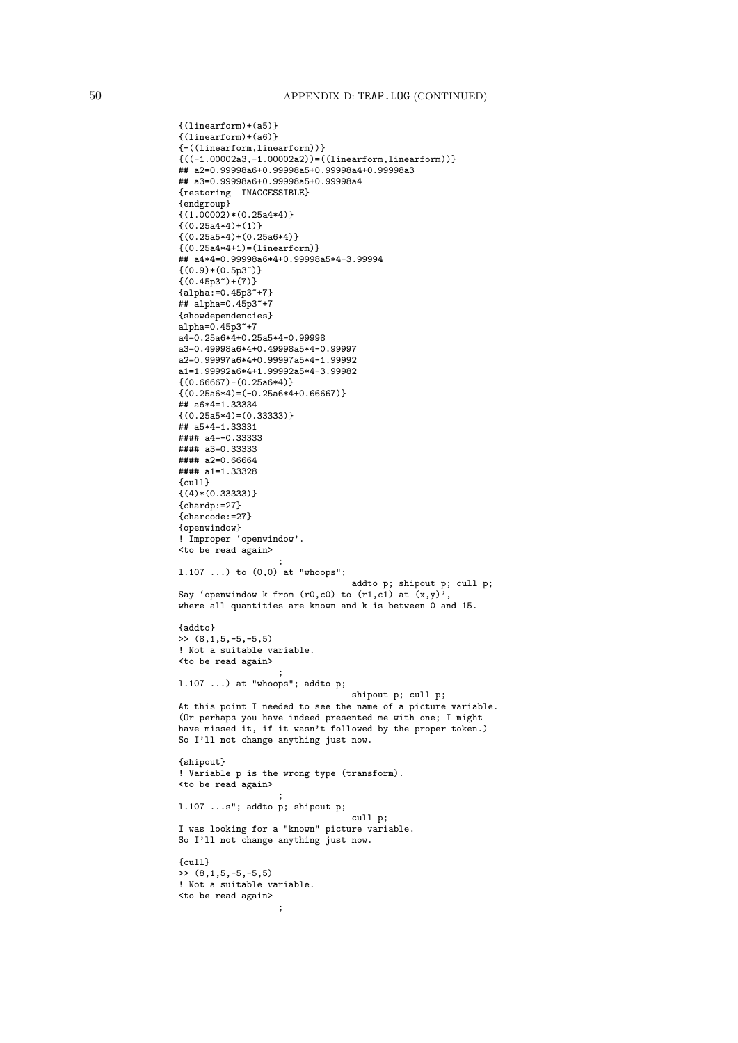```
{(linearform)+(a5)}
{(linearform)+(a6)}
{-((linearform,linearform))}
{((-1.00002a3,-1.00002a2))=((linearform,linearform))}
## a2=0.99998a6+0.99998a5+0.99998a4+0.99998a3
## a3=0.99998a6+0.99998a5+0.99998a4
{restoring  INACCESSIBLE}
{endgroup}
{(1.00002)*(0.25a4*4)}
{(0.25a4*4)+(1)}
{(0.25a5*4)+(0.25a6*4)}
{(0.25a4*4+1)=(linearform)}
## a4*4=0.99998a6*4+0.99998a5*4-3.99994
{(0.9)*(0.5p3~)}
{(0.45p3~)+(7)}
{alpha:=0.45p3~+7}
## alpha=0.45p3~+7
{showdependencies}
alpha=0.45p3~+7
a4=0.25a6*4+0.25a5*4-0.99998
a3=0.49998a6*4+0.49998a5*4-0.99997
a2=0.99997a6*4+0.99997a5*4-1.99992
a1=1.99992a6*4+1.99992a5*4-3.99982
{(0.66667)-(0.25a6*4)}
{(0.25a6*4)=(-0.25a6*4+0.66667)}
## a6*4=1.33334
{(0.25a5*4)=(0.33333)}
## a5*4=1.33331
#### a4=-0.33333
#### a3=0.33333
#### a2=0.66664
#### a1=1.33328
{cull}
{(4)*(0.33333)}
{chardp:=27}
{charcode:=27}
{openwindow}
! Improper `openwindow'.
<to be read again>
                   ;
l.107 ...) to (0,0) at "whoops";
                                 addto p; shipout p; cull p;
Say `openwindow k from (r0,c0) to (r1,c1) at (x,y)',
where all quantities are known and k is between 0 and 15.

{addto}
>> (8,1,5,-5,-5,5)
! Not a suitable variable.
<to be read again>
                   ;
l.107 ...) at "whoops"; addto p;
                                 shipout p; cull p;
At this point I needed to see the name of a picture variable.
(Or perhaps you have indeed presented me with one; I might
have missed it, if it wasn't followed by the proper token.)
So I'll not change anything just now.

{shipout}
! Variable p is the wrong type (transform).
<to be read again>
                   ;
l.107 ...s"; addto p; shipout p;
                                 cull p;
I was looking for a "known" picture variable.
So I'll not change anything just now.

{cull}
>> (8,1,5,-5,-5,5)
! Not a suitable variable.
<to be read again>
                   ;
```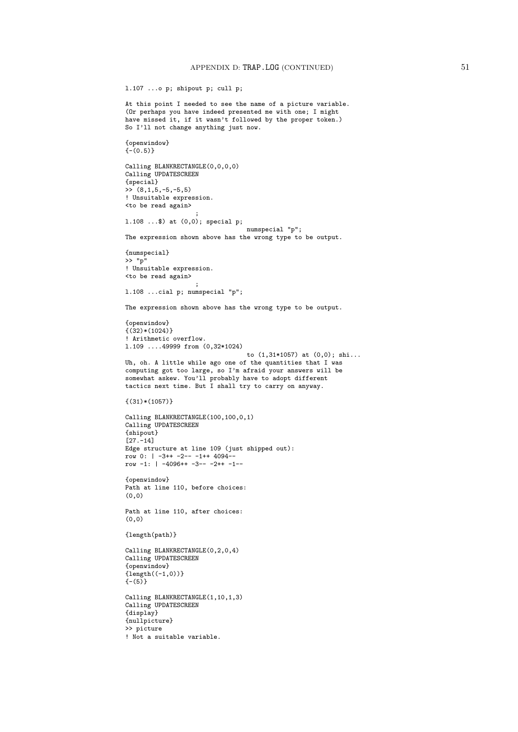```
l.107 ...o p; shipout p; cull p;

At this point I needed to see the name of a picture variable.
(Or perhaps you have indeed presented me with one; I might
have missed it, if it wasn't followed by the proper token.)
So I'll not change anything just now.

{openwindow}
{-(0.5)}

Calling BLANKRECTANGLE(0,0,0,0)
Calling UPDATESCREEN
{special}
>> (8,1,5,-5,-5,5)
! Unsuitable expression.
<to be read again>
                   ;
l.108 ...$) at (0,0); special p;
                                 numspecial "p";
The expression shown above has the wrong type to be output.

{numspecial}
>> "p"
! Unsuitable expression.
<to be read again>
                   ;
l.108 ...cial p; numspecial "p";

The expression shown above has the wrong type to be output.

{openwindow}
{(32)*(1024)}
! Arithmetic overflow.
l.109 ....49999 from (0,32*1024)
                                 to (1,31*1057) at (0,0); shi...
Uh, oh. A little while ago one of the quantities that I was
computing got too large, so I'm afraid your answers will be
somewhat askew. You'll probably have to adopt different
tactics next time. But I shall try to carry on anyway.

{(31)*(1057)}

Calling BLANKRECTANGLE(100,100,0,1)
Calling UPDATESCREEN
{shipout}
[27.-14]
Edge structure at line 109 (just shipped out):
row 0: | -3++ -2-- -1++ 4094--
row -1: | -4096++ -3-- -2++ -1--

{openwindow}
Path at line 110, before choices:
(0,0)

Path at line 110, after choices:
(0,0)

{length(path)}

Calling BLANKRECTANGLE(0,2,0,4)
Calling UPDATESCREEN
{openwindow}
{length((-1,0))}
{-(5)}

Calling BLANKRECTANGLE(1,10,1,3)
Calling UPDATESCREEN
{display}
{nullpicture}
>> picture
! Not a suitable variable.
```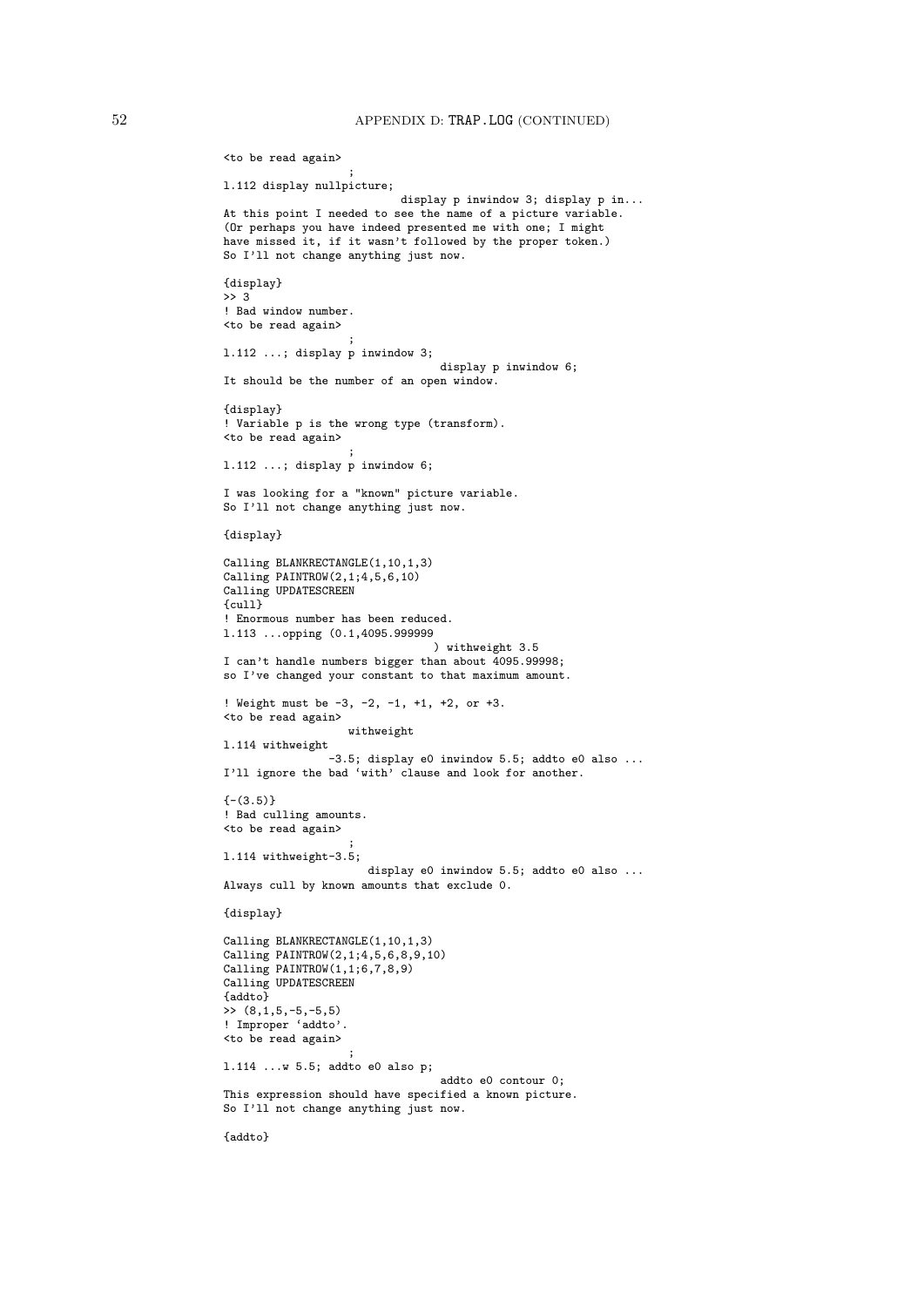```
<to be read again>
                   ;
l.112 display nullpicture;
                           display p inwindow 3; display p in...
At this point I needed to see the name of a picture variable.
(Or perhaps you have indeed presented me with one; I might
have missed it, if it wasn't followed by the proper token.)
So I'll not change anything just now.

{display}
>> 3
! Bad window number.
<to be read again>
                   ;
l.112 ...; display p inwindow 3;
                                display p inwindow 6;
It should be the number of an open window.

{display}
! Variable p is the wrong type (transform).
<to be read again>
                   ;
l.112 ...; display p inwindow 6;

I was looking for a "known" picture variable.
So I'll not change anything just now.

{display}

Calling BLANKRECTANGLE(1,10,1,3)
Calling PAINTROW(2,1;4,5,6,10)
Calling UPDATESCREEN
{cull}
! Enormous number has been reduced.
l.113 ...opping (0.1,4095.999999
                                ) withweight 3.5
I can't handle numbers bigger than about 4095.99998;
so I've changed your constant to that maximum amount.

! Weight must be -3, -2, -1, +1, +2, or +3.
<to be read again>
                   withweight
l.114 withweight
                -3.5; display e0 inwindow 5.5; addto e0 also ...
I'll ignore the bad `with' clause and look for another.

{-(3.5)}
! Bad culling amounts.
<to be read again>
                   ;
l.114 withweight-3.5;
                     display e0 inwindow 5.5; addto e0 also ...
Always cull by known amounts that exclude 0.

{display}

Calling BLANKRECTANGLE(1,10,1,3)
Calling PAINTROW(2,1;4,5,6,8,9,10)
Calling PAINTROW(1,1;6,7,8,9)
Calling UPDATESCREEN
{addto}
>> (8,1,5,-5,-5,5)
! Improper `addto'.
<to be read again>
                   ;
l.114 ...w 5.5; addto e0 also p;
                                addto e0 contour 0;
This expression should have specified a known picture.
So I'll not change anything just now.

{addto}
```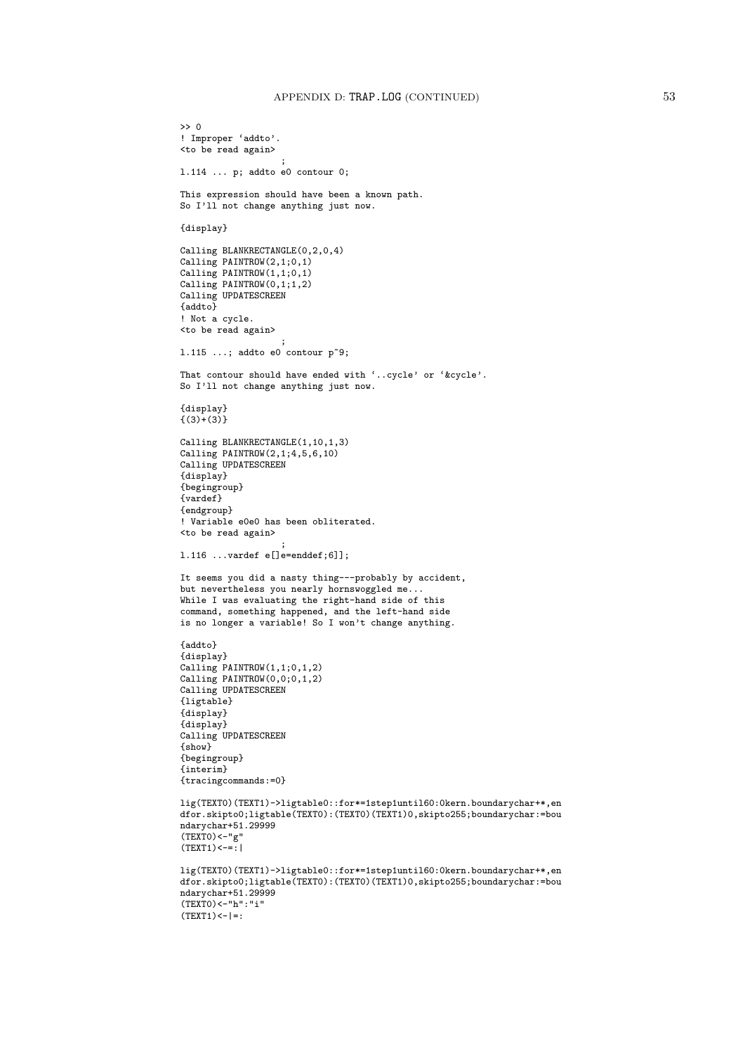```
>> 0
! Improper `addto'.
<to be read again>
                   ;
l.114 ... p; addto e0 contour 0;

This expression should have been a known path.
So I'll not change anything just now.

{display}

Calling BLANKRECTANGLE(0,2,0,4)
Calling PAINTROW(2,1;0,1)
Calling PAINTROW(1,1;0,1)
Calling PAINTROW(0,1;1,2)
Calling UPDATESCREEN
{addto}
! Not a cycle.
<to be read again>
                  ;
l.115 ...; addto e0 contour p~9;

That contour should have ended with `..cycle' or `&cycle'.
So I'll not change anything just now.

{display}
{(3)+(3)}

Calling BLANKRECTANGLE(1,10,1,3)
Calling PAINTROW(2,1;4,5,6,10)
Calling UPDATESCREEN
{display}
{begingroup}
{vardef}
{endgroup}
! Variable e0e0 has been obliterated.
<to be read again>
                   ;
l.116 ...vardef e[]e=enddef;6]];

It seems you did a nasty thing---probably by accident,
but nevertheless you nearly hornswoggled me...
While I was evaluating the right-hand side of this
command, something happened, and the left-hand side
is no longer a variable! So I won't change anything.

{addto}
{display}
Calling PAINTROW(1,1;0,1,2)
Calling PAINTROW(0,0;0,1,2)
Calling UPDATESCREEN
{ligtable}
{display}
{display}
Calling UPDATESCREEN
{show}
{begingroup}
{interim}
{tracingcommands:=0}

lig(TEXT0)(TEXT1)->ligtable0::for*=1step1until60:0kern.boundarychar+*,en
dfor.skipto0;ligtable(TEXT0):(TEXT0)(TEXT1)0,skipto255;boundarychar:=bou
ndarychar+51.29999
(TEXT0)<-"g"
(TEXT1)<-=:|

lig(TEXT0)(TEXT1)->ligtable0::for*=1step1until60:0kern.boundarychar+*,en
dfor.skipto0;ligtable(TEXT0):(TEXT0)(TEXT1)0,skipto255;boundarychar:=bou
ndarychar+51.29999
(TEXT0)<-"h":"i"
(TEXT1)<-|=:
```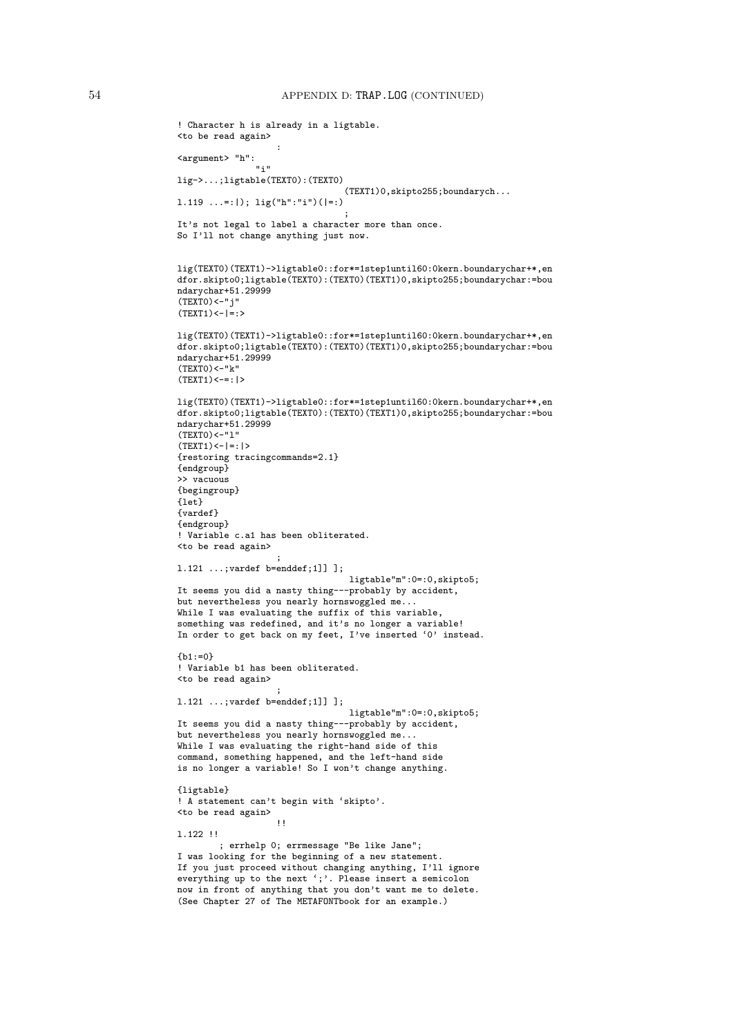```
! Character h is already in a ligtable.
<to be read again>
                   :
<argument> "h":
               "i"
lig->...;ligtable(TEXT0):(TEXT0)
                                (TEXT1)0,skipto255;boundarych...
l.119 ...=:|); lig("h":"i")(|=:)
                                ;
It's not legal to label a character more than once.
So I'll not change anything just now.


lig(TEXT0)(TEXT1)->ligtable0::for*=1step1until60:0kern.boundarychar+*,en
dfor.skipto0;ligtable(TEXT0):(TEXT0)(TEXT1)0,skipto255;boundarychar:=bou
ndarychar+51.29999
(TEXT0)<-"j"
(TEXT1)<-|=:>

lig(TEXT0)(TEXT1)->ligtable0::for*=1step1until60:0kern.boundarychar+*,en
dfor.skipto0;ligtable(TEXT0):(TEXT0)(TEXT1)0,skipto255;boundarychar:=bou
ndarychar+51.29999
(TEXT0)<-"k"
(TEXT1)<-=:|>

lig(TEXT0)(TEXT1)->ligtable0::for*=1step1until60:0kern.boundarychar+*,en
dfor.skipto0;ligtable(TEXT0):(TEXT0)(TEXT1)0,skipto255;boundarychar:=bou
ndarychar+51.29999
(TEXT0)<-"l"
(TEXT1)<-|=:|>
{restoring tracingcommands=2.1}
{endgroup}
>> vacuous
{begingroup}
{let}
{vardef}
{endgroup}
! Variable c.a1 has been obliterated.
<to be read again>
                   ;
l.121 ...;vardef b=enddef;1]] ];
                                 ligtable"m":0=:0,skipto5;
It seems you did a nasty thing---probably by accident,
but nevertheless you nearly hornswoggled me...
While I was evaluating the suffix of this variable,
something was redefined, and it's no longer a variable!
In order to get back on my feet, I've inserted `0' instead.

{b1:=0}
! Variable b1 has been obliterated.
<to be read again>
                   ;
l.121 ...;vardef b=enddef;1]] ];
                                 ligtable"m":0=:0,skipto5;
It seems you did a nasty thing---probably by accident,
but nevertheless you nearly hornswoggled me...
While I was evaluating the right-hand side of this
command, something happened, and the left-hand side
is no longer a variable! So I won't change anything.

{ligtable}
! A statement can't begin with `skipto'.
<to be read again>
                   !!
l.122 !!
        ; errhelp 0; errmessage "Be like Jane";
I was looking for the beginning of a new statement.
If you just proceed without changing anything, I'll ignore
everything up to the next `;'. Please insert a semicolon
now in front of anything that you don't want me to delete.
(See Chapter 27 of The METAFONTbook for an example.)
```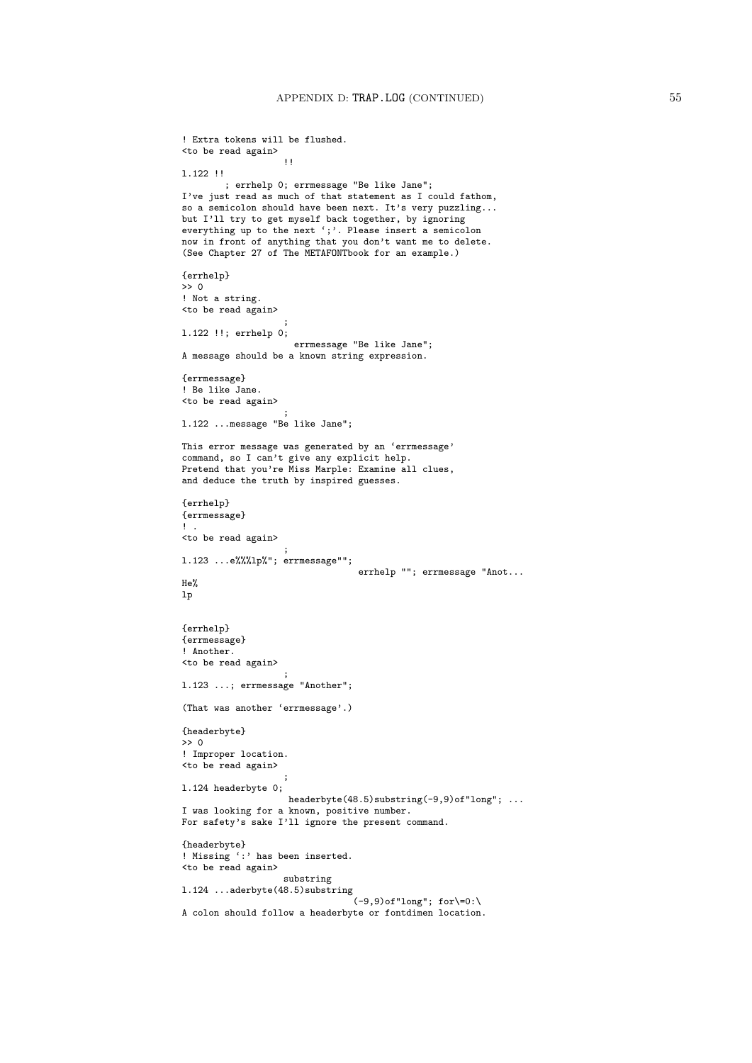```
! Extra tokens will be flushed.
<to be read again>
                   !!
l.122 !!
        ; errhelp 0; errmessage "Be like Jane";
I've just read as much of that statement as I could fathom,
so a semicolon should have been next. It's very puzzling...
but I'll try to get myself back together, by ignoring
everything up to the next ';'. Please insert a semicolon
now in front of anything that you don't want me to delete.
(See Chapter 27 of The METAFONTbook for an example.)

{errhelp}
>> 0
! Not a string.
<to be read again>
                   ;
l.122 !!; errhelp 0;
                     errmessage "Be like Jane";
A message should be a known string expression.

{errmessage}
! Be like Jane.
<to be read again>
                   ;
l.122 ...message "Be like Jane";

This error message was generated by an 'errmessage'
command, so I can't give any explicit help.
Pretend that you're Miss Marple: Examine all clues,
and deduce the truth by inspired guesses.

{errhelp}
{errmessage}
! .
<to be read again>
                   ;
l.123 ...e%%%lp%"; errmessage"";
                                errhelp ""; errmessage "Anot...
He%
lp


{errhelp}
{errmessage}
! Another.
<to be read again>
                   ;
l.123 ...; errmessage "Another";

(That was another 'errmessage'.)

{headerbyte}
>> 0
! Improper location.
<to be read again>
                   ;
l.124 headerbyte 0;
                    headerbyte(48.5)substring(-9,9)of"long"; ...
I was looking for a known, positive number.
For safety's sake I'll ignore the present command.

{headerbyte}
! Missing ':' has been inserted.
<to be read again>
                   substring
l.124 ...aderbyte(48.5)substring
                                (-9,9)of"long"; for\=0:\
A colon should follow a headerbyte or fontdimen location.
```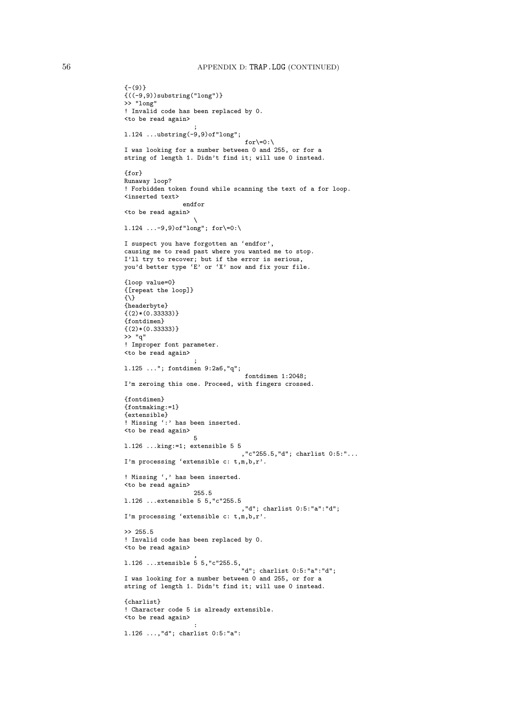```
{-(9)}
{((-9,9))substring("long")}
>> "long"
! Invalid code has been replaced by 0.
<to be read again>
                   ;
l.124 ...ubstring(-9,9)of"long";
                                 for\=0:\
I was looking for a number between 0 and 255, or for a
string of length 1. Didn't find it; will use 0 instead.

{for}
Runaway loop?
! Forbidden token found while scanning the text of a for loop.
<inserted text>
                endfor
<to be read again>
                   \
l.124 ...-9,9)of"long"; for\=0:\

I suspect you have forgotten an `endfor',
causing me to read past where you wanted me to stop.
I'll try to recover; but if the error is serious,
you'd better type `E' or `X' now and fix your file.

{loop value=0}
{[repeat the loop]}
{\}
{headerbyte}
{(2)*(0.33333)}
{fontdimen}
{(2)*(0.33333)}
>> "q"
! Improper font parameter.
<to be read again>
                   ;
l.125 ..."; fontdimen 9:2a6,"q";
                                 fontdimen 1:2048;
I'm zeroing this one. Proceed, with fingers crossed.

{fontdimen}
{fontmaking:=1}
{extensible}
! Missing `:' has been inserted.
<to be read again>
                   5
l.126 ...king:=1; extensible 5 5
                                 ,"c"255.5,"d"; charlist 0:5:"...
I'm processing `extensible c: t,m,b,r'.

! Missing `,' has been inserted.
<to be read again>
                   255.5
l.126 ...extensible 5 5,"c"255.5
                                 ,"d"; charlist 0:5:"a":"d";
I'm processing `extensible c: t,m,b,r'.

>> 255.5
! Invalid code has been replaced by 0.
<to be read again>
                   ,
l.126 ...xtensible 5 5,"c"255.5,
                                 "d"; charlist 0:5:"a":"d";
I was looking for a number between 0 and 255, or for a
string of length 1. Didn't find it; will use 0 instead.

{charlist}
! Character code 5 is already extensible.
<to be read again>
                   :
l.126 ...,"d"; charlist 0:5:"a":
```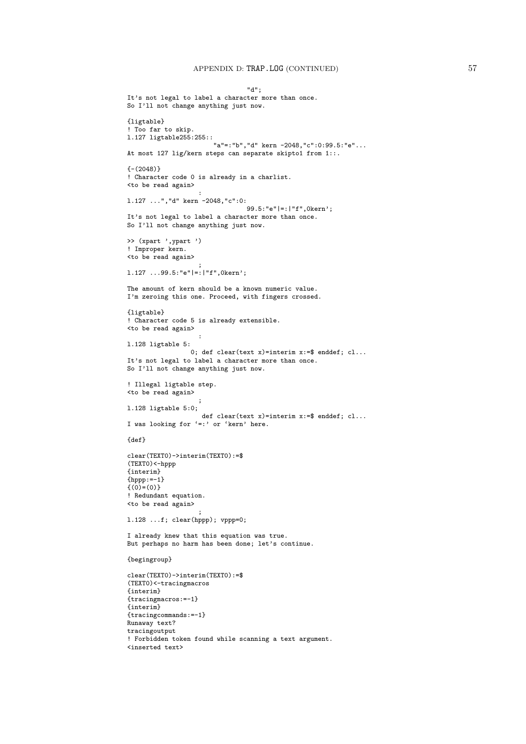```
                                    "d";
It's not legal to label a character more than once.
So I'll not change anything just now.

{ligtable}
! Too far to skip.
l.127 ligtable255:255::
                       "a"=:"b","d" kern -2048,"c":0:99.5:"e"...
At most 127 lig/kern steps can separate skipto1 from 1::.

{-(2048)}
! Character code 0 is already in a charlist.
<to be read again>
                   :
l.127 ...","d" kern -2048,"c":0:
                                  99.5:"e"|=:|"f",0kern';
It's not legal to label a character more than once.
So I'll not change anything just now.

>> (xpart ',ypart ')
! Improper kern.
<to be read again>
                   ;
l.127 ...99.5:"e"|=:|"f",0kern';

The amount of kern should be a known numeric value.
I'm zeroing this one. Proceed, with fingers crossed.

{ligtable}
! Character code 5 is already extensible.
<to be read again>
                   :
l.128 ligtable 5:
                 0; def clear(text x)=interim x:=$ enddef; cl...
It's not legal to label a character more than once.
So I'll not change anything just now.

! Illegal ligtable step.
<to be read again>
                   ;
l.128 ligtable 5:0;
                   def clear(text x)=interim x:=$ enddef; cl...
I was looking for `=:' or `kern' here.

{def}

clear(TEXT0)->interim(TEXT0):=$
(TEXT0)<-hppp
{interim}
{hppp:=-1}
{(0)=(0)}
! Redundant equation.
<to be read again>
                   ;
l.128 ...f; clear(hppp); vppp=0;

I already knew that this equation was true.
But perhaps no harm has been done; let's continue.

{begingroup}

clear(TEXT0)->interim(TEXT0):=$
(TEXT0)<-tracingmacros
{interim}
{tracingmacros:=-1}
{interim}
{tracingcommands:=-1}
Runaway text?
tracingoutput
! Forbidden token found while scanning a text argument.
<inserted text>
```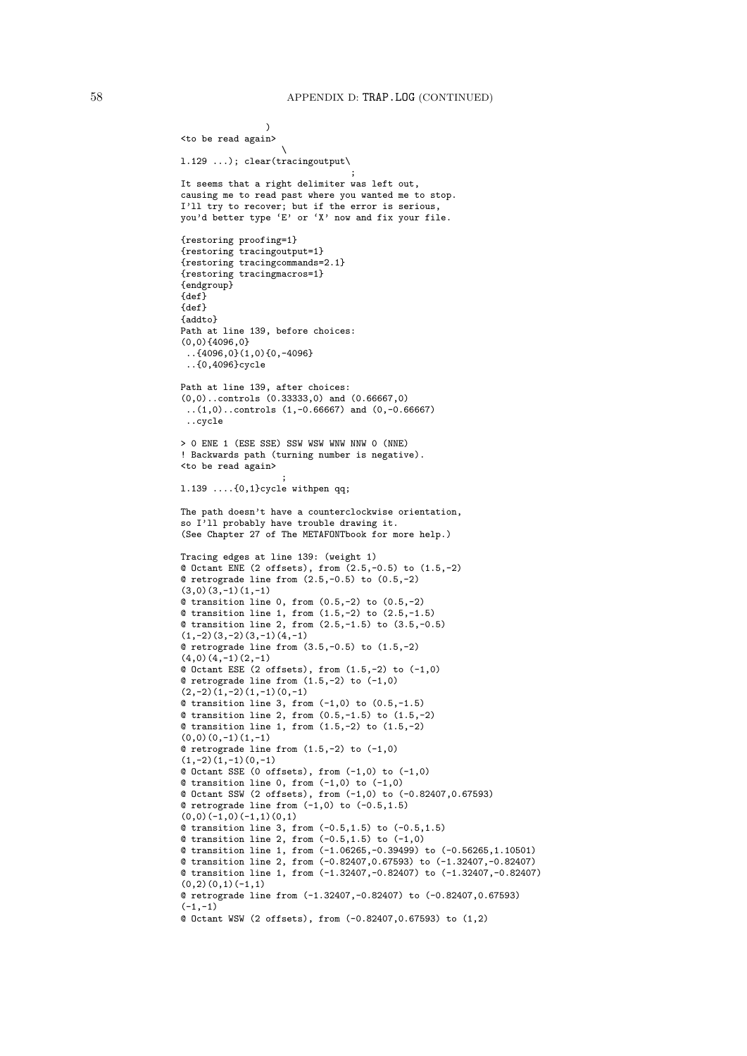```
                )
<to be read again>
                   \
l.129 ...); clear(tracingoutput\
                                  ;
It seems that a right delimiter was left out,
causing me to read past where you wanted me to stop.
I'll try to recover; but if the error is serious,
you'd better type `E' or `X' now and fix your file.

{restoring proofing=1}
{restoring tracingoutput=1}
{restoring tracingcommands=2.1}
{restoring tracingmacros=1}
{endgroup}
{def}
{def}
{addto}
Path at line 139, before choices:
(0,0){4096,0}
 ..{4096,0}(1,0){0,-4096}
 ..{0,4096}cycle

Path at line 139, after choices:
(0,0)..controls (0.33333,0) and (0.66667,0)
 ..(1,0)..controls (1,-0.66667) and (0,-0.66667)
 ..cycle

> 0 ENE 1 (ESE SSE) SSW WSW WNW NNW 0 (NNE)
! Backwards path (turning number is negative).
<to be read again>
                   ;
l.139 ....{0,1}cycle withpen qq;

The path doesn't have a counterclockwise orientation,
so I'll probably have trouble drawing it.
(See Chapter 27 of The METAFONTbook for more help.)

Tracing edges at line 139: (weight 1)
@ Octant ENE (2 offsets), from (2.5,-0.5) to (1.5,-2)
@ retrograde line from (2.5,-0.5) to (0.5,-2)
(3,0)(3,-1)(1,-1)
@ transition line 0, from (0.5,-2) to (0.5,-2)
@ transition line 1, from (1.5,-2) to (2.5,-1.5)
@ transition line 2, from (2.5,-1.5) to (3.5,-0.5)
(1,-2)(3,-2)(3,-1)(4,-1)
@ retrograde line from (3.5,-0.5) to (1.5,-2)
(4,0)(4,-1)(2,-1)
@ Octant ESE (2 offsets), from (1.5,-2) to (-1,0)
@ retrograde line from (1.5,-2) to (-1,0)
(2,-2)(1,-2)(1,-1)(0,-1)
@ transition line 3, from (-1,0) to (0.5,-1.5)
@ transition line 2, from (0.5,-1.5) to (1.5,-2)
@ transition line 1, from (1.5,-2) to (1.5,-2)
(0,0)(0,-1)(1,-1)
@ retrograde line from (1.5,-2) to (-1,0)
(1,-2)(1,-1)(0,-1)
@ Octant SSE (0 offsets), from (-1,0) to (-1,0)
@ transition line 0, from (-1,0) to (-1,0)
@ Octant SSW (2 offsets), from (-1,0) to (-0.82407,0.67593)
@ retrograde line from (-1,0) to (-0.5,1.5)
(0,0)(-1,0)(-1,1)(0,1)
@ transition line 3, from (-0.5,1.5) to (-0.5,1.5)
@ transition line 2, from (-0.5,1.5) to (-1,0)
@ transition line 1, from (-1.06265,-0.39499) to (-0.56265,1.10501)
@ transition line 2, from (-0.82407,0.67593) to (-1.32407,-0.82407)
@ transition line 1, from (-1.32407,-0.82407) to (-1.32407,-0.82407)
(0,2)(0,1)(-1,1)
@ retrograde line from (-1.32407,-0.82407) to (-0.82407,0.67593)
(-1,-1)
@ Octant WSW (2 offsets), from (-0.82407,0.67593) to (1,2)
```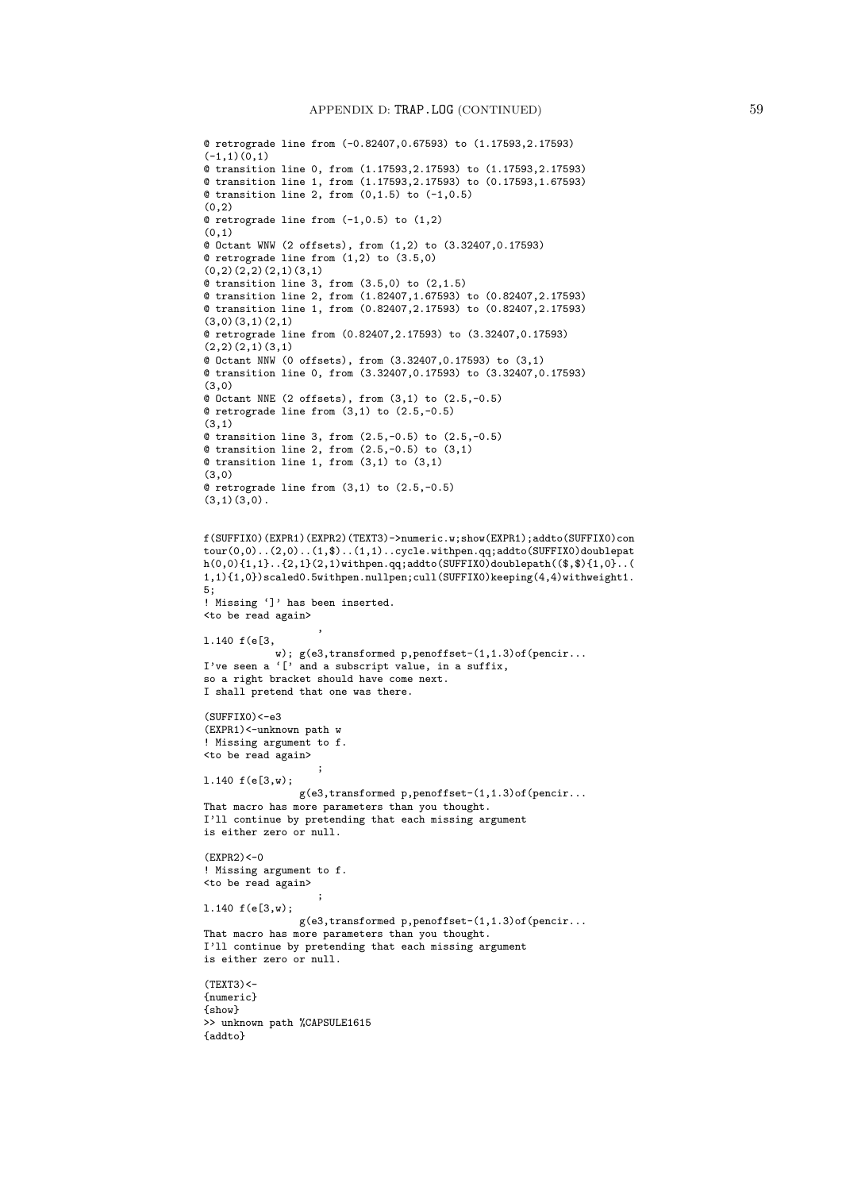```
@ retrograde line from (-0.82407,0.67593) to (1.17593,2.17593)
(-1,1)(0,1)
@ transition line 0, from (1.17593,2.17593) to (1.17593,2.17593)
@ transition line 1, from (1.17593,2.17593) to (0.17593,1.67593)
@ transition line 2, from (0,1.5) to (-1,0.5)
(0,2)
@ retrograde line from (-1,0.5) to (1,2)
(0,1)
@ Octant WNW (2 offsets), from (1,2) to (3.32407,0.17593)
@ retrograde line from (1,2) to (3.5,0)
(0,2)(2,2)(2,1)(3,1)
@ transition line 3, from (3.5,0) to (2,1.5)
@ transition line 2, from (1.82407,1.67593) to (0.82407,2.17593)
@ transition line 1, from (0.82407,2.17593) to (0.82407,2.17593)
(3,0)(3,1)(2,1)
@ retrograde line from (0.82407,2.17593) to (3.32407,0.17593)
(2,2)(2,1)(3,1)
@ Octant NNW (0 offsets), from (3.32407,0.17593) to (3,1)
@ transition line 0, from (3.32407,0.17593) to (3.32407,0.17593)
(3,0)
@ Octant NNE (2 offsets), from (3,1) to (2.5,-0.5)
@ retrograde line from (3,1) to (2.5,-0.5)
(3,1)
@ transition line 3, from (2.5,-0.5) to (2.5,-0.5)
@ transition line 2, from (2.5,-0.5) to (3,1)
@ transition line 1, from (3,1) to (3,1)
(3,0)
@ retrograde line from (3,1) to (2.5,-0.5)
(3,1)(3,0).


f(SUFFIX0)(EXPR1)(EXPR2)(TEXT3)->numeric.w;show(EXPR1);addto(SUFFIX0)con
tour(0,0)..(2,0)..(1,$)..(1,1)..cycle.withpen.qq;addto(SUFFIX0)doublepat
h(0,0){1,1}..{2,1}(2,1)withpen.qq;addto(SUFFIX0)doublepath(($,$){1,0}..(
1,1){1,0})scaled0.5withpen.nullpen;cull(SUFFIX0)keeping(4,4)withweight1.
5;
! Missing `]' has been inserted.
<to be read again>
                   ,
l.140 f(e[3,
            w); g(e3,transformed p,penoffset-(1,1.3)of(pencir...
I've seen a `[' and a subscript value, in a suffix,
so a right bracket should have come next.
I shall pretend that one was there.

(SUFFIX0)<-e3
(EXPR1)<-unknown path w
! Missing argument to f.
<to be read again>
                   ;
l.140 f(e[3,w);
               g(e3,transformed p,penoffset-(1,1.3)of(pencir...
That macro has more parameters than you thought.
I'll continue by pretending that each missing argument
is either zero or null.

(EXPR2)<-0
! Missing argument to f.
<to be read again>
                   ;
l.140 f(e[3,w);
               g(e3,transformed p,penoffset-(1,1.3)of(pencir...
That macro has more parameters than you thought.
I'll continue by pretending that each missing argument
is either zero or null.

(TEXT3)<-
{numeric}
{show}
>> unknown path %CAPSULE1615
{addto}
```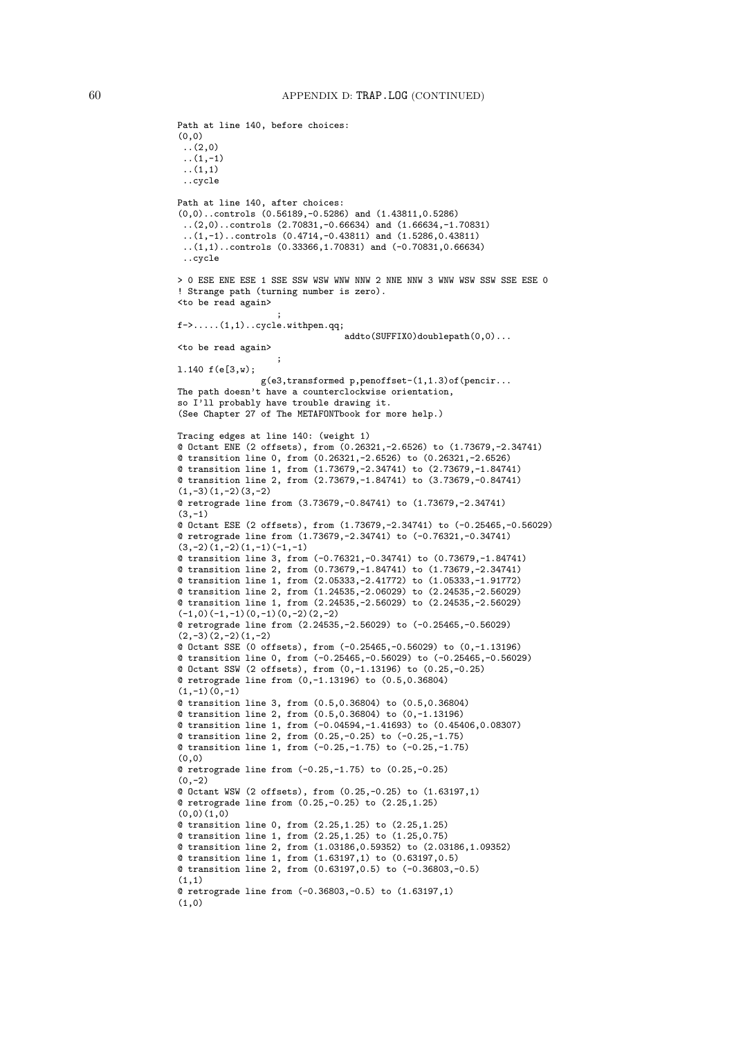```
Path at line 140, before choices:
(0,0)
 ..(2,0)
 ..(1,-1)
 ..(1,1)
 ..cycle

Path at line 140, after choices:
(0,0)..controls (0.56189,-0.5286) and (1.43811,0.5286)
 ..(2,0)..controls (2.70831,-0.66634) and (1.66634,-1.70831)
 ..(1,-1)..controls (0.4714,-0.43811) and (1.5286,0.43811)
 ..(1,1)..controls (0.33366,1.70831) and (-0.70831,0.66634)
 ..cycle

> 0 ESE ENE ESE 1 SSE SSW WSW WNW NNW 2 NNE NNW 3 WNW WSW SSW SSE ESE 0
! Strange path (turning number is zero).
<to be read again>
                   ;
f->.....(1,1)..cycle.withpen.qq;
                                addto(SUFFIX0)doublepath(0,0)...
<to be read again>
                   ;
l.140 f(e[3,w);
               g(e3,transformed p,penoffset-(1,1.3)of(pencir...
The path doesn't have a counterclockwise orientation,
so I'll probably have trouble drawing it.
(See Chapter 27 of The METAFONTbook for more help.)

Tracing edges at line 140: (weight 1)
@ Octant ENE (2 offsets), from (0.26321,-2.6526) to (1.73679,-2.34741)
@ transition line 0, from (0.26321,-2.6526) to (0.26321,-2.6526)
@ transition line 1, from (1.73679,-2.34741) to (2.73679,-1.84741)
@ transition line 2, from (2.73679,-1.84741) to (3.73679,-0.84741)
(1,-3)(1,-2)(3,-2)
@ retrograde line from (3.73679,-0.84741) to (1.73679,-2.34741)
(3,-1)
@ Octant ESE (2 offsets), from (1.73679,-2.34741) to (-0.25465,-0.56029)
@ retrograde line from (1.73679,-2.34741) to (-0.76321,-0.34741)
(3,-2)(1,-2)(1,-1)(-1,-1)
@ transition line 3, from (-0.76321,-0.34741) to (0.73679,-1.84741)
@ transition line 2, from (0.73679,-1.84741) to (1.73679,-2.34741)
@ transition line 1, from (2.05333,-2.41772) to (1.05333,-1.91772)
@ transition line 2, from (1.24535,-2.06029) to (2.24535,-2.56029)
@ transition line 1, from (2.24535,-2.56029) to (2.24535,-2.56029)
(-1,0)(-1,-1)(0,-1)(0,-2)(2,-2)
@ retrograde line from (2.24535,-2.56029) to (-0.25465,-0.56029)
(2,-3)(2,-2)(1,-2)
@ Octant SSE (0 offsets), from (-0.25465,-0.56029) to (0,-1.13196)
@ transition line 0, from (-0.25465,-0.56029) to (-0.25465,-0.56029)
@ Octant SSW (2 offsets), from (0,-1.13196) to (0.25,-0.25)
@ retrograde line from (0,-1.13196) to (0.5,0.36804)
(1,-1)(0,-1)
@ transition line 3, from (0.5,0.36804) to (0.5,0.36804)
@ transition line 2, from (0.5,0.36804) to (0,-1.13196)
@ transition line 1, from (-0.04594,-1.41693) to (0.45406,0.08307)
@ transition line 2, from (0.25,-0.25) to (-0.25,-1.75)
@ transition line 1, from (-0.25,-1.75) to (-0.25,-1.75)
(0,0)
@ retrograde line from (-0.25,-1.75) to (0.25,-0.25)
(0,-2)
@ Octant WSW (2 offsets), from (0.25,-0.25) to (1.63197,1)
@ retrograde line from (0.25,-0.25) to (2.25,1.25)
(0,0)(1,0)
@ transition line 0, from (2.25,1.25) to (2.25,1.25)
@ transition line 1, from (2.25,1.25) to (1.25,0.75)
@ transition line 2, from (1.03186,0.59352) to (2.03186,1.09352)
@ transition line 1, from (1.63197,1) to (0.63197,0.5)
@ transition line 2, from (0.63197,0.5) to (-0.36803,-0.5)
(1,1)
@ retrograde line from (-0.36803,-0.5) to (1.63197,1)
(1,0)
```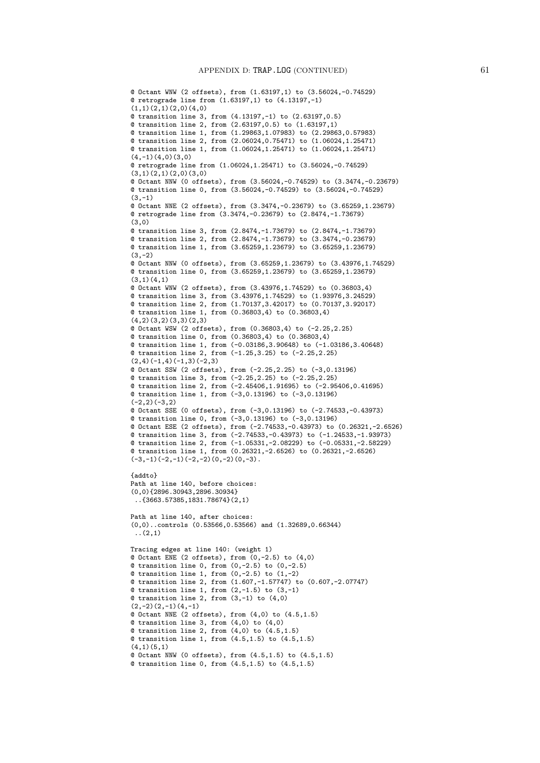```
@ Octant WNW (2 offsets), from (1.63197,1) to (3.56024,-0.74529)
@ retrograde line from (1.63197,1) to (4.13197,-1)
(1,1)(2,1)(2,0)(4,0)
@ transition line 3, from (4.13197,-1) to (2.63197,0.5)
@ transition line 2, from (2.63197,0.5) to (1.63197,1)
@ transition line 1, from (1.29863,1.07983) to (2.29863,0.57983)
@ transition line 2, from (2.06024,0.75471) to (1.06024,1.25471)
@ transition line 1, from (1.06024,1.25471) to (1.06024,1.25471)
(4,-1)(4,0)(3,0)
@ retrograde line from (1.06024,1.25471) to (3.56024,-0.74529)
(3,1)(2,1)(2,0)(3,0)
@ Octant NNW (0 offsets), from (3.56024,-0.74529) to (3.3474,-0.23679)
@ transition line 0, from (3.56024,-0.74529) to (3.56024,-0.74529)
(3,-1)
@ Octant NNE (2 offsets), from (3.3474,-0.23679) to (3.65259,1.23679)
@ retrograde line from (3.3474,-0.23679) to (2.8474,-1.73679)
(3,0)
@ transition line 3, from (2.8474,-1.73679) to (2.8474,-1.73679)
@ transition line 2, from (2.8474,-1.73679) to (3.3474,-0.23679)
@ transition line 1, from (3.65259,1.23679) to (3.65259,1.23679)
(3,-2)
@ Octant NNW (0 offsets), from (3.65259,1.23679) to (3.43976,1.74529)
@ transition line 0, from (3.65259,1.23679) to (3.65259,1.23679)
(3,1)(4,1)
@ Octant WNW (2 offsets), from (3.43976,1.74529) to (0.36803,4)
@ transition line 3, from (3.43976,1.74529) to (1.93976,3.24529)
@ transition line 2, from (1.70137,3.42017) to (0.70137,3.92017)
@ transition line 1, from (0.36803,4) to (0.36803,4)
(4,2)(3,2)(3,3)(2,3)
@ Octant WSW (2 offsets), from (0.36803,4) to (-2.25,2.25)
@ transition line 0, from (0.36803,4) to (0.36803,4)
@ transition line 1, from (-0.03186,3.90648) to (-1.03186,3.40648)
@ transition line 2, from (-1.25,3.25) to (-2.25,2.25)
(2,4)(-1,4)(-1,3)(-2,3)
@ Octant SSW (2 offsets), from (-2.25,2.25) to (-3,0.13196)
@ transition line 3, from (-2.25,2.25) to (-2.25,2.25)
@ transition line 2, from (-2.45406,1.91695) to (-2.95406,0.41695)
@ transition line 1, from (-3,0.13196) to (-3,0.13196)
(-2,2)(-3,2)
@ Octant SSE (0 offsets), from (-3,0.13196) to (-2.74533,-0.43973)
@ transition line 0, from (-3,0.13196) to (-3,0.13196)
@ Octant ESE (2 offsets), from (-2.74533,-0.43973) to (0.26321,-2.6526)
@ transition line 3, from (-2.74533,-0.43973) to (-1.24533,-1.93973)
@ transition line 2, from (-1.05331,-2.08229) to (-0.05331,-2.58229)
@ transition line 1, from (0.26321,-2.6526) to (0.26321,-2.6526)
(-3,-1)(-2,-1)(-2,-2)(0,-2)(0,-3).

{addto}
Path at line 140, before choices:
(0,0){2896.30943,2896.30934}
 ..{3663.57385,1831.78674}(2,1)

Path at line 140, after choices:
(0,0)..controls (0.53566,0.53566) and (1.32689,0.66344)
 ..(2,1)

Tracing edges at line 140: (weight 1)
@ Octant ENE (2 offsets), from (0,-2.5) to (4,0)
@ transition line 0, from (0,-2.5) to (0,-2.5)
@ transition line 1, from (0,-2.5) to (1,-2)
@ transition line 2, from (1.607,-1.57747) to (0.607,-2.07747)
@ transition line 1, from (2,-1.5) to (3,-1)
@ transition line 2, from (3,-1) to (4,0)
(2,-2)(2,-1)(4,-1)
@ Octant NNE (2 offsets), from (4,0) to (4.5,1.5)
@ transition line 3, from (4,0) to (4,0)
@ transition line 2, from (4,0) to (4.5,1.5)
@ transition line 1, from (4.5,1.5) to (4.5,1.5)
(4,1)(5,1)
@ Octant NNW (0 offsets), from (4.5,1.5) to (4.5,1.5)
@ transition line 0, from (4.5,1.5) to (4.5,1.5)
```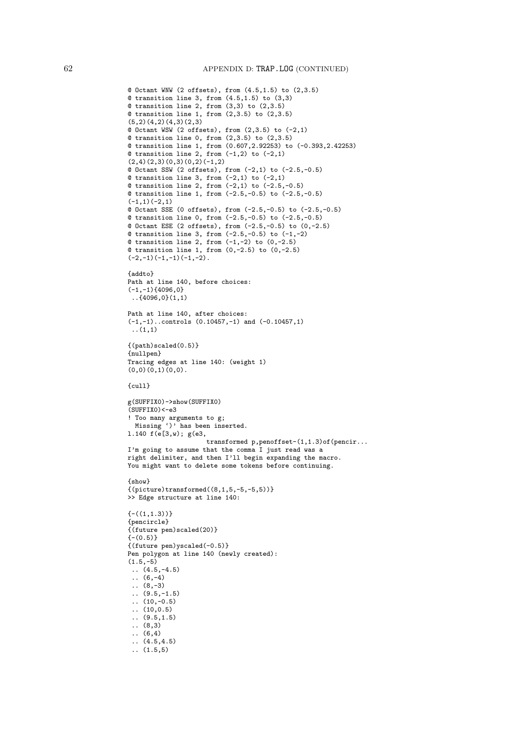```
@ Octant WNW (2 offsets), from (4.5,1.5) to (2,3.5)
@ transition line 3, from (4.5,1.5) to (3,3)
@ transition line 2, from (3,3) to (2,3.5)
@ transition line 1, from (2,3.5) to (2,3.5)
(5,2)(4,2)(4,3)(2,3)
@ Octant WSW (2 offsets), from (2,3.5) to (-2,1)
@ transition line 0, from (2,3.5) to (2,3.5)
@ transition line 1, from (0.607,2.92253) to (-0.393,2.42253)
@ transition line 2, from (-1,2) to (-2,1)
(2,4)(2,3)(0,3)(0,2)(-1,2)
@ Octant SSW (2 offsets), from (-2,1) to (-2.5,-0.5)
@ transition line 3, from (-2,1) to (-2,1)
@ transition line 2, from (-2,1) to (-2.5,-0.5)
@ transition line 1, from (-2.5,-0.5) to (-2.5,-0.5)
(-1,1)(-2,1)
@ Octant SSE (0 offsets), from (-2.5,-0.5) to (-2.5,-0.5)
@ transition line 0, from (-2.5,-0.5) to (-2.5,-0.5)
@ Octant ESE (2 offsets), from (-2.5,-0.5) to (0,-2.5)
@ transition line 3, from (-2.5,-0.5) to (-1,-2)
@ transition line 2, from (-1,-2) to (0,-2.5)
@ transition line 1, from (0,-2.5) to (0,-2.5)
(-2,-1)(-1,-1)(-1,-2).

{addto}
Path at line 140, before choices:
(-1,-1){4096,0}
 ..{4096,0}(1,1)

Path at line 140, after choices:
(-1,-1)..controls (0.10457,-1) and (-0.10457,1)
 ..(1,1)

{(path)scaled(0.5)}
{nullpen}
Tracing edges at line 140: (weight 1)
(0,0)(0,1)(0,0).

{cull}

g(SUFFIX0)->show(SUFFIX0)
(SUFFIX0)<-e3
! Too many arguments to g;
  Missing `)' has been inserted.
l.140 f(e[3,w]; g(e3,
                     transformed p,penoffset-(1,1.3)of(pencir...
I'm going to assume that the comma I just read was a
right delimiter, and then I'll begin expanding the macro.
You might want to delete some tokens before continuing.

{show}
{(picture)transformed((8,1,5,-5,-5,5))}
>> Edge structure at line 140:

{-((1,1.3))}
{pencircle}
{(future pen)scaled(20)}
{-(0.5)}
{(future pen)yscaled(-0.5)}
Pen polygon at line 140 (newly created):
(1.5,-5)
 .. (4.5,-4.5)
 .. (6,-4)
 .. (8,-3)
 .. (9.5,-1.5)
 .. (10,-0.5)
 .. (10,0.5)
 .. (9.5,1.5)
 .. (8,3)
 .. (6,4)
 .. (4.5,4.5)
 .. (1.5,5)
```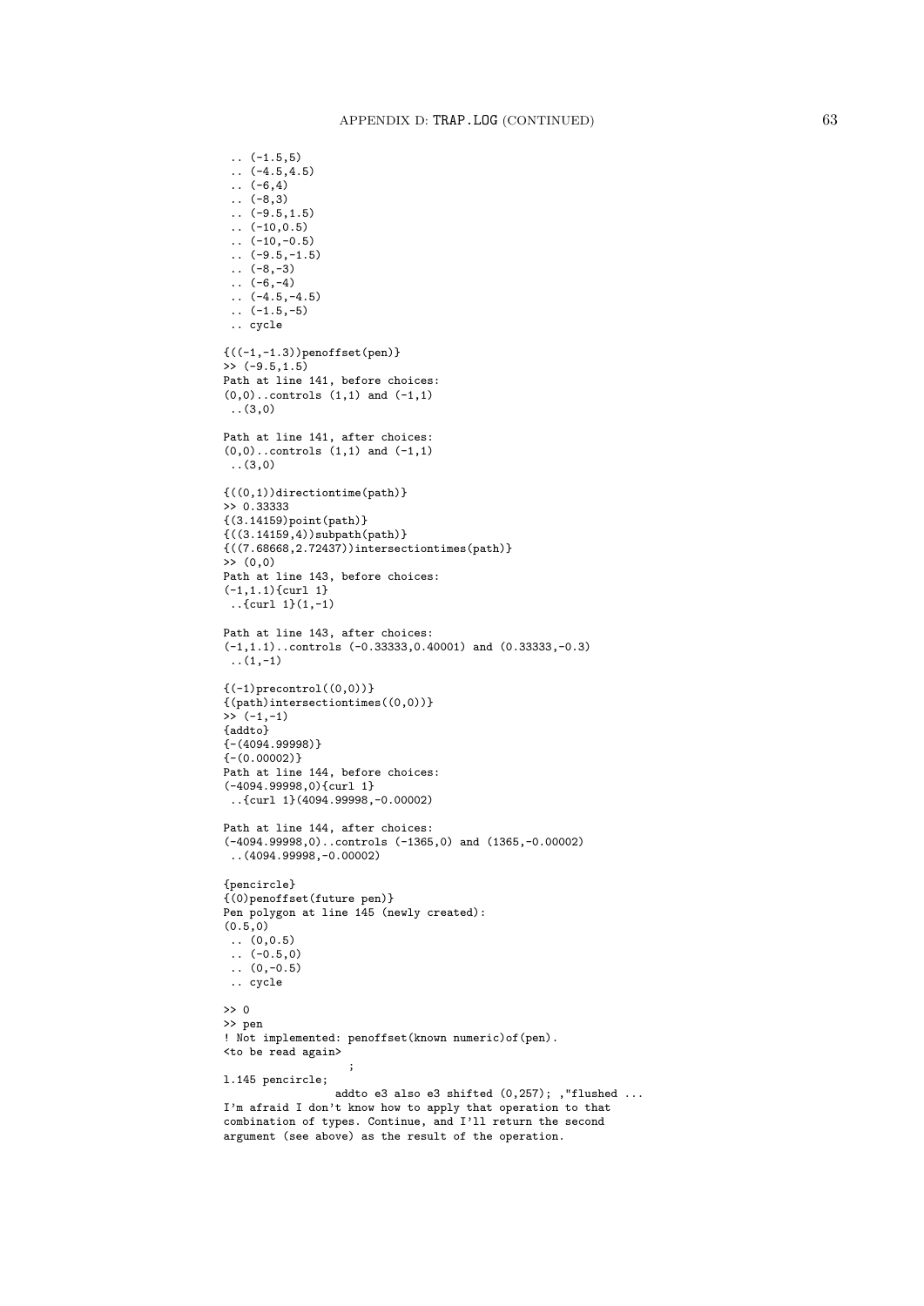```
 .. (-1.5,5)
 .. (-4.5,4.5)
 .. (-6,4)
 .. (-8,3)
 .. (-9.5,1.5)
 .. (-10,0.5)
 .. (-10,-0.5)
 .. (-9.5,-1.5)
 .. (-8,-3)
 .. (-6,-4)
 .. (-4.5,-4.5)
 .. (-1.5,-5)
 .. cycle

{((-1,-1.3))penoffset(pen)}
>> (-9.5,1.5)
Path at line 141, before choices:
(0,0)..controls (1,1) and (-1,1)
 ..(3,0)

Path at line 141, after choices:
(0,0)..controls (1,1) and (-1,1)
 ..(3,0)

{((0,1))directiontime(path)}
>> 0.33333
{(3.14159)point(path)}
{((3.14159,4))subpath(path)}
{((7.68668,2.72437))intersectiontimes(path)}
>> (0,0)
Path at line 143, before choices:
(-1,1.1){curl 1}
 ..{curl 1}(1,-1)

Path at line 143, after choices:
(-1,1.1)..controls (-0.33333,0.40001) and (0.33333,-0.3)
 ..(1,-1)

{(-1)precontrol((0,0))}
{(path)intersectiontimes((0,0))}
>> (-1,-1)
{addto}
{-(4094.99998)}
{-(0.00002)}
Path at line 144, before choices:
(-4094.99998,0){curl 1}
 ..{curl 1}(4094.99998,-0.00002)

Path at line 144, after choices:
(-4094.99998,0)..controls (-1365,0) and (1365,-0.00002)
 ..(4094.99998,-0.00002)

{pencircle}
{(0)penoffset(future pen)}
Pen polygon at line 145 (newly created):
(0.5,0)
 .. (0,0.5)
 .. (-0.5,0)
 .. (0,-0.5)
 .. cycle

>> 0
>> pen
! Not implemented: penoffset(known numeric)of(pen).
<to be read again>
                   ;
l.145 pencircle;
                addto e3 also e3 shifted (0,257); ,"flushed ...
I'm afraid I don't know how to apply that operation to that
combination of types. Continue, and I'll return the second
argument (see above) as the result of the operation.
```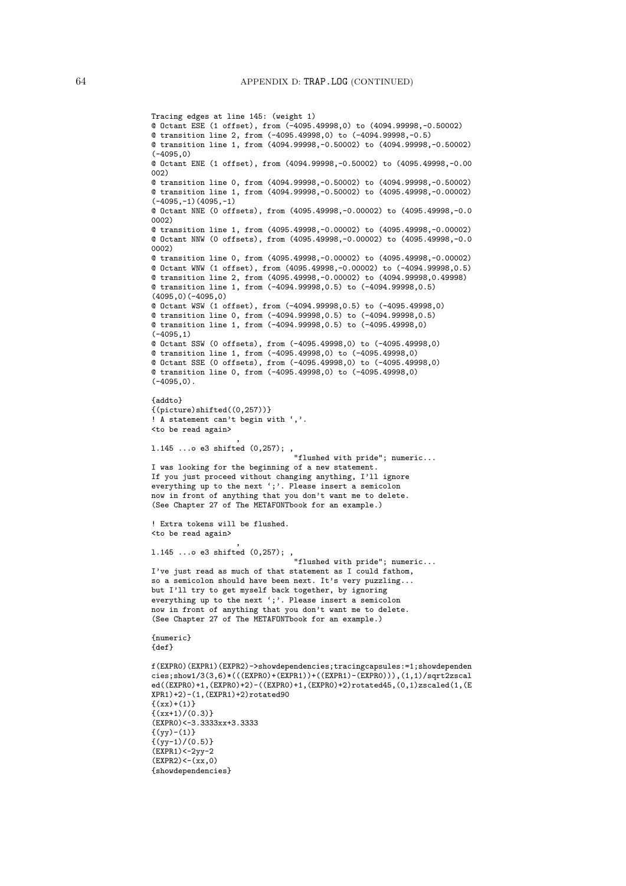```
Tracing edges at line 145: (weight 1)
@ Octant ESE (1 offset), from (-4095.49998,0) to (4094.99998,-0.50002)
@ transition line 2, from (-4095.49998,0) to (-4094.99998,-0.5)
@ transition line 1, from (4094.99998,-0.50002) to (4094.99998,-0.50002)
(-4095,0)
@ Octant ENE (1 offset), from (4094.99998,-0.50002) to (4095.49998,-0.00
002)
@ transition line 0, from (4094.99998,-0.50002) to (4094.99998,-0.50002)
@ transition line 1, from (4094.99998,-0.50002) to (4095.49998,-0.00002)
(-4095,-1)(4095,-1)
@ Octant NNE (0 offsets), from (4095.49998,-0.00002) to (4095.49998,-0.0
0002)
@ transition line 1, from (4095.49998,-0.00002) to (4095.49998,-0.00002)
@ Octant NNW (0 offsets), from (4095.49998,-0.00002) to (4095.49998,-0.0
0002)
@ transition line 0, from (4095.49998,-0.00002) to (4095.49998,-0.00002)
@ Octant WNW (1 offset), from (4095.49998,-0.00002) to (-4094.99998,0.5)
@ transition line 2, from (4095.49998,-0.00002) to (4094.99998,0.49998)
@ transition line 1, from (-4094.99998,0.5) to (-4094.99998,0.5)
(4095,0)(-4095,0)
@ Octant WSW (1 offset), from (-4094.99998,0.5) to (-4095.49998,0)
@ transition line 0, from (-4094.99998,0.5) to (-4094.99998,0.5)
@ transition line 1, from (-4094.99998,0.5) to (-4095.49998,0)
(-4095,1)
@ Octant SSW (0 offsets), from (-4095.49998,0) to (-4095.49998,0)
@ transition line 1, from (-4095.49998,0) to (-4095.49998,0)
@ Octant SSE (0 offsets), from (-4095.49998,0) to (-4095.49998,0)
@ transition line 0, from (-4095.49998,0) to (-4095.49998,0)
(-4095,0).

{addto}
{(picture)shifted((0,257))}
! A statement can't begin with `,'.
<to be read again>
                         ,
l.145 ...o e3 shifted (0,257); ,
                                  "flushed with pride"; numeric...
I was looking for the beginning of a new statement.
If you just proceed without changing anything, I'll ignore
everything up to the next `;'. Please insert a semicolon
now in front of anything that you don't want me to delete.
(See Chapter 27 of The METAFONTbook for an example.)

! Extra tokens will be flushed.
<to be read again>
                         ,
l.145 ...o e3 shifted (0,257); ,
                                  "flushed with pride"; numeric...
I've just read as much of that statement as I could fathom,
so a semicolon should have been next. It's very puzzling...
but I'll try to get myself back together, by ignoring
everything up to the next `;'. Please insert a semicolon
now in front of anything that you don't want me to delete.
(See Chapter 27 of The METAFONTbook for an example.)

{numeric}
{def}

f(EXPR0)(EXPR1)(EXPR2)->showdependencies;tracingcapsules:=1;showdependen
cies;show1/3(3,6)*(((EXPR0)+(EXPR1))+((EXPR1)-(EXPR0))),(1,1)/sqrt2zscal
ed((EXPR0)+1,(EXPR0)+2)-((EXPR0)+1,(EXPR0)+2)rotated45,(0,1)zscaled(1,(E
XPR1)+2)-(1,(EXPR1)+2)rotated90
{(xx)+(1)}
{(xx+1)/(0.3)}
(EXPR0)<-3.3333xx+3.3333
{(yy)-(1)}
{(yy-1)/(0.5)}
(EXPR1)<-2yy-2
(EXPR2)<-(xx,0)
{showdependencies}
```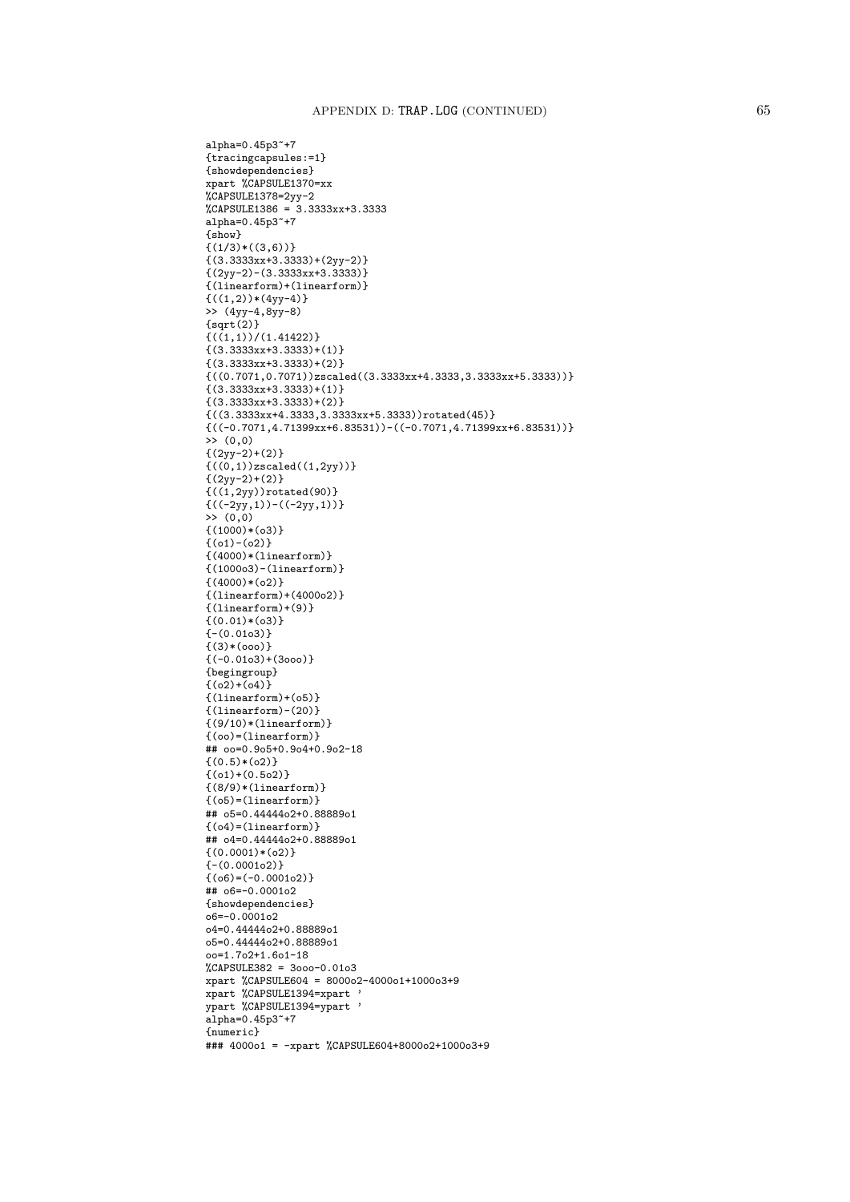```
alpha=0.45p3~+7
{tracingcapsules:=1}
{showdependencies}
xpart %CAPSULE1370=xx
%CAPSULE1378=2yy-2
%CAPSULE1386 = 3.3333xx+3.3333
alpha=0.45p3~+7
{show}
{(1/3)*((3,6))}
{(3.3333xx+3.3333)+(2yy-2)}
{(2yy-2)-(3.3333xx+3.3333)}
{(linearform)+(linearform)}
{((1,2))*(4yy-4)}
>> (4yy-4,8yy-8)
{sqrt(2)}
{((1,1))/(1.41422)}
{(3.3333xx+3.3333)+(1)}
{(3.3333xx+3.3333)+(2)}
{((0.7071,0.7071))zscaled((3.3333xx+4.3333,3.3333xx+5.3333))}
{(3.3333xx+3.3333)+(1)}
{(3.3333xx+3.3333)+(2)}
{((3.3333xx+4.3333,3.3333xx+5.3333))rotated(45)}
{((-0.7071,4.71399xx+6.83531))-((-0.7071,4.71399xx+6.83531))}
>> (0,0)
{(2yy-2)+(2)}
{((0,1))zscaled((1,2yy))}
{(2yy-2)+(2)}
{((1,2yy))rotated(90)}
{((-2yy,1))-((-2yy,1))}
>> (0,0)
{(1000)*(o3)}
{(o1)-(o2)}
{(4000)*(linearform)}
{(1000o3)-(linearform)}
{(4000)*(o2)}
{(linearform)+(4000o2)}
{(linearform)+(9)}
{(0.01)*(o3)}
{-(0.01o3)}
{(3)*(ooo)}
{(-0.01o3)+(3ooo)}
{begingroup}
{(o2)+(o4)}
{(linearform)+(o5)}
{(linearform)-(20)}
{(9/10)*(linearform)}
{(oo)=(linearform)}
## oo=0.9o5+0.9o4+0.9o2-18
{(0.5)*(o2)}
{(o1)+(0.5o2)}
{(8/9)*(linearform)}
{(o5)=(linearform)}
## o5=0.44444o2+0.88889o1
{(o4)=(linearform)}
## o4=0.44444o2+0.88889o1
{(0.0001)*(o2)}
{-(0.0001o2)}
{(o6)=(-0.0001o2)}
## o6=-0.0001o2
{showdependencies}
o6=-0.0001o2
o4=0.44444o2+0.88889o1
o5=0.44444o2+0.88889o1
oo=1.7o2+1.6o1-18
%CAPSULE382 = 3ooo-0.01o3
xpart %CAPSULE604 = 8000o2-4000o1+1000o3+9
xpart %CAPSULE1394=xpart '
ypart %CAPSULE1394=ypart '
alpha=0.45p3~+7
{numeric}
### 4000o1 = -xpart %CAPSULE604+8000o2+1000o3+9
```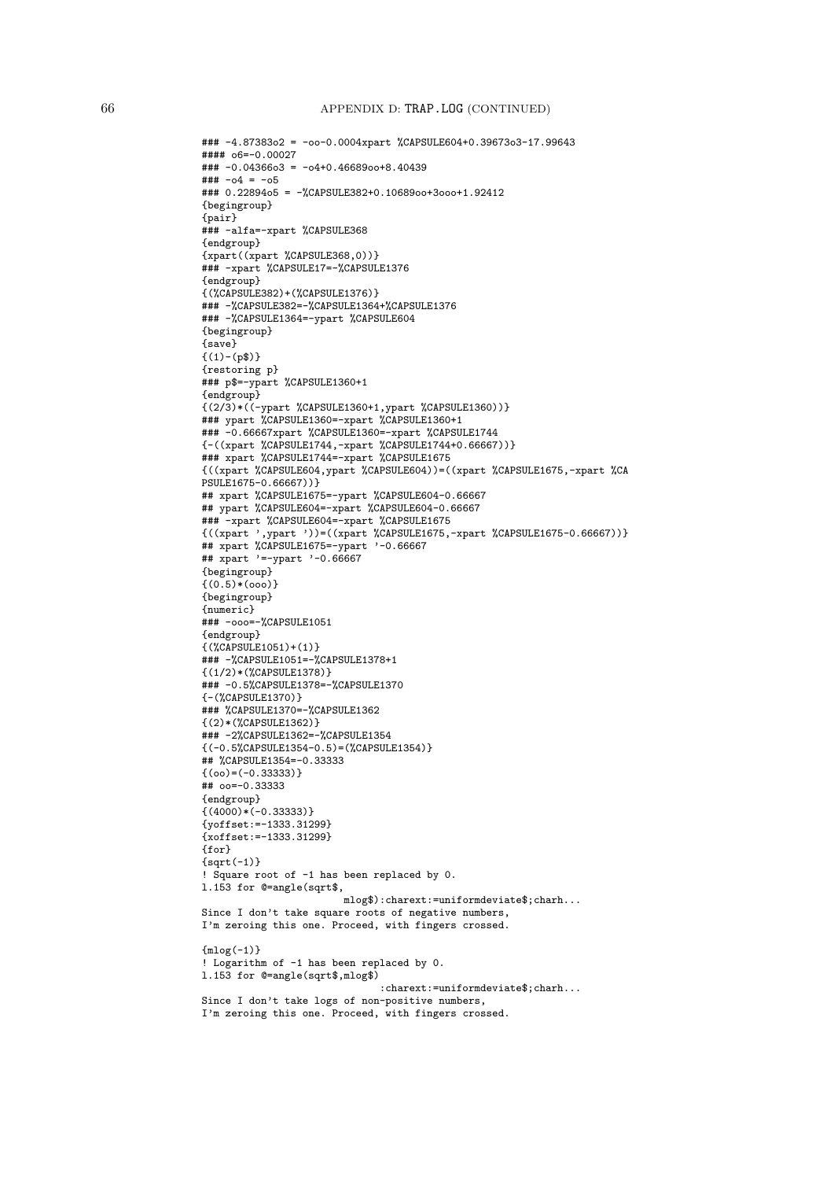```
### -4.87383o2 = -oo-0.0004xpart %CAPSULE604+0.39673o3-17.99643
#### o6=-0.00027
### -0.04366o3 = -o4+0.46689oo+8.40439
### -o4 = -o5
### 0.22894o5 = -%CAPSULE382+0.10689oo+3ooo+1.92412
{begingroup}
{pair}
### -alfa=-xpart %CAPSULE368
{endgroup}
{xpart((xpart %CAPSULE368,0))}
### -xpart %CAPSULE17=-%CAPSULE1376
{endgroup}
{(%CAPSULE382)+(%CAPSULE1376)}
### -%CAPSULE382=-%CAPSULE1364+%CAPSULE1376
### -%CAPSULE1364=-ypart %CAPSULE604
{begingroup}
{save}
{(1)-(p$)}
{restoring p}
### p$=-ypart %CAPSULE1360+1
{endgroup}
{(2/3)*((-ypart %CAPSULE1360+1,ypart %CAPSULE1360))}
### ypart %CAPSULE1360=-xpart %CAPSULE1360+1
### -0.66667xpart %CAPSULE1360=-xpart %CAPSULE1744
{-((xpart %CAPSULE1744,-xpart %CAPSULE1744+0.66667))}
### xpart %CAPSULE1744=-xpart %CAPSULE1675
{((xpart %CAPSULE604,ypart %CAPSULE604))=((xpart %CAPSULE1675,-xpart %CA
PSULE1675-0.66667))}
## xpart %CAPSULE1675=-ypart %CAPSULE604-0.66667
## ypart %CAPSULE604=-xpart %CAPSULE604-0.66667
### -xpart %CAPSULE604=-xpart %CAPSULE1675
{((xpart ',ypart '))=((xpart %CAPSULE1675,-xpart %CAPSULE1675-0.66667))}
## xpart %CAPSULE1675=-ypart '-0.66667
## xpart '=-ypart '-0.66667
{begingroup}
{(0.5)*(ooo)}
{begingroup}
{numeric}
### -ooo=-%CAPSULE1051
{endgroup}
{(%CAPSULE1051)+(1)}
### -%CAPSULE1051=-%CAPSULE1378+1
{(1/2)*(%CAPSULE1378)}
### -0.5%CAPSULE1378=-%CAPSULE1370
{-(%CAPSULE1370)}
### %CAPSULE1370=-%CAPSULE1362
{(2)*(%CAPSULE1362)}
### -2%CAPSULE1362=-%CAPSULE1354
{(-0.5%CAPSULE1354-0.5)=(%CAPSULE1354)}
## %CAPSULE1354=-0.33333
{(oo)=(-0.33333)}
## oo=-0.33333
{endgroup}
{(4000)*(-0.33333)}
{yoffset:=-1333.31299}
{xoffset:=-1333.31299}
{for}
{sqrt(-1)}
! Square root of -1 has been replaced by 0.
l.153 for @=angle(sqrt$,
                         mlog$):charext:=uniformdeviate$;charh...
Since I don't take square roots of negative numbers,
I'm zeroing this one. Proceed, with fingers crossed.

{mlog(-1)}
! Logarithm of -1 has been replaced by 0.
l.153 for @=angle(sqrt$,mlog$)
                               :charext:=uniformdeviate$;charh...
Since I don't take logs of non-positive numbers,
I'm zeroing this one. Proceed, with fingers crossed.
```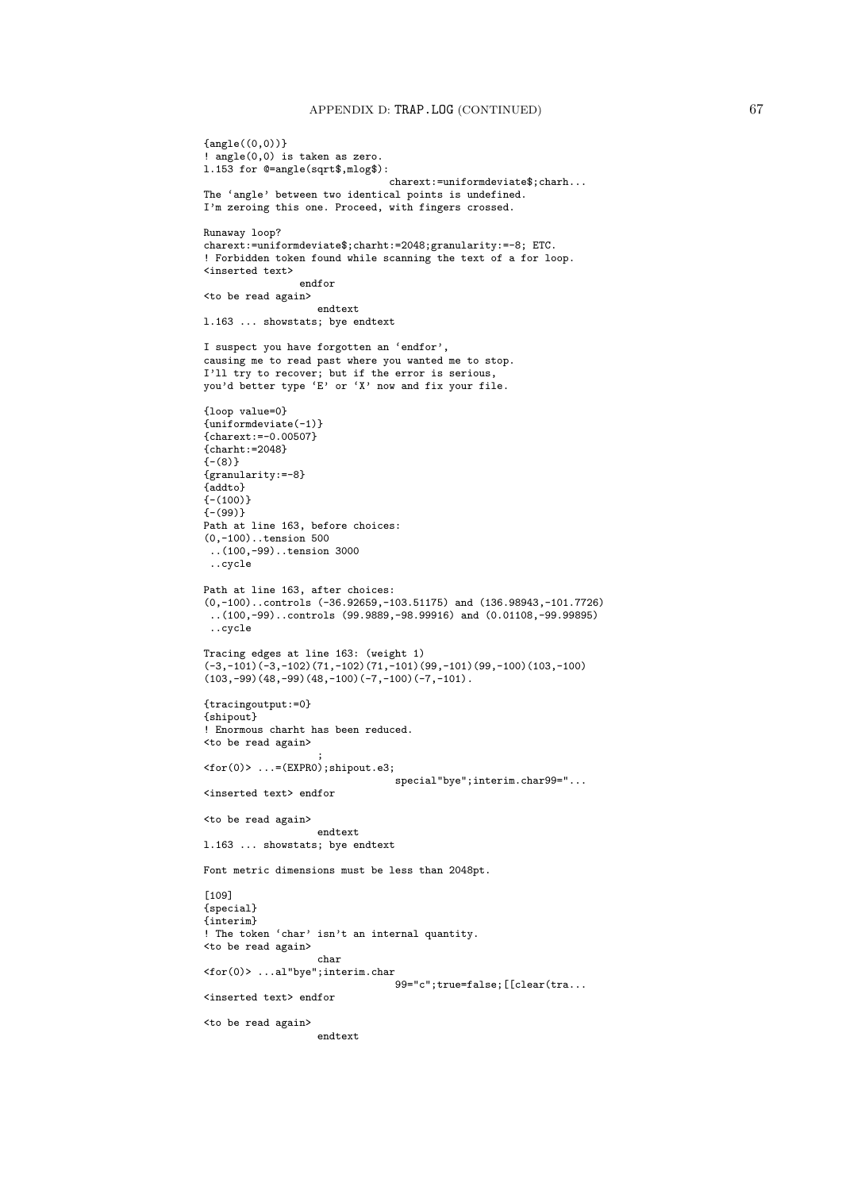```
{angle((0,0))}
! angle(0,0) is taken as zero.
l.153 for @=angle(sqrt$,mlog$):
                                charext:=uniformdeviate$;charh...
The `angle' between two identical points is undefined.
I'm zeroing this one. Proceed, with fingers crossed.

Runaway loop?
charext:=uniformdeviate$;charht:=2048;granularity:=-8; ETC.
! Forbidden token found while scanning the text of a for loop.
<inserted text>
                endfor
<to be read again>
                   endtext
l.163 ... showstats; bye endtext

I suspect you have forgotten an `endfor',
causing me to read past where you wanted me to stop.
I'll try to recover; but if the error is serious,
you'd better type `E' or `X' now and fix your file.

{loop value=0}
{uniformdeviate(-1)}
{charext:=-0.00507}
{charht:=2048}
{-(8)}
{granularity:=-8}
{addto}
{-(100)}
{-(99)}
Path at line 163, before choices:
(0,-100)..tension 500
 ..(100,-99)..tension 3000
 ..cycle

Path at line 163, after choices:
(0,-100)..controls (-36.92659,-103.51175) and (136.98943,-101.7726)
 ..(100,-99)..controls (99.9889,-98.99916) and (0.01108,-99.99895)
 ..cycle

Tracing edges at line 163: (weight 1)
(-3,-101)(-3,-102)(71,-102)(71,-101)(99,-101)(99,-100)(103,-100)
(103,-99)(48,-99)(48,-100)(-7,-100)(-7,-101).

{tracingoutput:=0}
{shipout}
! Enormous charht has been reduced.
<to be read again>
                   ;
<for(0)> ...=(EXPR0);shipout.e3;
                                special"bye";interim.char99="...
<inserted text> endfor

<to be read again>
                   endtext
l.163 ... showstats; bye endtext

Font metric dimensions must be less than 2048pt.

[109]
{special}
{interim}
! The token `char' isn't an internal quantity.
<to be read again>
                   char
<for(0)> ...al"bye";interim.char
                                99="c";true=false;[[clear(tra...
<inserted text> endfor

<to be read again>
                   endtext
```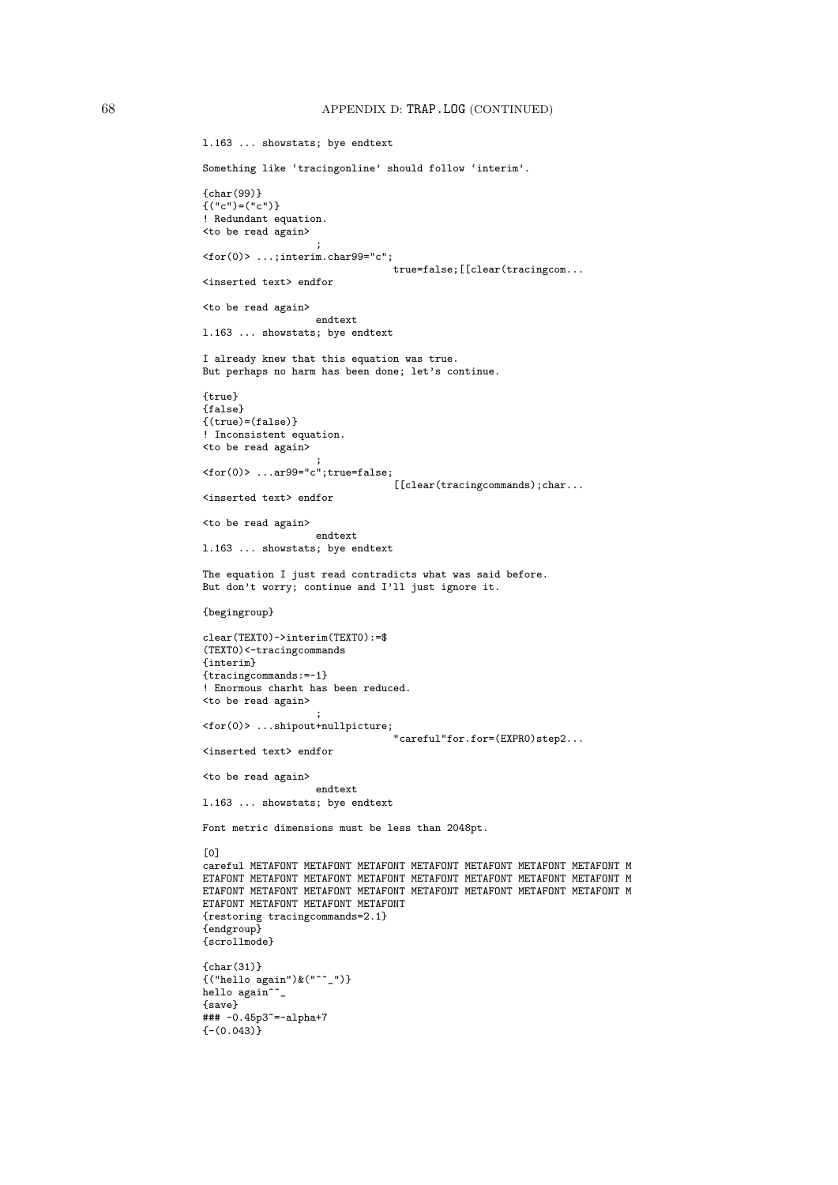```
l.163 ... showstats; bye endtext

Something like `tracingonline' should follow `interim'.

{char(99)}
{("c")=("c")}
! Redundant equation.
<to be read again> 
                   ;
<for(0)> ...;interim.char99="c";
                                true=false;[[clear(tracingcom...
<inserted text> endfor
                      
<to be read again> 
                   endtext
l.163 ... showstats; bye endtext

I already knew that this equation was true.
But perhaps no harm has been done; let's continue.

{true}
{false}
{(true)=(false)}
! Inconsistent equation.
<to be read again> 
                   ;
<for(0)> ...ar99="c";true=false;
                                [[clear(tracingcommands);char...
<inserted text> endfor
                      
<to be read again> 
                   endtext
l.163 ... showstats; bye endtext

The equation I just read contradicts what was said before.
But don't worry; continue and I'll just ignore it.

{begingroup}

clear(TEXT0)->interim(TEXT0):=$
(TEXT0)<-tracingcommands
{interim}
{tracingcommands:=-1}
! Enormous charht has been reduced.
<to be read again> 
                   ;
<for(0)> ...shipout+nullpicture;
                                "careful"for.for=(EXPR0)step2...
<inserted text> endfor
                      
<to be read again> 
                   endtext
l.163 ... showstats; bye endtext

Font metric dimensions must be less than 2048pt.

[0]
careful METAFONT METAFONT METAFONT METAFONT METAFONT METAFONT METAFONT M
ETAFONT METAFONT METAFONT METAFONT METAFONT METAFONT METAFONT METAFONT M
ETAFONT METAFONT METAFONT METAFONT METAFONT METAFONT METAFONT METAFONT M
ETAFONT METAFONT METAFONT METAFONT
{restoring tracingcommands=2.1}
{endgroup}
{scrollmode}

{char(31)}
{("hello again")&("^^_")}
hello again^^_
{save}
### -0.45p3~=-alpha+7
{-(0.043)}
```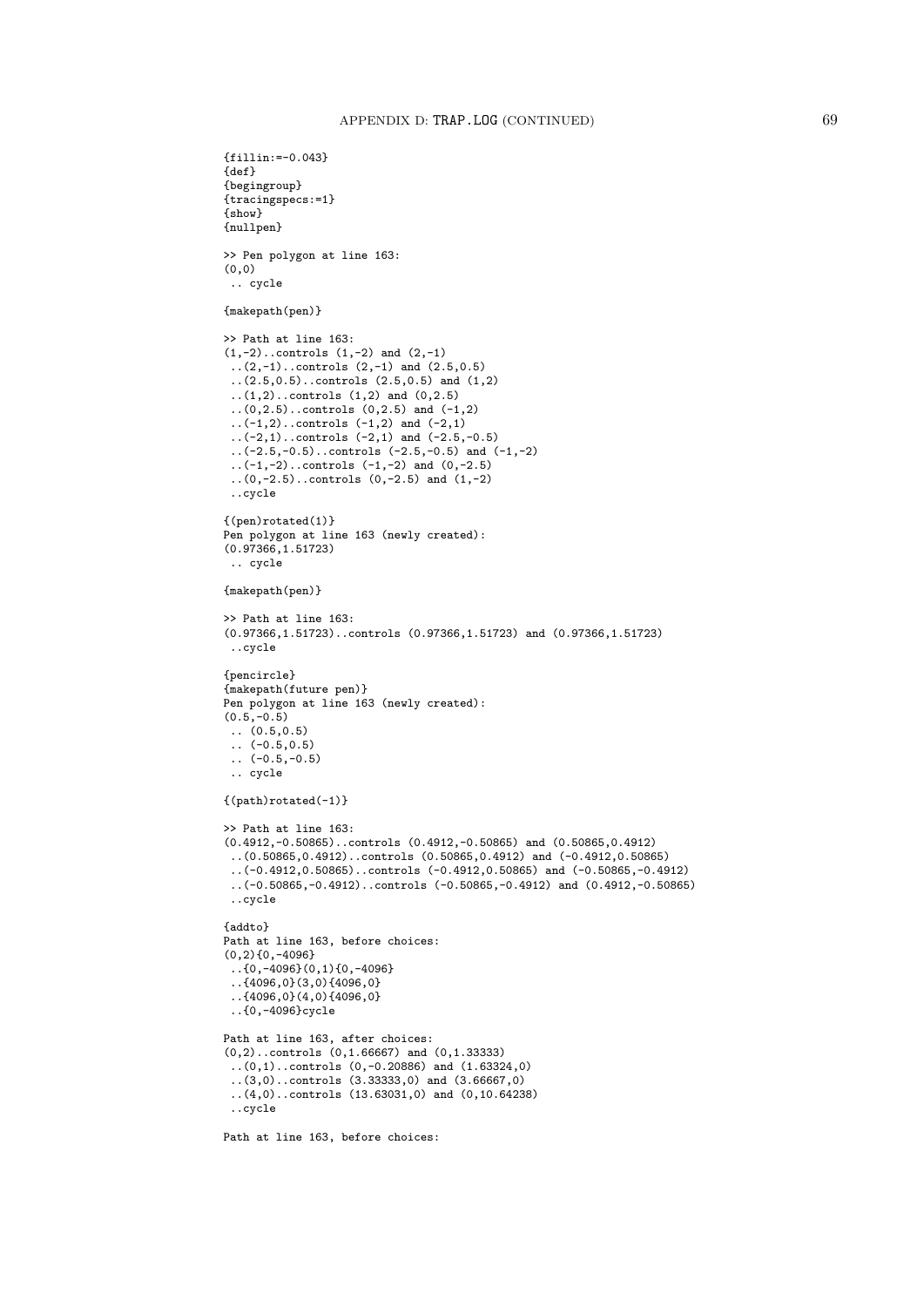```
{fillin:=-0.043}
{def}
{begingroup}
{tracingspecs:=1}
{show}
{nullpen}

>> Pen polygon at line 163:
(0,0)
 .. cycle

{makepath(pen)}

>> Path at line 163:
(1,-2)..controls (1,-2) and (2,-1)
 ..(2,-1)..controls (2,-1) and (2.5,0.5)
 ..(2.5,0.5)..controls (2.5,0.5) and (1,2)
 ..(1,2)..controls (1,2) and (0,2.5)
 ..(0,2.5)..controls (0,2.5) and (-1,2)
 ..(-1,2)..controls (-1,2) and (-2,1)
 ..(-2,1)..controls (-2,1) and (-2.5,-0.5)
 ..(-2.5,-0.5)..controls (-2.5,-0.5) and (-1,-2)
 ..(-1,-2)..controls (-1,-2) and (0,-2.5)
 ..(0,-2.5)..controls (0,-2.5) and (1,-2)
 ..cycle

{(pen)rotated(1)}
Pen polygon at line 163 (newly created):
(0.97366,1.51723)
 .. cycle

{makepath(pen)}

>> Path at line 163:
(0.97366,1.51723)..controls (0.97366,1.51723) and (0.97366,1.51723)
 ..cycle

{pencircle}
{makepath(future pen)}
Pen polygon at line 163 (newly created):
(0.5,-0.5)
 .. (0.5,0.5)
 .. (-0.5,0.5)
 .. (-0.5,-0.5)
 .. cycle

{(path)rotated(-1)}

>> Path at line 163:
(0.4912,-0.50865)..controls (0.4912,-0.50865) and (0.50865,0.4912)
 ..(0.50865,0.4912)..controls (0.50865,0.4912) and (-0.4912,0.50865)
 ..(-0.4912,0.50865)..controls (-0.4912,0.50865) and (-0.50865,-0.4912)
 ..(-0.50865,-0.4912)..controls (-0.50865,-0.4912) and (0.4912,-0.50865)
 ..cycle

{addto}
Path at line 163, before choices:
(0,2){0,-4096}
 ..{0,-4096}(0,1){0,-4096}
 ..{4096,0}(3,0){4096,0}
 ..{4096,0}(4,0){4096,0}
 ..{0,-4096}cycle

Path at line 163, after choices:
(0,2)..controls (0,1.66667) and (0,1.33333)
 ..(0,1)..controls (0,-0.20886) and (1.63324,0)
 ..(3,0)..controls (3.33333,0) and (3.66667,0)
 ..(4,0)..controls (13.63031,0) and (0,10.64238)
 ..cycle

Path at line 163, before choices:
```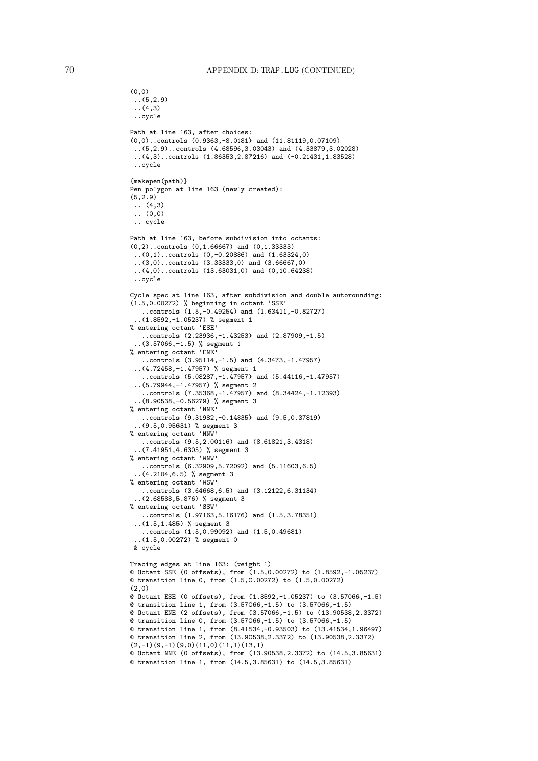```
(0,0)
 ..(5,2.9)
 ..(4,3)
 ..cycle

Path at line 163, after choices:
(0,0)..controls (0.9363,-8.0181) and (11.81119,0.07109)
 ..(5,2.9)..controls (4.68596,3.03043) and (4.33879,3.02028)
 ..(4,3)..controls (1.86353,2.87216) and (-0.21431,1.83528)
 ..cycle

{makepen(path)}
Pen polygon at line 163 (newly created):
(5,2.9)
 .. (4,3)
 .. (0,0)
 .. cycle

Path at line 163, before subdivision into octants:
(0,2)..controls (0,1.66667) and (0,1.33333)
 ..(0,1)..controls (0,-0.20886) and (1.63324,0)
 ..(3,0)..controls (3.33333,0) and (3.66667,0)
 ..(4,0)..controls (13.63031,0) and (0,10.64238)
 ..cycle

Cycle spec at line 163, after subdivision and double autorounding:
(1.5,0.00272) % beginning in octant `SSE'
   ..controls (1.5,-0.49254) and (1.63411,-0.82727)
 ..(1.8592,-1.05237) % segment 1
% entering octant `ESE'
   ..controls (2.23936,-1.43253) and (2.87909,-1.5)
 ..(3.57066,-1.5) % segment 1
% entering octant `ENE'
   ..controls (3.95114,-1.5) and (4.3473,-1.47957)
 ..(4.72458,-1.47957) % segment 1
   ..controls (5.08287,-1.47957) and (5.44116,-1.47957)
 ..(5.79944,-1.47957) % segment 2
   ..controls (7.35368,-1.47957) and (8.34424,-1.12393)
 ..(8.90538,-0.56279) % segment 3
% entering octant `NNE'
   ..controls (9.31982,-0.14835) and (9.5,0.37819)
 ..(9.5,0.95631) % segment 3
% entering octant `NNW'
   ..controls (9.5,2.00116) and (8.61821,3.4318)
 ..(7.41951,4.6305) % segment 3
% entering octant `WNW'
   ..controls (6.32909,5.72092) and (5.11603,6.5)
 ..(4.2104,6.5) % segment 3
% entering octant `WSW'
   ..controls (3.64668,6.5) and (3.12122,6.31134)
 ..(2.68588,5.876) % segment 3
% entering octant `SSW'
   ..controls (1.97163,5.16176) and (1.5,3.78351)
 ..(1.5,1.485) % segment 3
   ..controls (1.5,0.99092) and (1.5,0.49681)
 ..(1.5,0.00272) % segment 0
 & cycle

Tracing edges at line 163: (weight 1)
@ Octant SSE (0 offsets), from (1.5,0.00272) to (1.8592,-1.05237)
@ transition line 0, from (1.5,0.00272) to (1.5,0.00272)
(2,0)
@ Octant ESE (0 offsets), from (1.8592,-1.05237) to (3.57066,-1.5)
@ transition line 1, from (3.57066,-1.5) to (3.57066,-1.5)
@ Octant ENE (2 offsets), from (3.57066,-1.5) to (13.90538,2.3372)
@ transition line 0, from (3.57066,-1.5) to (3.57066,-1.5)
@ transition line 1, from (8.41534,-0.93503) to (13.41534,1.96497)
@ transition line 2, from (13.90538,2.3372) to (13.90538,2.3372)
(2,-1)(9,-1)(9,0)(11,0)(11,1)(13,1)
@ Octant NNE (0 offsets), from (13.90538,2.3372) to (14.5,3.85631)
@ transition line 1, from (14.5,3.85631) to (14.5,3.85631)
```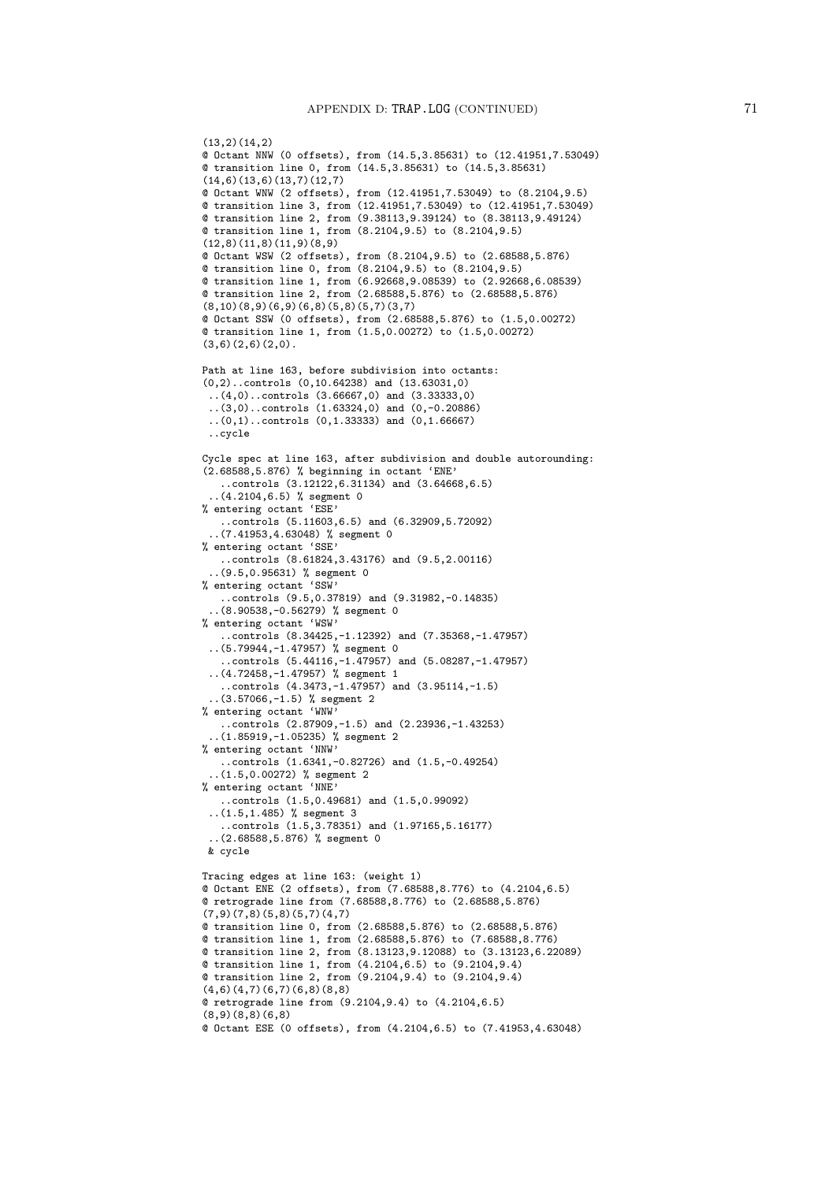```
(13,2)(14,2)
@ Octant NNW (0 offsets), from (14.5,3.85631) to (12.41951,7.53049)
@ transition line 0, from (14.5,3.85631) to (14.5,3.85631)
(14,6)(13,6)(13,7)(12,7)
@ Octant WNW (2 offsets), from (12.41951,7.53049) to (8.2104,9.5)
@ transition line 3, from (12.41951,7.53049) to (12.41951,7.53049)
@ transition line 2, from (9.38113,9.39124) to (8.38113,9.49124)
@ transition line 1, from (8.2104,9.5) to (8.2104,9.5)
(12,8)(11,8)(11,9)(8,9)
@ Octant WSW (2 offsets), from (8.2104,9.5) to (2.68588,5.876)
@ transition line 0, from (8.2104,9.5) to (8.2104,9.5)
@ transition line 1, from (6.92668,9.08539) to (2.92668,6.08539)
@ transition line 2, from (2.68588,5.876) to (2.68588,5.876)
(8,10)(8,9)(6,9)(6,8)(5,8)(5,7)(3,7)
@ Octant SSW (0 offsets), from (2.68588,5.876) to (1.5,0.00272)
@ transition line 1, from (1.5,0.00272) to (1.5,0.00272)
(3,6)(2,6)(2,0).

Path at line 163, before subdivision into octants:
(0,2)..controls (0,10.64238) and (13.63031,0)
 ..(4,0)..controls (3.66667,0) and (3.33333,0)
 ..(3,0)..controls (1.63324,0) and (0,-0.20886)
 ..(0,1)..controls (0,1.33333) and (0,1.66667)
 ..cycle

Cycle spec at line 163, after subdivision and double autorounding:
(2.68588,5.876) % beginning in octant `ENE'
   ..controls (3.12122,6.31134) and (3.64668,6.5)
 ..(4.2104,6.5) % segment 0
% entering octant `ESE'
   ..controls (5.11603,6.5) and (6.32909,5.72092)
 ..(7.41953,4.63048) % segment 0
% entering octant `SSE'
   ..controls (8.61824,3.43176) and (9.5,2.00116)
 ..(9.5,0.95631) % segment 0
% entering octant `SSW'
   ..controls (9.5,0.37819) and (9.31982,-0.14835)
 ..(8.90538,-0.56279) % segment 0
% entering octant `WSW'
   ..controls (8.34425,-1.12392) and (7.35368,-1.47957)
 ..(5.79944,-1.47957) % segment 0
   ..controls (5.44116,-1.47957) and (5.08287,-1.47957)
 ..(4.72458,-1.47957) % segment 1
   ..controls (4.3473,-1.47957) and (3.95114,-1.5)
 ..(3.57066,-1.5) % segment 2
% entering octant `WNW'
   ..controls (2.87909,-1.5) and (2.23936,-1.43253)
 ..(1.85919,-1.05235) % segment 2
% entering octant `NNW'
   ..controls (1.6341,-0.82726) and (1.5,-0.49254)
 ..(1.5,0.00272) % segment 2
% entering octant `NNE'
   ..controls (1.5,0.49681) and (1.5,0.99092)
 ..(1.5,1.485) % segment 3
   ..controls (1.5,3.78351) and (1.97165,5.16177)
 ..(2.68588,5.876) % segment 0
 & cycle

Tracing edges at line 163: (weight 1)
@ Octant ENE (2 offsets), from (7.68588,8.776) to (4.2104,6.5)
@ retrograde line from (7.68588,8.776) to (2.68588,5.876)
(7,9)(7,8)(5,8)(5,7)(4,7)
@ transition line 0, from (2.68588,5.876) to (2.68588,5.876)
@ transition line 1, from (2.68588,5.876) to (7.68588,8.776)
@ transition line 2, from (8.13123,9.12088) to (3.13123,6.22089)
@ transition line 1, from (4.2104,6.5) to (9.2104,9.4)
@ transition line 2, from (9.2104,9.4) to (9.2104,9.4)
(4,6)(4,7)(6,7)(6,8)(8,8)
@ retrograde line from (9.2104,9.4) to (4.2104,6.5)
(8,9)(8,8)(6,8)
@ Octant ESE (0 offsets), from (4.2104,6.5) to (7.41953,4.63048)
```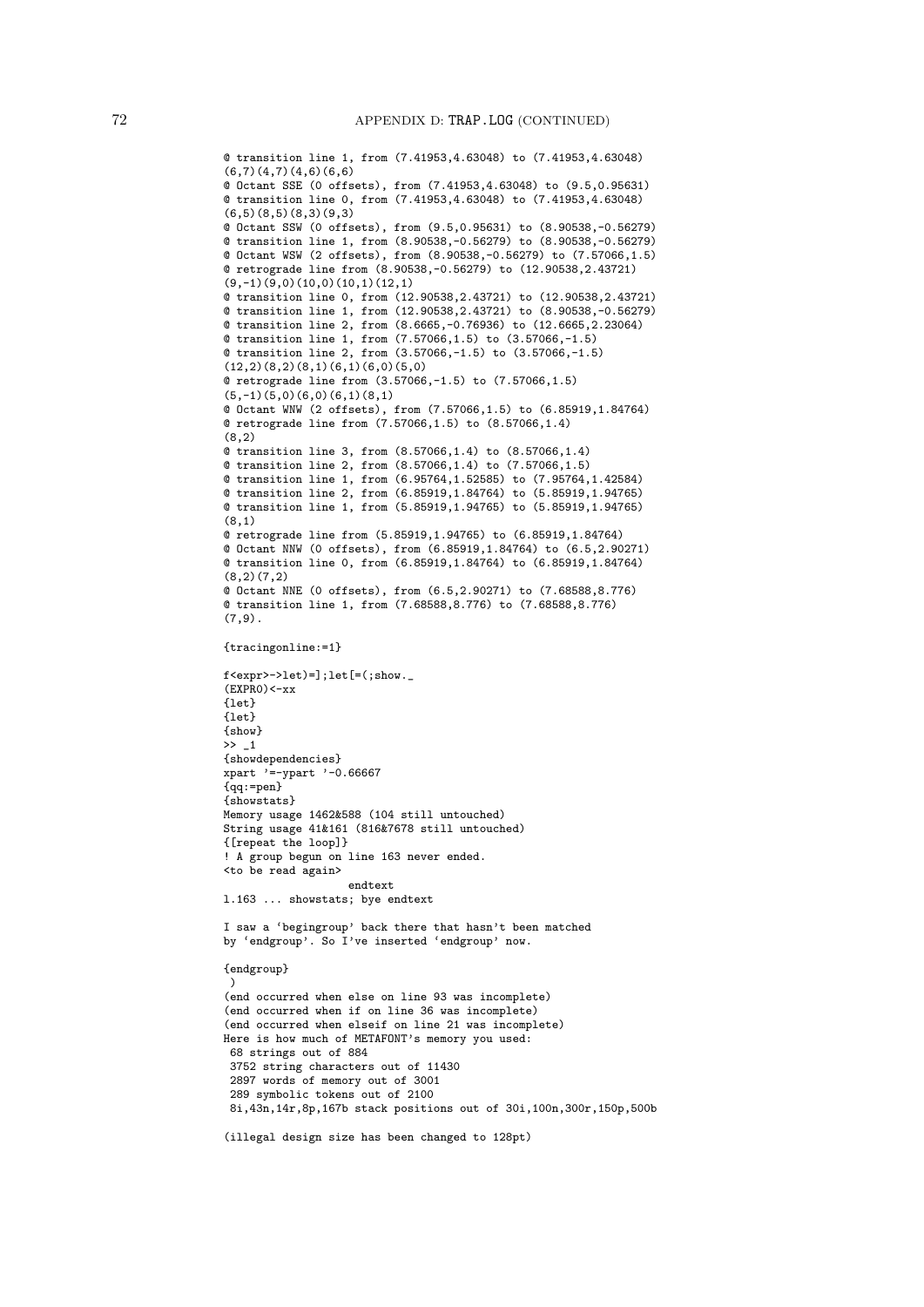```
@ transition line 1, from (7.41953,4.63048) to (7.41953,4.63048)
(6,7)(4,7)(4,6)(6,6)
@ Octant SSE (0 offsets), from (7.41953,4.63048) to (9.5,0.95631)
@ transition line 0, from (7.41953,4.63048) to (7.41953,4.63048)
(6,5)(8,5)(8,3)(9,3)
@ Octant SSW (0 offsets), from (9.5,0.95631) to (8.90538,-0.56279)
@ transition line 1, from (8.90538,-0.56279) to (8.90538,-0.56279)
@ Octant WSW (2 offsets), from (8.90538,-0.56279) to (7.57066,1.5)
@ retrograde line from (8.90538,-0.56279) to (12.90538,2.43721)
(9,-1)(9,0)(10,0)(10,1)(12,1)
@ transition line 0, from (12.90538,2.43721) to (12.90538,2.43721)
@ transition line 1, from (12.90538,2.43721) to (8.90538,-0.56279)
@ transition line 2, from (8.6665,-0.76936) to (12.6665,2.23064)
@ transition line 1, from (7.57066,1.5) to (3.57066,-1.5)
@ transition line 2, from (3.57066,-1.5) to (3.57066,-1.5)
(12,2)(8,2)(8,1)(6,1)(6,0)(5,0)
@ retrograde line from (3.57066,-1.5) to (7.57066,1.5)
(5,-1)(5,0)(6,0)(6,1)(8,1)
@ Octant WNW (2 offsets), from (7.57066,1.5) to (6.85919,1.84764)
@ retrograde line from (7.57066,1.5) to (8.57066,1.4)
(8,2)
@ transition line 3, from (8.57066,1.4) to (8.57066,1.4)
@ transition line 2, from (8.57066,1.4) to (7.57066,1.5)
@ transition line 1, from (6.95764,1.52585) to (7.95764,1.42584)
@ transition line 2, from (6.85919,1.84764) to (5.85919,1.94765)
@ transition line 1, from (5.85919,1.94765) to (5.85919,1.94765)
(8,1)
@ retrograde line from (5.85919,1.94765) to (6.85919,1.84764)
@ Octant NNW (0 offsets), from (6.85919,1.84764) to (6.5,2.90271)
@ transition line 0, from (6.85919,1.84764) to (6.85919,1.84764)
(8,2)(7,2)
@ Octant NNE (0 offsets), from (6.5,2.90271) to (7.68588,8.776)
@ transition line 1, from (7.68588,8.776) to (7.68588,8.776)
(7,9).

{tracingonline:=1}

f<expr>->let)=];let[=(;show._
(EXPR0)<-xx
{let}
{let}
{show}
>> _1
{showdependencies}
xpart '=-ypart '-0.66667
{qq:=pen}
{showstats}
Memory usage 1462&588 (104 still untouched)
String usage 41&161 (816&7678 still untouched)
{[repeat the loop]}
! A group begun on line 163 never ended.
<to be read again>
                   endtext
l.163 ... showstats; bye endtext

I saw a `begingroup' back there that hasn't been matched
by `endgroup'. So I've inserted `endgroup' now.

{endgroup}
 )
(end occurred when else on line 93 was incomplete)
(end occurred when if on line 36 was incomplete)
(end occurred when elseif on line 21 was incomplete)
Here is how much of METAFONT's memory you used:
 68 strings out of 884
 3752 string characters out of 11430
 2897 words of memory out of 3001
 289 symbolic tokens out of 2100
 8i,43n,14r,8p,167b stack positions out of 30i,100n,300r,150p,500b

(illegal design size has been changed to 128pt)
```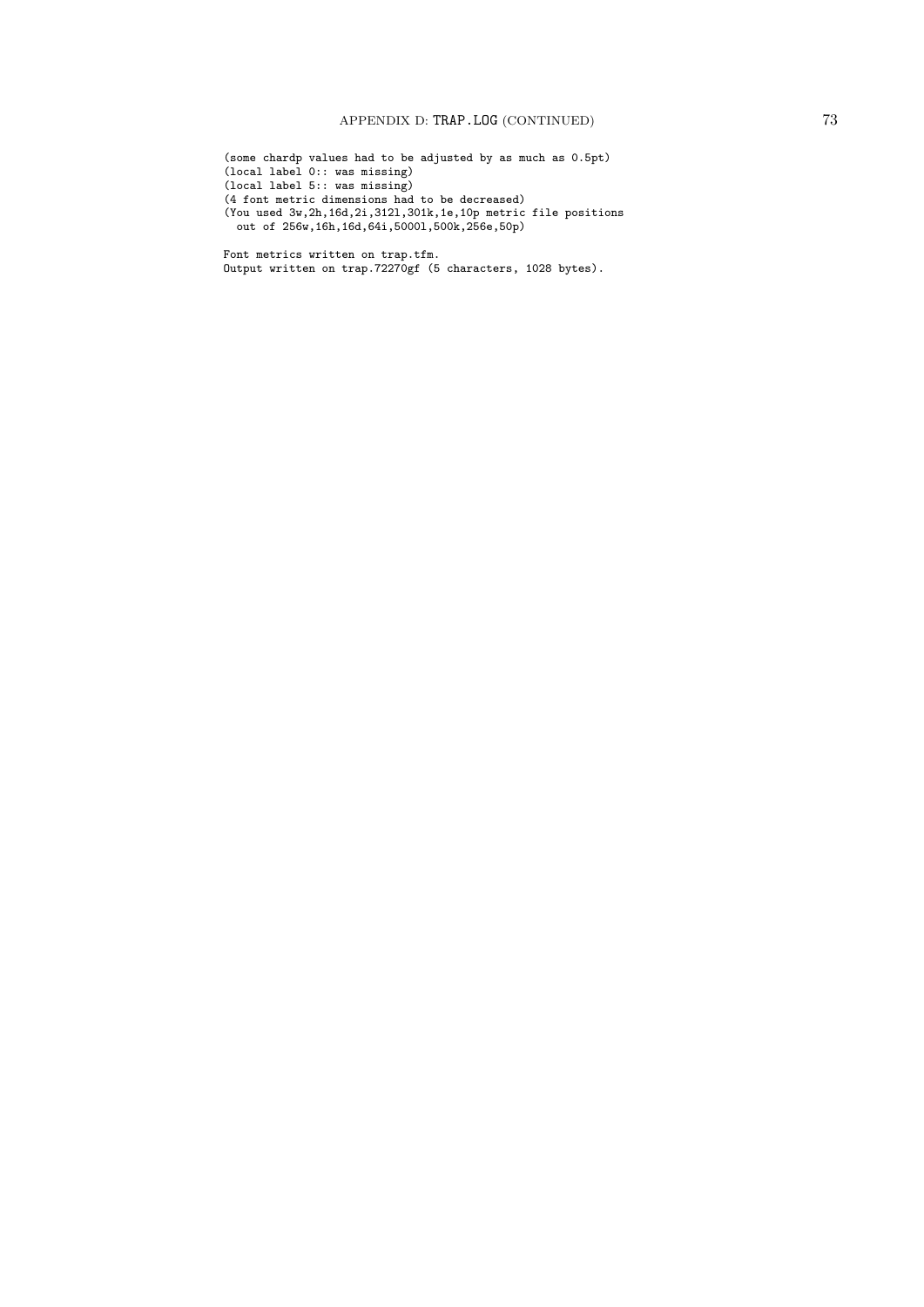```
(some chardp values had to be adjusted by as much as 0.5pt)
(local label 0:: was missing)
(local label 5:: was missing)
(4 font metric dimensions had to be decreased)
(You used 3w,2h,16d,2i,312l,301k,1e,10p metric file positions
  out of 256w,16h,16d,64i,5000l,500k,256e,50p)

Font metrics written on trap.tfm.
Output written on trap.72270gf (5 characters, 1028 bytes).
```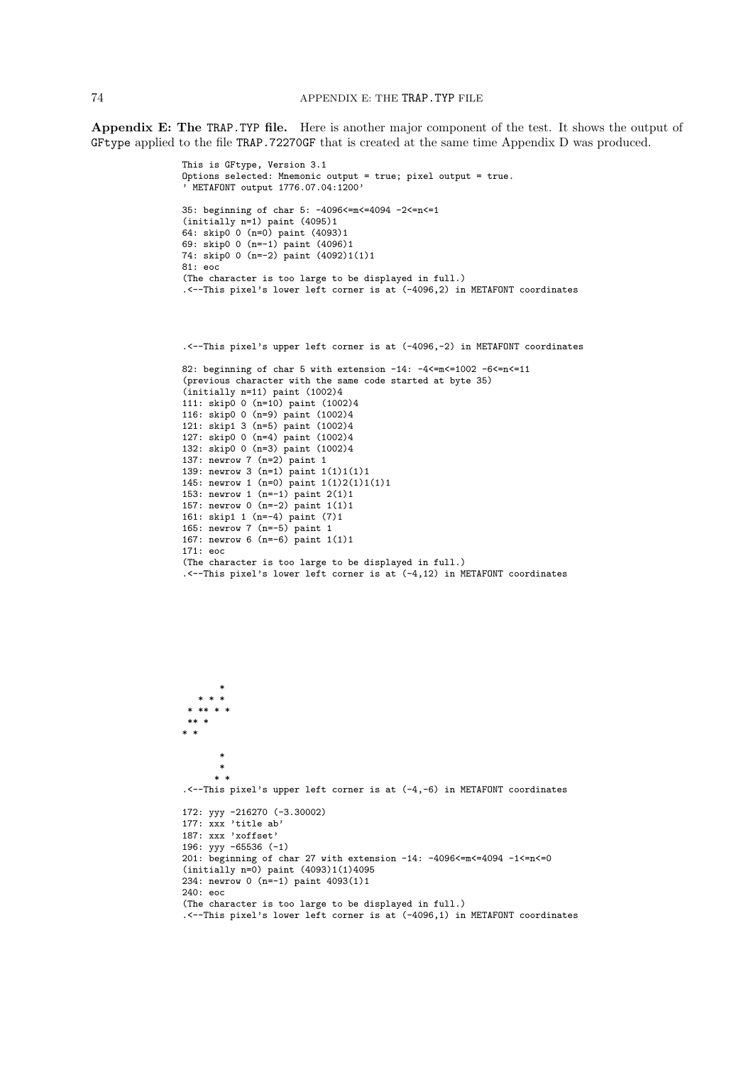**Appendix E: The TRAP.TYP file.** Here is another major component of the test. It shows the output of GFtype applied to the file TRAP.72270GF that is created at the same time Appendix D was produced.

```
This is GFtype, Version 3.1
Options selected: Mnemonic output = true; pixel output = true.
' METAFONT output 1776.07.04:1200'

35: beginning of char 5: -4096<=m<=4094 -2<=n<=1
(initially n=1) paint (4095)1
64: skip0 0 (n=0) paint (4093)1
69: skip0 0 (n=-1) paint (4096)1
74: skip0 0 (n=-2) paint (4092)1(1)1
81: eoc
(The character is too large to be displayed in full.)
.<--This pixel's lower left corner is at (-4096,2) in METAFONT coordinates




.<--This pixel's upper left corner is at (-4096,-2) in METAFONT coordinates

82: beginning of char 5 with extension -14: -4<=m<=1002 -6<=n<=11
(previous character with the same code started at byte 35)
(initially n=11) paint (1002)4
111: skip0 0 (n=10) paint (1002)4
116: skip0 0 (n=9) paint (1002)4
121: skip1 3 (n=5) paint (1002)4
127: skip0 0 (n=4) paint (1002)4
132: skip0 0 (n=3) paint (1002)4
137: newrow 7 (n=2) paint 1
139: newrow 3 (n=1) paint 1(1)1(1)1
145: newrow 1 (n=0) paint 1(1)2(1)1(1)1
153: newrow 1 (n=-1) paint 2(1)1
157: newrow 0 (n=-2) paint 1(1)1
161: skip1 1 (n=-4) paint (7)1
165: newrow 7 (n=-5) paint 1
167: newrow 6 (n=-6) paint 1(1)1
171: eoc
(The character is too large to be displayed in full.)
.<--This pixel's lower left corner is at (-4,12) in METAFONT coordinates









       *
   * * *
 * ** * *
 ** *
* *

       *
       *
      * *
.<--This pixel's upper left corner is at (-4,-6) in METAFONT coordinates

172: yyy -216270 (-3.30002)
177: xxx 'title ab'
187: xxx 'xoffset'
196: yyy -65536 (-1)
201: beginning of char 27 with extension -14: -4096<=m<=4094 -1<=n<=0
(initially n=0) paint (4093)1(1)4095
234: newrow 0 (n=-1) paint 4093(1)1
240: eoc
(The character is too large to be displayed in full.)
.<--This pixel's lower left corner is at (-4096,1) in METAFONT coordinates
```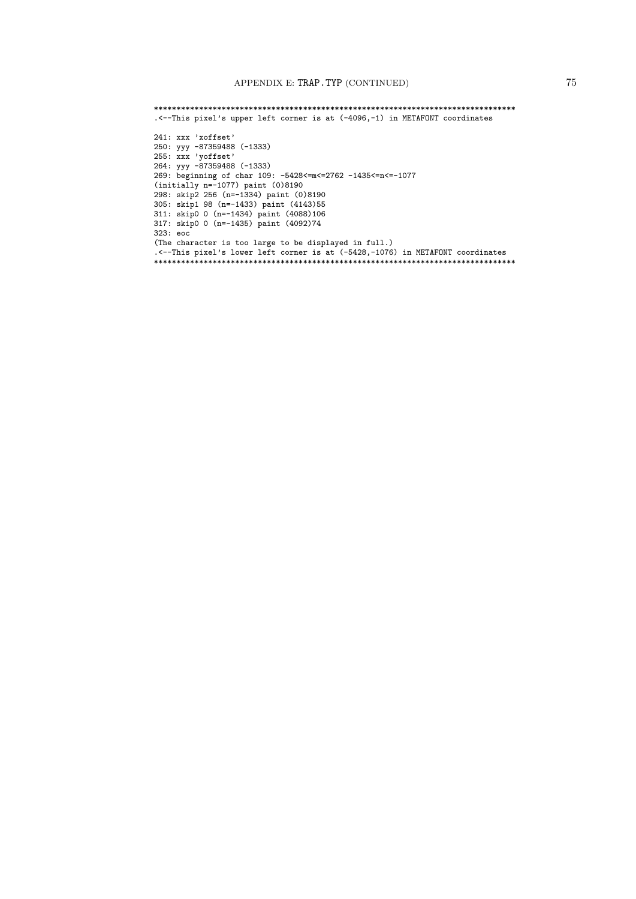```
********************************************************************************
.<--This pixel's upper left corner is at (-4096,-1) in METAFONT coordinates

241: xxx 'xoffset'
250: yyy -87359488 (-1333)
255: xxx 'yoffset'
264: yyy -87359488 (-1333)
269: beginning of char 109: -5428<=m<=2762 -1435<=n<=-1077
(initially n=-1077) paint (0)8190
298: skip2 256 (n=-1334) paint (0)8190
305: skip1 98 (n=-1433) paint (4143)55
311: skip0 0 (n=-1434) paint (4088)106
317: skip0 0 (n=-1435) paint (4092)74
323: eoc
(The character is too large to be displayed in full.)
.<--This pixel's lower left corner is at (-5428,-1076) in METAFONT coordinates
********************************************************************************
```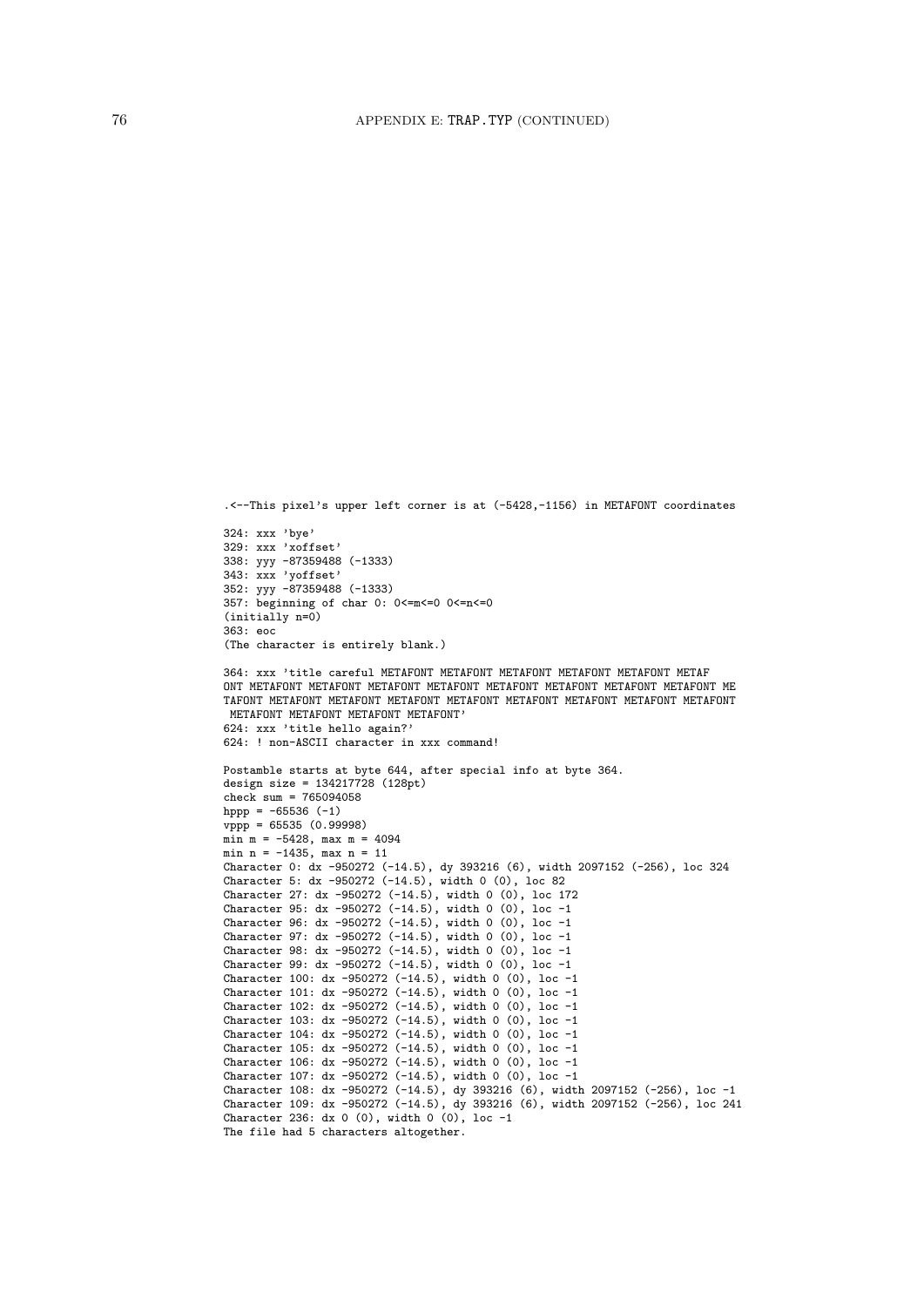```
.<--This pixel's upper left corner is at (-5428,-1156) in METAFONT coordinates

324: xxx 'bye'
329: xxx 'xoffset'
338: yyy -87359488 (-1333)
343: xxx 'yoffset'
352: yyy -87359488 (-1333)
357: beginning of char 0: 0<=m<=0 0<=n<=0
(initially n=0)
363: eoc
(The character is entirely blank.)

364: xxx 'title careful METAFONT METAFONT METAFONT METAFONT METAFONT METAF
ONT METAFONT METAFONT METAFONT METAFONT METAFONT METAFONT METAFONT METAFONT ME
TAFONT METAFONT METAFONT METAFONT METAFONT METAFONT METAFONT METAFONT METAFONT
 METAFONT METAFONT METAFONT METAFONT'
624: xxx 'title hello again?'
624: ! non-ASCII character in xxx command!

Postamble starts at byte 644, after special info at byte 364.
design size = 134217728 (128pt)
check sum = 765094058
hppp = -65536 (-1)
vppp = 65535 (0.99998)
min m = -5428, max m = 4094
min n = -1435, max n = 11
Character 0: dx -950272 (-14.5), dy 393216 (6), width 2097152 (-256), loc 324
Character 5: dx -950272 (-14.5), width 0 (0), loc 82
Character 27: dx -950272 (-14.5), width 0 (0), loc 172
Character 95: dx -950272 (-14.5), width 0 (0), loc -1
Character 96: dx -950272 (-14.5), width 0 (0), loc -1
Character 97: dx -950272 (-14.5), width 0 (0), loc -1
Character 98: dx -950272 (-14.5), width 0 (0), loc -1
Character 99: dx -950272 (-14.5), width 0 (0), loc -1
Character 100: dx -950272 (-14.5), width 0 (0), loc -1
Character 101: dx -950272 (-14.5), width 0 (0), loc -1
Character 102: dx -950272 (-14.5), width 0 (0), loc -1
Character 103: dx -950272 (-14.5), width 0 (0), loc -1
Character 104: dx -950272 (-14.5), width 0 (0), loc -1
Character 105: dx -950272 (-14.5), width 0 (0), loc -1
Character 106: dx -950272 (-14.5), width 0 (0), loc -1
Character 107: dx -950272 (-14.5), width 0 (0), loc -1
Character 108: dx -950272 (-14.5), dy 393216 (6), width 2097152 (-256), loc -1
Character 109: dx -950272 (-14.5), dy 393216 (6), width 2097152 (-256), loc 241
Character 236: dx 0 (0), width 0 (0), loc -1
The file had 5 characters altogether.
```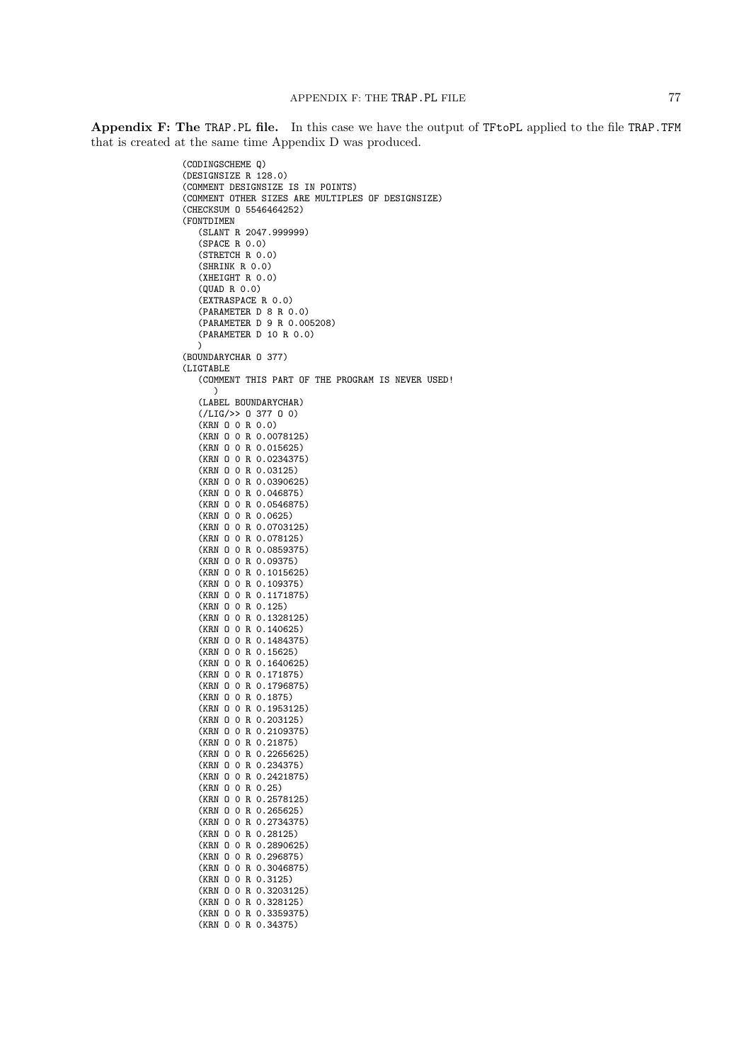**Appendix F: The TRAP.PL file.** In this case we have the output of TFtoPL applied to the file TRAP.TFM that is created at the same time Appendix D was produced.

```
(CODINGSCHEME Q)
(DESIGNSIZE R 128.0)
(COMMENT DESIGNSIZE IS IN POINTS)
(COMMENT OTHER SIZES ARE MULTIPLES OF DESIGNSIZE)
(CHECKSUM O 5546464252)
(FONTDIMEN
   (SLANT R 2047.999999)
   (SPACE R 0.0)
   (STRETCH R 0.0)
   (SHRINK R 0.0)
   (XHEIGHT R 0.0)
   (QUAD R 0.0)
   (EXTRASPACE R 0.0)
   (PARAMETER D 8 R 0.0)
   (PARAMETER D 9 R 0.005208)
   (PARAMETER D 10 R 0.0)
   )
(BOUNDARYCHAR O 377)
(LIGTABLE
   (COMMENT THIS PART OF THE PROGRAM IS NEVER USED!
      )
   (LABEL BOUNDARYCHAR)
   (/LIG/>> O 377 O 0)
   (KRN O 0 R 0.0)
   (KRN O 0 R 0.0078125)
   (KRN O 0 R 0.015625)
   (KRN O 0 R 0.0234375)
   (KRN O 0 R 0.03125)
   (KRN O 0 R 0.0390625)
   (KRN O 0 R 0.046875)
   (KRN O 0 R 0.0546875)
   (KRN O 0 R 0.0625)
   (KRN O 0 R 0.0703125)
   (KRN O 0 R 0.078125)
   (KRN O 0 R 0.0859375)
   (KRN O 0 R 0.09375)
   (KRN O 0 R 0.1015625)
   (KRN O 0 R 0.109375)
   (KRN O 0 R 0.1171875)
   (KRN O 0 R 0.125)
   (KRN O 0 R 0.1328125)
   (KRN O 0 R 0.140625)
   (KRN O 0 R 0.1484375)
   (KRN O 0 R 0.15625)
   (KRN O 0 R 0.1640625)
   (KRN O 0 R 0.171875)
   (KRN O 0 R 0.1796875)
   (KRN O 0 R 0.1875)
   (KRN O 0 R 0.1953125)
   (KRN O 0 R 0.203125)
   (KRN O 0 R 0.2109375)
   (KRN O 0 R 0.21875)
   (KRN O 0 R 0.2265625)
   (KRN O 0 R 0.234375)
   (KRN O 0 R 0.2421875)
   (KRN O 0 R 0.25)
   (KRN O 0 R 0.2578125)
   (KRN O 0 R 0.265625)
   (KRN O 0 R 0.2734375)
   (KRN O 0 R 0.28125)
   (KRN O 0 R 0.2890625)
   (KRN O 0 R 0.296875)
   (KRN O 0 R 0.3046875)
   (KRN O 0 R 0.3125)
   (KRN O 0 R 0.3203125)
   (KRN O 0 R 0.328125)
   (KRN O 0 R 0.3359375)
   (KRN O 0 R 0.34375)
```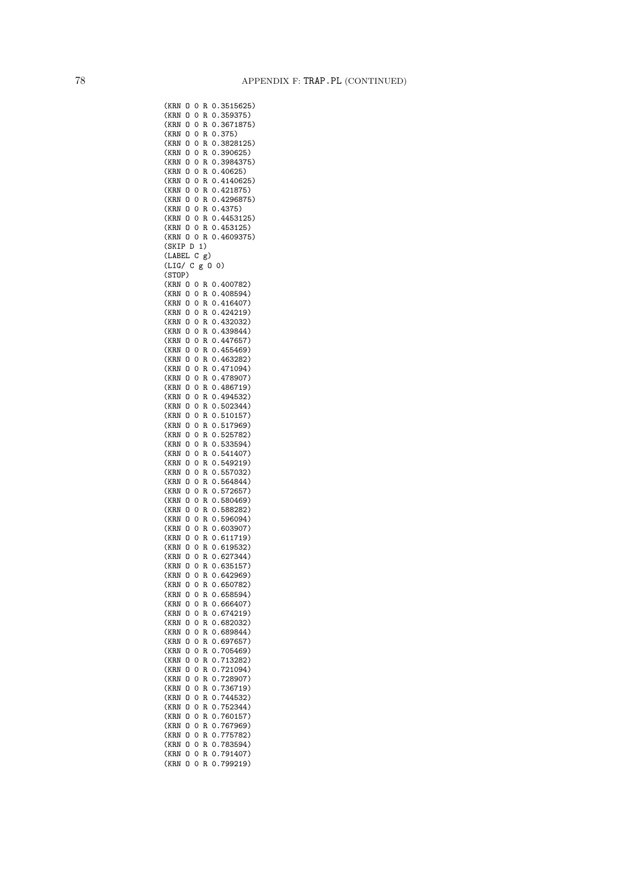```
(KRN O 0 R 0.3515625)
(KRN O 0 R 0.359375)
(KRN O 0 R 0.3671875)
(KRN O 0 R 0.375)
(KRN O 0 R 0.3828125)
(KRN O 0 R 0.390625)
(KRN O 0 R 0.3984375)
(KRN O 0 R 0.40625)
(KRN O 0 R 0.4140625)
(KRN O 0 R 0.421875)
(KRN O 0 R 0.4296875)
(KRN O 0 R 0.4375)
(KRN O 0 R 0.4453125)
(KRN O 0 R 0.453125)
(KRN O 0 R 0.4609375)
(SKIP D 1)
(LABEL C g)
(LIG/ C g O 0)
(STOP)
(KRN O 0 R 0.400782)
(KRN O 0 R 0.408594)
(KRN O 0 R 0.416407)
(KRN O 0 R 0.424219)
(KRN O 0 R 0.432032)
(KRN O 0 R 0.439844)
(KRN O 0 R 0.447657)
(KRN O 0 R 0.455469)
(KRN O 0 R 0.463282)
(KRN O 0 R 0.471094)
(KRN O 0 R 0.478907)
(KRN O 0 R 0.486719)
(KRN O 0 R 0.494532)
(KRN O 0 R 0.502344)
(KRN O 0 R 0.510157)
(KRN O 0 R 0.517969)
(KRN O 0 R 0.525782)
(KRN O 0 R 0.533594)
(KRN O 0 R 0.541407)
(KRN O 0 R 0.549219)
(KRN O 0 R 0.557032)
(KRN O 0 R 0.564844)
(KRN O 0 R 0.572657)
(KRN O 0 R 0.580469)
(KRN O 0 R 0.588282)
(KRN O 0 R 0.596094)
(KRN O 0 R 0.603907)
(KRN O 0 R 0.611719)
(KRN O 0 R 0.619532)
(KRN O 0 R 0.627344)
(KRN O 0 R 0.635157)
(KRN O 0 R 0.642969)
(KRN O 0 R 0.650782)
(KRN O 0 R 0.658594)
(KRN O 0 R 0.666407)
(KRN O 0 R 0.674219)
(KRN O 0 R 0.682032)
(KRN O 0 R 0.689844)
(KRN O 0 R 0.697657)
(KRN O 0 R 0.705469)
(KRN O 0 R 0.713282)
(KRN O 0 R 0.721094)
(KRN O 0 R 0.728907)
(KRN O 0 R 0.736719)
(KRN O 0 R 0.744532)
(KRN O 0 R 0.752344)
(KRN O 0 R 0.760157)
(KRN O 0 R 0.767969)
(KRN O 0 R 0.775782)
(KRN O 0 R 0.783594)
(KRN O 0 R 0.791407)
(KRN O 0 R 0.799219)
```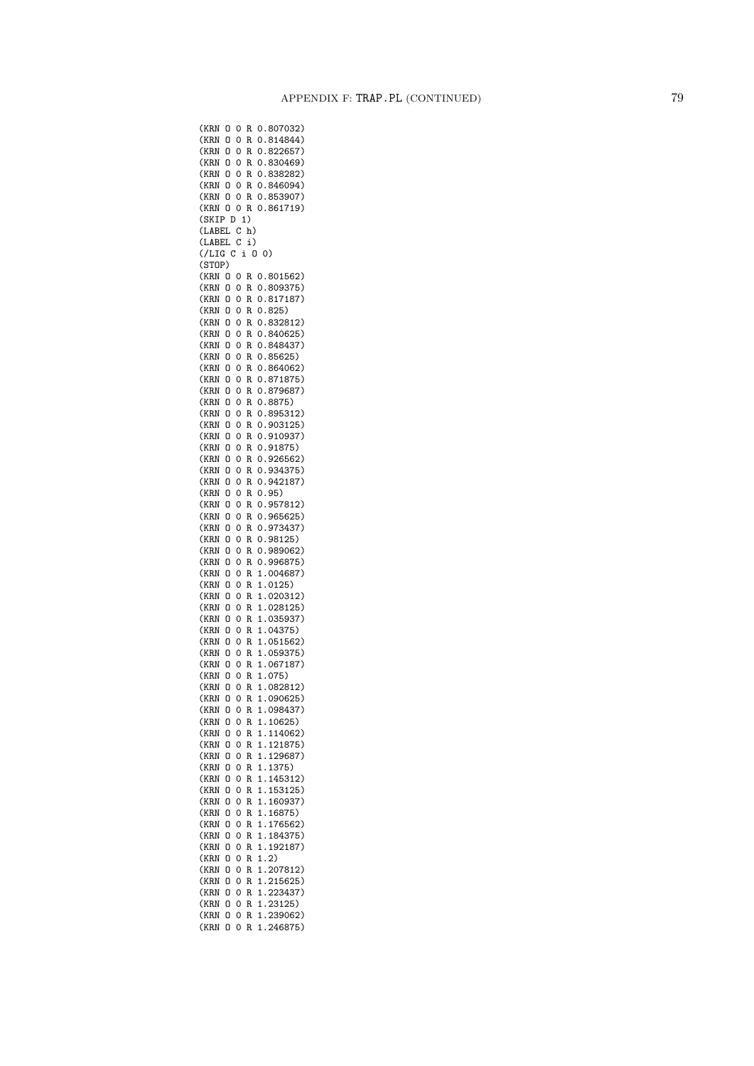```
(KRN O 0 R 0.807032)
(KRN O 0 R 0.814844)
(KRN O 0 R 0.822657)
(KRN O 0 R 0.830469)
(KRN O 0 R 0.838282)
(KRN O 0 R 0.846094)
(KRN O 0 R 0.853907)
(KRN O 0 R 0.861719)
(SKIP D 1)
(LABEL C h)
(LABEL C i)
(/LIG C i O 0)
(STOP)
(KRN O 0 R 0.801562)
(KRN O 0 R 0.809375)
(KRN O 0 R 0.817187)
(KRN O 0 R 0.825)
(KRN O 0 R 0.832812)
(KRN O 0 R 0.840625)
(KRN O 0 R 0.848437)
(KRN O 0 R 0.85625)
(KRN O 0 R 0.864062)
(KRN O 0 R 0.871875)
(KRN O 0 R 0.879687)
(KRN O 0 R 0.8875)
(KRN O 0 R 0.895312)
(KRN O 0 R 0.903125)
(KRN O 0 R 0.910937)
(KRN O 0 R 0.91875)
(KRN O 0 R 0.926562)
(KRN O 0 R 0.934375)
(KRN O 0 R 0.942187)
(KRN O 0 R 0.95)
(KRN O 0 R 0.957812)
(KRN O 0 R 0.965625)
(KRN O 0 R 0.973437)
(KRN O 0 R 0.98125)
(KRN O 0 R 0.989062)
(KRN O 0 R 0.996875)
(KRN O 0 R 1.004687)
(KRN O 0 R 1.0125)
(KRN O 0 R 1.020312)
(KRN O 0 R 1.028125)
(KRN O 0 R 1.035937)
(KRN O 0 R 1.04375)
(KRN O 0 R 1.051562)
(KRN O 0 R 1.059375)
(KRN O 0 R 1.067187)
(KRN O 0 R 1.075)
(KRN O 0 R 1.082812)
(KRN O 0 R 1.090625)
(KRN O 0 R 1.098437)
(KRN O 0 R 1.10625)
(KRN O 0 R 1.114062)
(KRN O 0 R 1.121875)
(KRN O 0 R 1.129687)
(KRN O 0 R 1.1375)
(KRN O 0 R 1.145312)
(KRN O 0 R 1.153125)
(KRN O 0 R 1.160937)
(KRN O 0 R 1.16875)
(KRN O 0 R 1.176562)
(KRN O 0 R 1.184375)
(KRN O 0 R 1.192187)
(KRN O 0 R 1.2)
(KRN O 0 R 1.207812)
(KRN O 0 R 1.215625)
(KRN O 0 R 1.223437)
(KRN O 0 R 1.23125)
(KRN O 0 R 1.239062)
(KRN O 0 R 1.246875)
```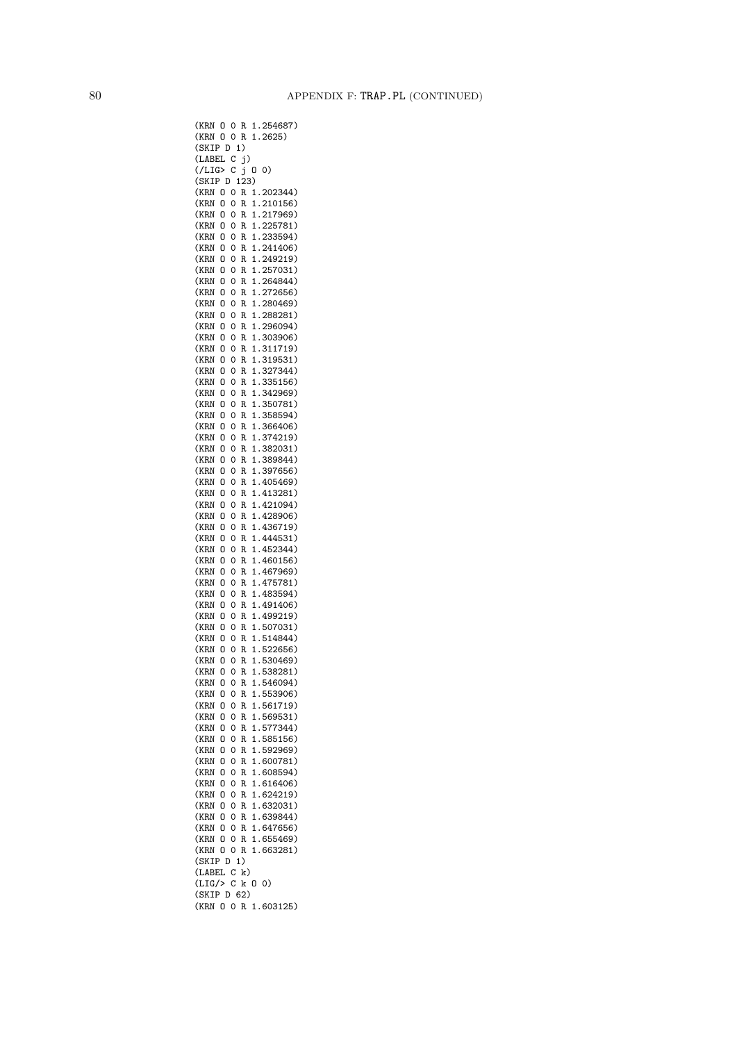```
(KRN O 0 R 1.254687)
(KRN O 0 R 1.2625)
(SKIP D 1)
(LABEL C j)
(/LIG> C j O 0)
(SKIP D 123)
(KRN O 0 R 1.202344)
(KRN O 0 R 1.210156)
(KRN O 0 R 1.217969)
(KRN O 0 R 1.225781)
(KRN O 0 R 1.233594)
(KRN O 0 R 1.241406)
(KRN O 0 R 1.249219)
(KRN O 0 R 1.257031)
(KRN O 0 R 1.264844)
(KRN O 0 R 1.272656)
(KRN O 0 R 1.280469)
(KRN O 0 R 1.288281)
(KRN O 0 R 1.296094)
(KRN O 0 R 1.303906)
(KRN O 0 R 1.311719)
(KRN O 0 R 1.319531)
(KRN O 0 R 1.327344)
(KRN O 0 R 1.335156)
(KRN O 0 R 1.342969)
(KRN O 0 R 1.350781)
(KRN O 0 R 1.358594)
(KRN O 0 R 1.366406)
(KRN O 0 R 1.374219)
(KRN O 0 R 1.382031)
(KRN O 0 R 1.389844)
(KRN O 0 R 1.397656)
(KRN O 0 R 1.405469)
(KRN O 0 R 1.413281)
(KRN O 0 R 1.421094)
(KRN O 0 R 1.428906)
(KRN O 0 R 1.436719)
(KRN O 0 R 1.444531)
(KRN O 0 R 1.452344)
(KRN O 0 R 1.460156)
(KRN O 0 R 1.467969)
(KRN O 0 R 1.475781)
(KRN O 0 R 1.483594)
(KRN O 0 R 1.491406)
(KRN O 0 R 1.499219)
(KRN O 0 R 1.507031)
(KRN O 0 R 1.514844)
(KRN O 0 R 1.522656)
(KRN O 0 R 1.530469)
(KRN O 0 R 1.538281)
(KRN O 0 R 1.546094)
(KRN O 0 R 1.553906)
(KRN O 0 R 1.561719)
(KRN O 0 R 1.569531)
(KRN O 0 R 1.577344)
(KRN O 0 R 1.585156)
(KRN O 0 R 1.592969)
(KRN O 0 R 1.600781)
(KRN O 0 R 1.608594)
(KRN O 0 R 1.616406)
(KRN O 0 R 1.624219)
(KRN O 0 R 1.632031)
(KRN O 0 R 1.639844)
(KRN O 0 R 1.647656)
(KRN O 0 R 1.655469)
(KRN O 0 R 1.663281)
(SKIP D 1)
(LABEL C k)
(LIG/> C k O 0)
(SKIP D 62)
(KRN O 0 R 1.603125)
```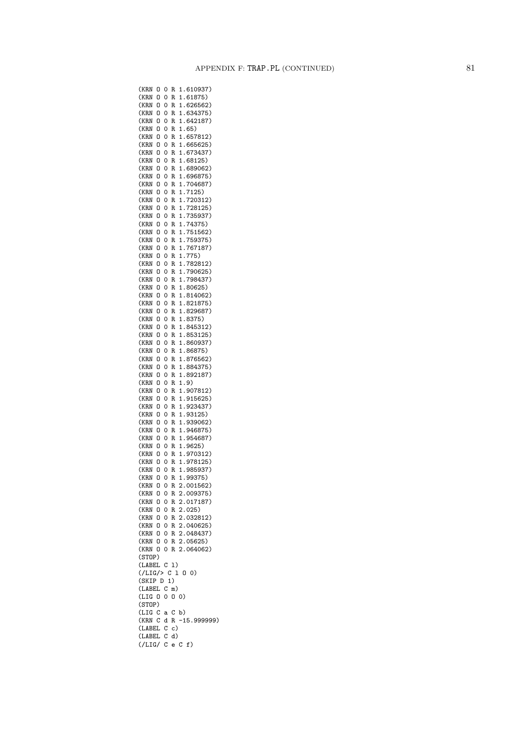```
(KRN O 0 R 1.610937)
(KRN O 0 R 1.61875)
(KRN O 0 R 1.626562)
(KRN O 0 R 1.634375)
(KRN O 0 R 1.642187)
(KRN O 0 R 1.65)
(KRN O 0 R 1.657812)
(KRN O 0 R 1.665625)
(KRN O 0 R 1.673437)
(KRN O 0 R 1.68125)
(KRN O 0 R 1.689062)
(KRN O 0 R 1.696875)
(KRN O 0 R 1.704687)
(KRN O 0 R 1.7125)
(KRN O 0 R 1.720312)
(KRN O 0 R 1.728125)
(KRN O 0 R 1.735937)
(KRN O 0 R 1.74375)
(KRN O 0 R 1.751562)
(KRN O 0 R 1.759375)
(KRN O 0 R 1.767187)
(KRN O 0 R 1.775)
(KRN O 0 R 1.782812)
(KRN O 0 R 1.790625)
(KRN O 0 R 1.798437)
(KRN O 0 R 1.80625)
(KRN O 0 R 1.814062)
(KRN O 0 R 1.821875)
(KRN O 0 R 1.829687)
(KRN O 0 R 1.8375)
(KRN O 0 R 1.845312)
(KRN O 0 R 1.853125)
(KRN O 0 R 1.860937)
(KRN O 0 R 1.86875)
(KRN O 0 R 1.876562)
(KRN O 0 R 1.884375)
(KRN O 0 R 1.892187)
(KRN O 0 R 1.9)
(KRN O 0 R 1.907812)
(KRN O 0 R 1.915625)
(KRN O 0 R 1.923437)
(KRN O 0 R 1.93125)
(KRN O 0 R 1.939062)
(KRN O 0 R 1.946875)
(KRN O 0 R 1.954687)
(KRN O 0 R 1.9625)
(KRN O 0 R 1.970312)
(KRN O 0 R 1.978125)
(KRN O 0 R 1.985937)
(KRN O 0 R 1.99375)
(KRN O 0 R 2.001562)
(KRN O 0 R 2.009375)
(KRN O 0 R 2.017187)
(KRN O 0 R 2.025)
(KRN O 0 R 2.032812)
(KRN O 0 R 2.040625)
(KRN O 0 R 2.048437)
(KRN O 0 R 2.05625)
(KRN O 0 R 2.064062)
(STOP)
(LABEL C l)
(/LIG/> C l O 0)
(SKIP D 1)
(LABEL C m)
(LIG O 0 O 0)
(STOP)
(LIG C a C b)
(KRN C d R -15.999999)
(LABEL C c)
(LABEL C d)
(/LIG/ C e C f)
```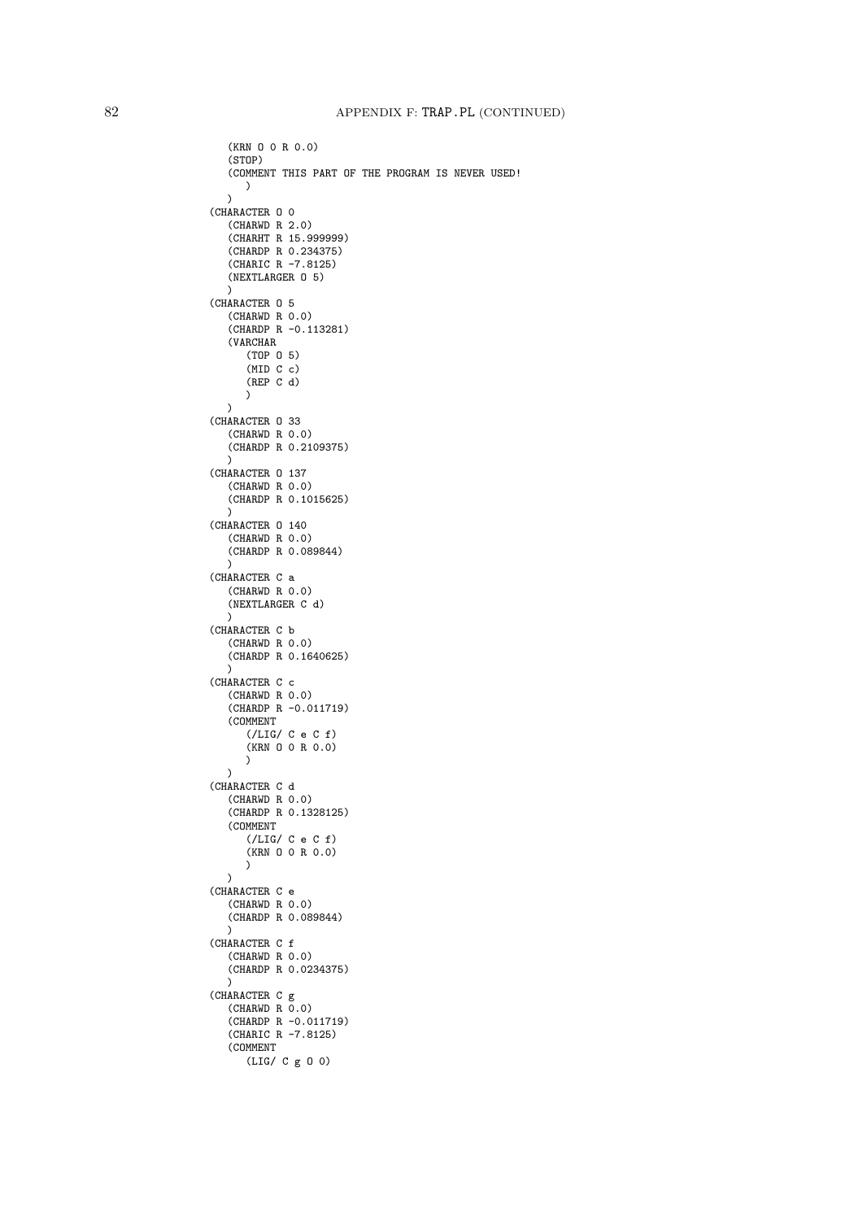```
      (KRN O 0 R 0.0)
      (STOP)
      (COMMENT THIS PART OF THE PROGRAM IS NEVER USED!
         )
      )
   (CHARACTER O 0
      (CHARWD R 2.0)
      (CHARHT R 15.999999)
      (CHARDP R 0.234375)
      (CHARIC R -7.8125)
      (NEXTLARGER O 5)
      )
   (CHARACTER O 5
      (CHARWD R 0.0)
      (CHARDP R -0.113281)
      (VARCHAR
         (TOP O 5)
         (MID C c)
         (REP C d)
         )
      )
   (CHARACTER O 33
      (CHARWD R 0.0)
      (CHARDP R 0.2109375)
      )
   (CHARACTER O 137
      (CHARWD R 0.0)
      (CHARDP R 0.1015625)
      )
   (CHARACTER O 140
      (CHARWD R 0.0)
      (CHARDP R 0.089844)
      )
   (CHARACTER C a
      (CHARWD R 0.0)
      (NEXTLARGER C d)
      )
   (CHARACTER C b
      (CHARWD R 0.0)
      (CHARDP R 0.1640625)
      )
   (CHARACTER C c
      (CHARWD R 0.0)
      (CHARDP R -0.011719)
      (COMMENT
         (/LIG/ C e C f)
         (KRN O 0 R 0.0)
         )
      )
   (CHARACTER C d
      (CHARWD R 0.0)
      (CHARDP R 0.1328125)
      (COMMENT
         (/LIG/ C e C f)
         (KRN O 0 R 0.0)
         )
      )
   (CHARACTER C e
      (CHARWD R 0.0)
      (CHARDP R 0.089844)
      )
   (CHARACTER C f
      (CHARWD R 0.0)
      (CHARDP R 0.0234375)
      )
   (CHARACTER C g
      (CHARWD R 0.0)
      (CHARDP R -0.011719)
      (CHARIC R -7.8125)
      (COMMENT
         (LIG/ C g O 0)
```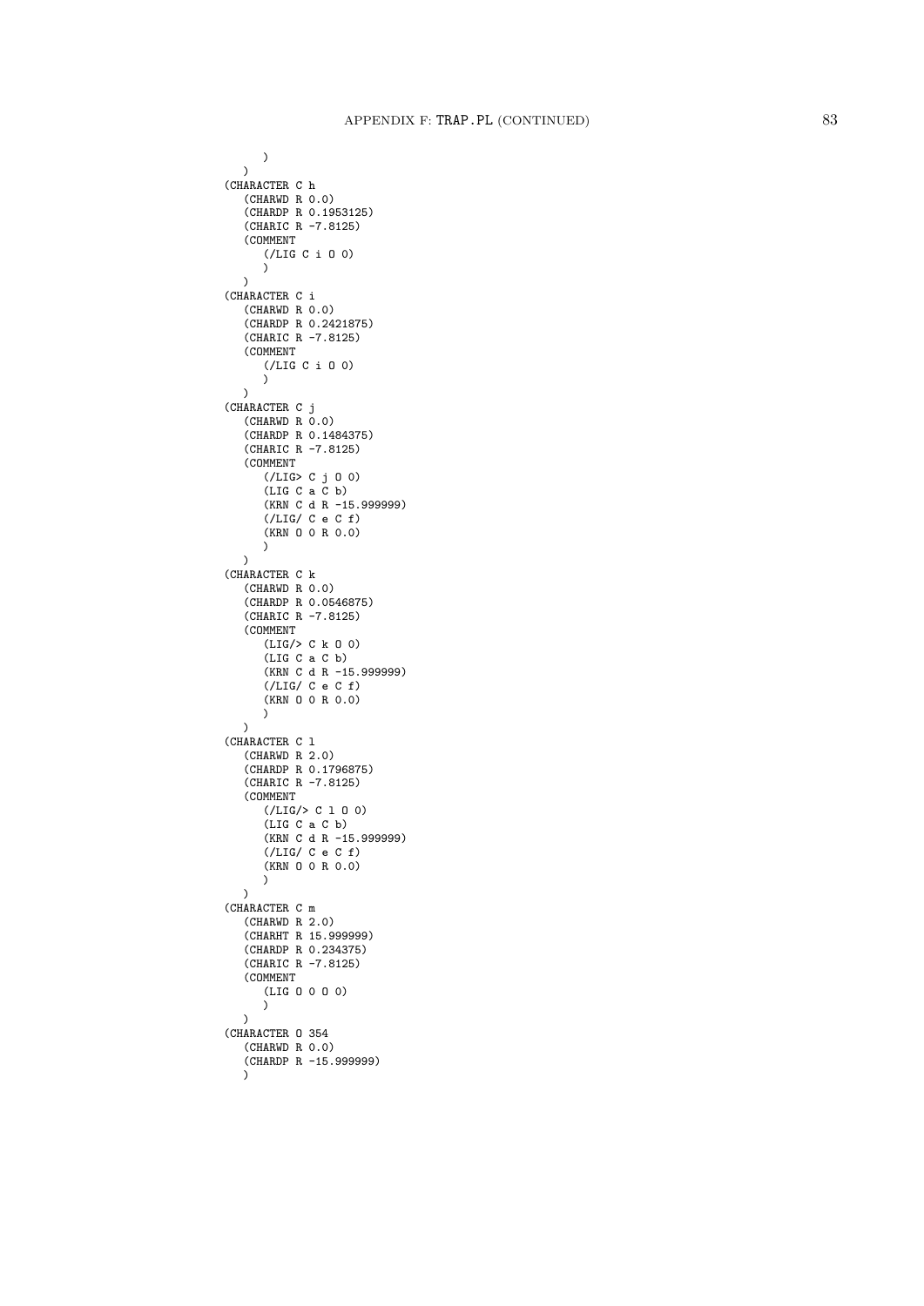```
      )
   )
(CHARACTER C h
   (CHARWD R 0.0)
   (CHARDP R 0.1953125)
   (CHARIC R -7.8125)
   (COMMENT
      (/LIG C i O 0)
      )
   )
(CHARACTER C i
   (CHARWD R 0.0)
   (CHARDP R 0.2421875)
   (CHARIC R -7.8125)
   (COMMENT
      (/LIG C i O 0)
      )
   )
(CHARACTER C j
   (CHARWD R 0.0)
   (CHARDP R 0.1484375)
   (CHARIC R -7.8125)
   (COMMENT
      (/LIG> C j O 0)
      (LIG C a C b)
      (KRN C d R -15.999999)
      (/LIG/ C e C f)
      (KRN O 0 R 0.0)
      )
   )
(CHARACTER C k
   (CHARWD R 0.0)
   (CHARDP R 0.0546875)
   (CHARIC R -7.8125)
   (COMMENT
      (LIG/> C k O 0)
      (LIG C a C b)
      (KRN C d R -15.999999)
      (/LIG/ C e C f)
      (KRN O 0 R 0.0)
      )
   )
(CHARACTER C l
   (CHARWD R 2.0)
   (CHARDP R 0.1796875)
   (CHARIC R -7.8125)
   (COMMENT
      (/LIG/> C l O 0)
      (LIG C a C b)
      (KRN C d R -15.999999)
      (/LIG/ C e C f)
      (KRN O 0 R 0.0)
      )
   )
(CHARACTER C m
   (CHARWD R 2.0)
   (CHARHT R 15.999999)
   (CHARDP R 0.234375)
   (CHARIC R -7.8125)
   (COMMENT
      (LIG O 0 O 0)
      )
   )
(CHARACTER O 354
   (CHARWD R 0.0)
   (CHARDP R -15.999999)
   )
```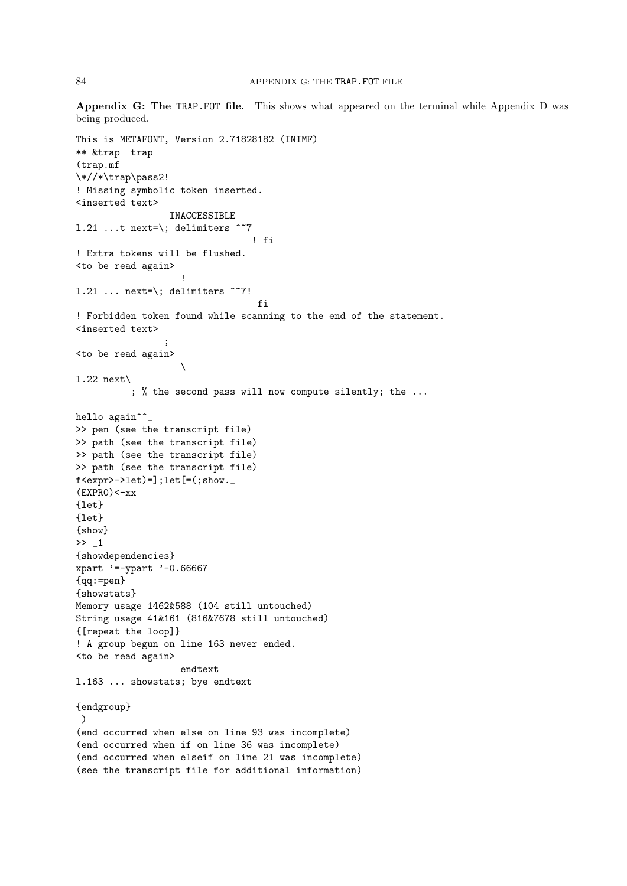**Appendix G: The TRAP.FOT file.** This shows what appeared on the terminal while Appendix D was being produced.

```
This is METAFONT, Version 2.71828182 (INIMF)
** &trap  trap
(trap.mf
\*//*\trap\pass2!
! Missing symbolic token inserted.
<inserted text> 
                 INACCESSIBLE 
l.21 ...t next=\; delimiters ^^7
                                  ! fi
! Extra tokens will be flushed.
<to be read again> 
                   !
l.21 ... next=\; delimiters ^^7!
                                  fi
! Forbidden token found while scanning to the end of the statement.
<inserted text> 
                ;
<to be read again> 
                   \
l.22 next\
          ; % the second pass will now compute silently; the ...

hello again^^_
>> pen (see the transcript file)
>> path (see the transcript file)
>> path (see the transcript file)
>> path (see the transcript file)
f<expr>->let)=];let[=(;show._
(EXPR0)<-xx
{let}
{let}
{show}
>> _1
{showdependencies}
xpart '=-ypart '-0.66667
{qq:=pen}
{showstats}
Memory usage 1462&588 (104 still untouched)
String usage 41&161 (816&7678 still untouched)
{[repeat the loop]}
! A group begun on line 163 never ended.
<to be read again> 
                   endtext
l.163 ... showstats; bye endtext

{endgroup}
 )
(end occurred when else on line 93 was incomplete)
(end occurred when if on line 36 was incomplete)
(end occurred when elseif on line 21 was incomplete)
(see the transcript file for additional information)
```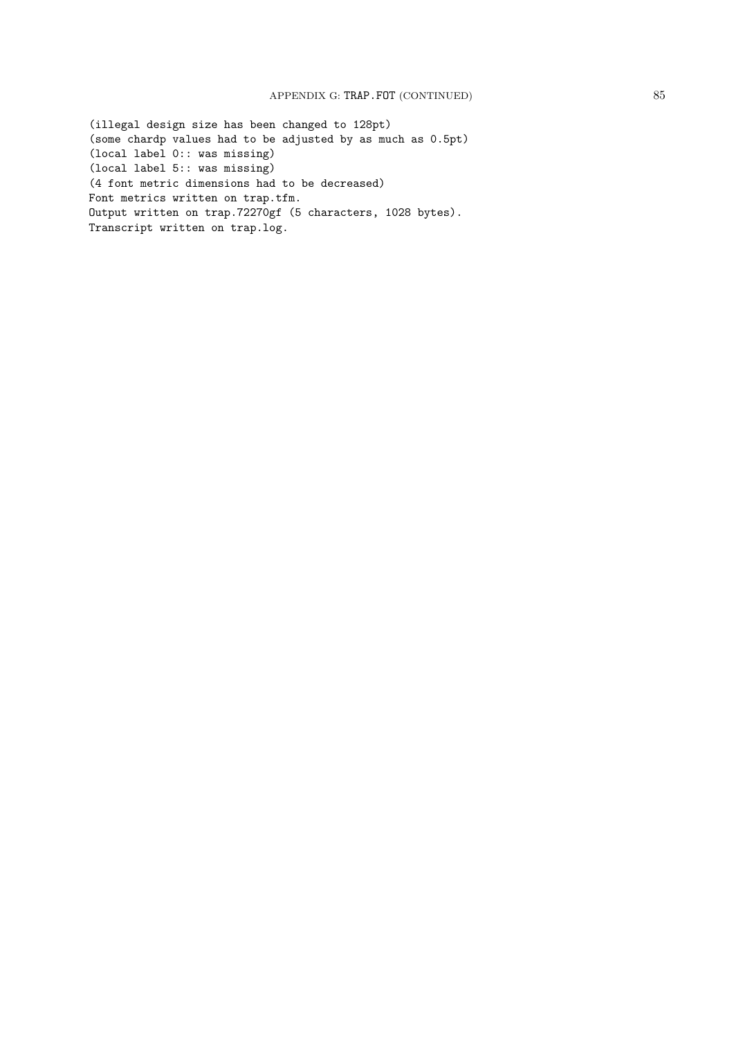```
(illegal design size has been changed to 128pt)
(some chardp values had to be adjusted by as much as 0.5pt)
(local label 0:: was missing)
(local label 5:: was missing)
(4 font metric dimensions had to be decreased)
Font metrics written on trap.tfm.
Output written on trap.72270gf (5 characters, 1028 bytes).
Transcript written on trap.log.
```